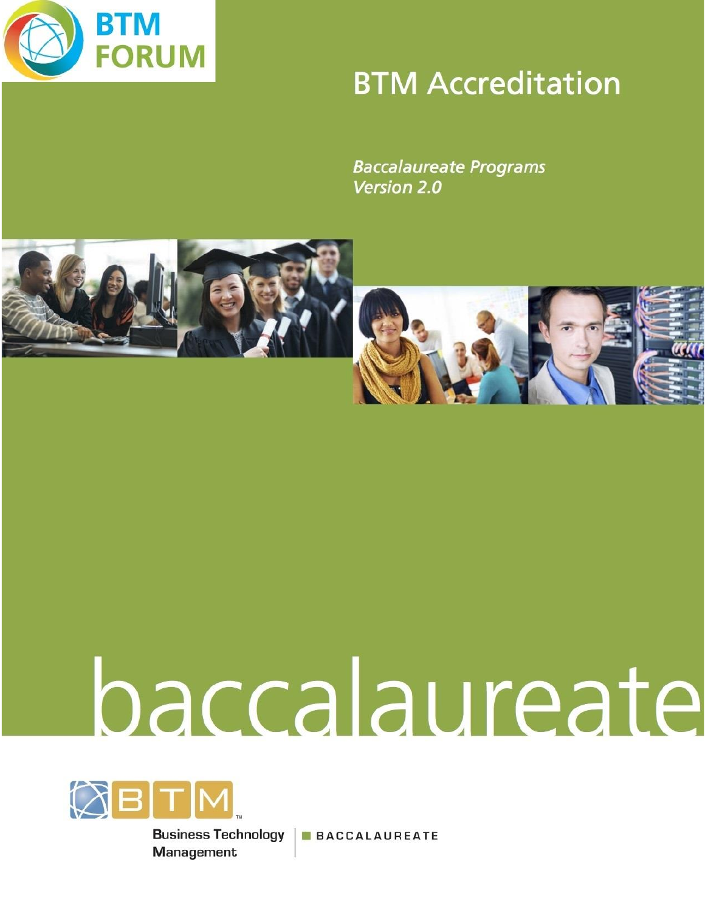BTM FORUM

# BTM Accreditation

*Baccalaureate Programs*
*Version 2.0*

baccalaureate

BTM™

Business Technology Management | BACCALAUREATE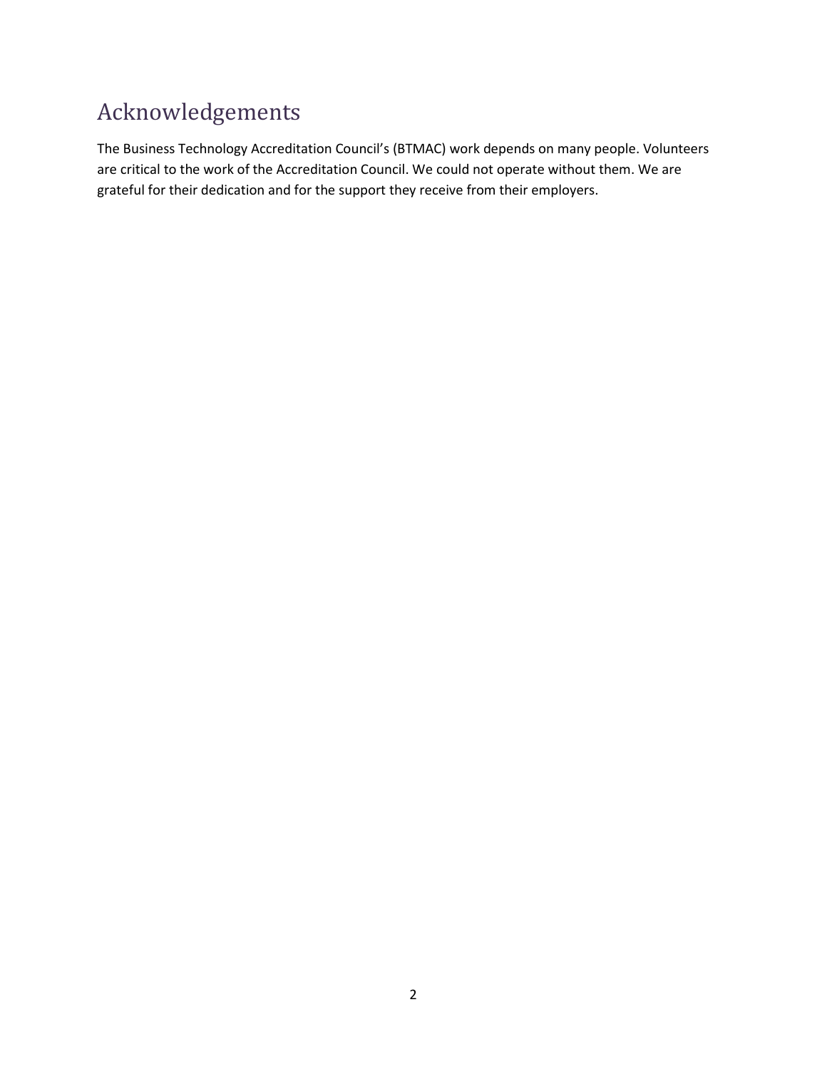# Acknowledgements

The Business Technology Accreditation Council's (BTMAC) work depends on many people. Volunteers are critical to the work of the Accreditation Council. We could not operate without them. We are grateful for their dedication and for the support they receive from their employers.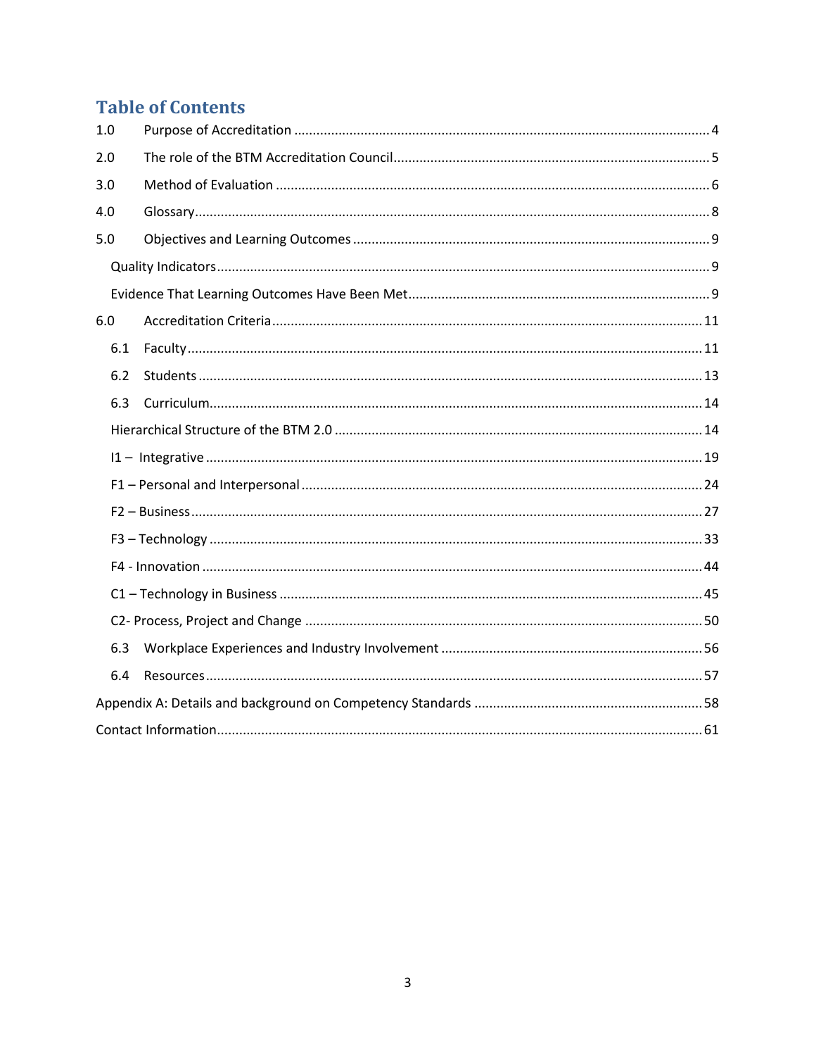# Table of Contents

1.0 Purpose of Accreditation ........ 4

2.0 The role of the BTM Accreditation Council ........ 5

3.0 Method of Evaluation ........ 6

4.0 Glossary ........ 8

5.0 Objectives and Learning Outcomes ........ 9

- Quality Indicators ........ 9
- Evidence That Learning Outcomes Have Been Met ........ 9

6.0 Accreditation Criteria ........ 11

- 6.1 Faculty ........ 11
- 6.2 Students ........ 13
- 6.3 Curriculum ........ 14
- Hierarchical Structure of the BTM 2.0 ........ 14
- I1 – Integrative ........ 19
- F1 – Personal and Interpersonal ........ 24
- F2 – Business ........ 27
- F3 – Technology ........ 33
- F4 - Innovation ........ 44
- C1 – Technology in Business ........ 45
- C2- Process, Project and Change ........ 50
- 6.3 Workplace Experiences and Industry Involvement ........ 56
- 6.4 Resources ........ 57

Appendix A: Details and background on Competency Standards ........ 58

Contact Information ........ 61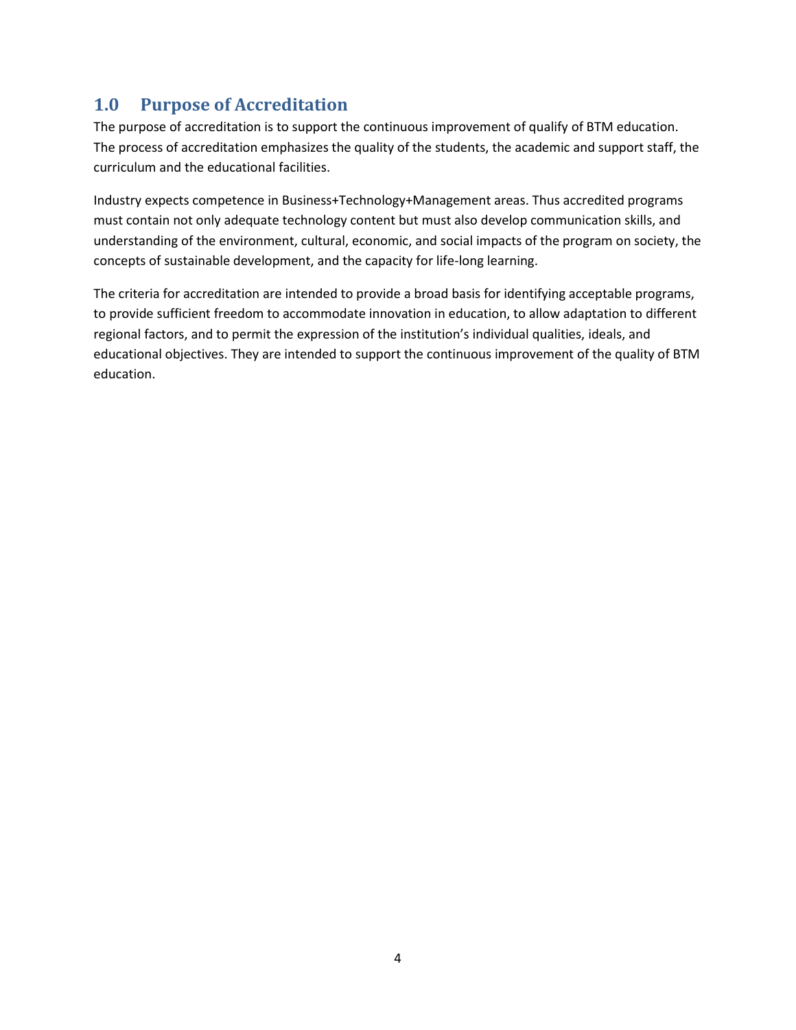## 1.0 Purpose of Accreditation

The purpose of accreditation is to support the continuous improvement of qualify of BTM education. The process of accreditation emphasizes the quality of the students, the academic and support staff, the curriculum and the educational facilities.

Industry expects competence in Business+Technology+Management areas. Thus accredited programs must contain not only adequate technology content but must also develop communication skills, and understanding of the environment, cultural, economic, and social impacts of the program on society, the concepts of sustainable development, and the capacity for life-long learning.

The criteria for accreditation are intended to provide a broad basis for identifying acceptable programs, to provide sufficient freedom to accommodate innovation in education, to allow adaptation to different regional factors, and to permit the expression of the institution's individual qualities, ideals, and educational objectives. They are intended to support the continuous improvement of the quality of BTM education.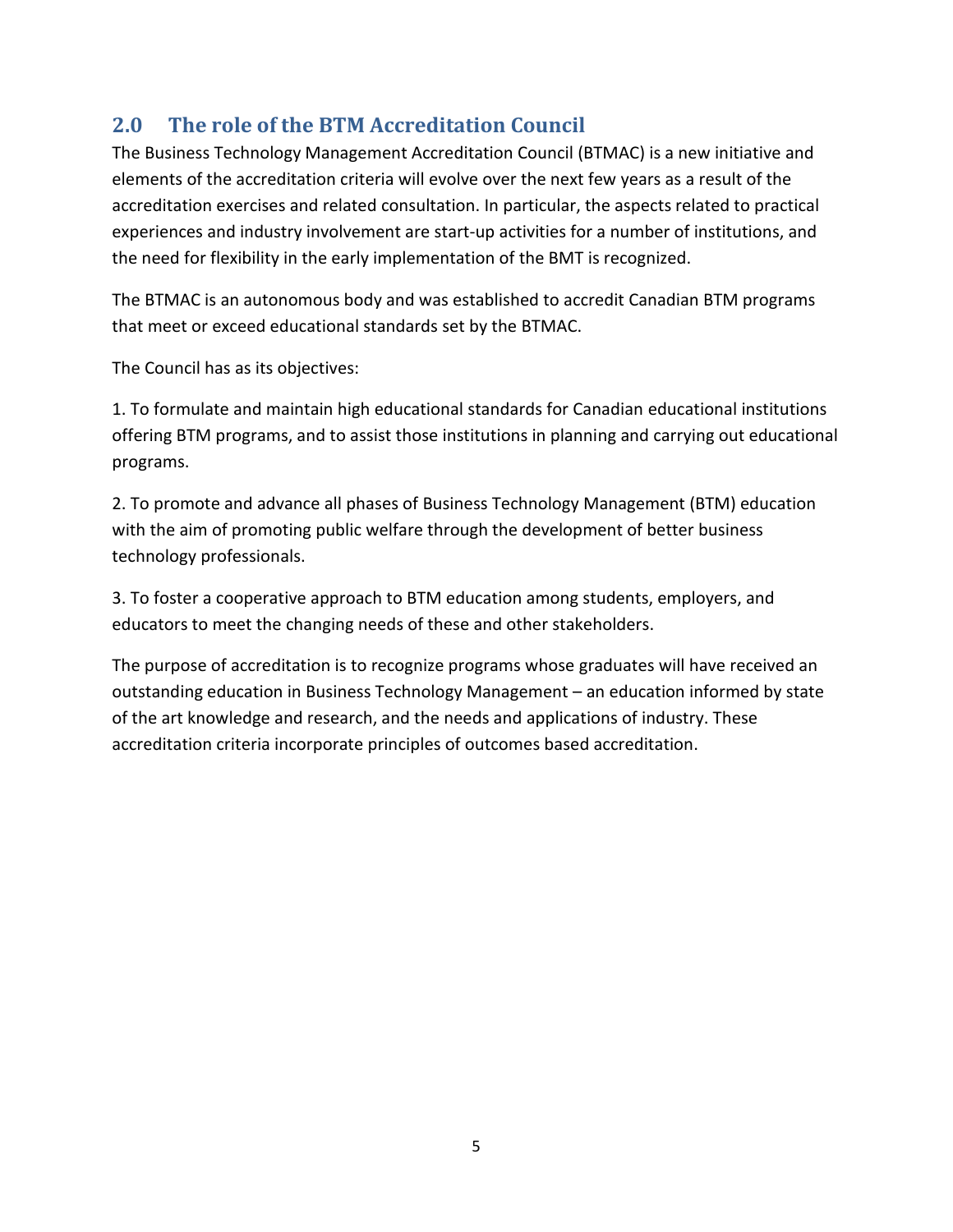## 2.0 The role of the BTM Accreditation Council

The Business Technology Management Accreditation Council (BTMAC) is a new initiative and elements of the accreditation criteria will evolve over the next few years as a result of the accreditation exercises and related consultation. In particular, the aspects related to practical experiences and industry involvement are start-up activities for a number of institutions, and the need for flexibility in the early implementation of the BMT is recognized.

The BTMAC is an autonomous body and was established to accredit Canadian BTM programs that meet or exceed educational standards set by the BTMAC.

The Council has as its objectives:

1. To formulate and maintain high educational standards for Canadian educational institutions offering BTM programs, and to assist those institutions in planning and carrying out educational programs.

2. To promote and advance all phases of Business Technology Management (BTM) education with the aim of promoting public welfare through the development of better business technology professionals.

3. To foster a cooperative approach to BTM education among students, employers, and educators to meet the changing needs of these and other stakeholders.

The purpose of accreditation is to recognize programs whose graduates will have received an outstanding education in Business Technology Management – an education informed by state of the art knowledge and research, and the needs and applications of industry. These accreditation criteria incorporate principles of outcomes based accreditation.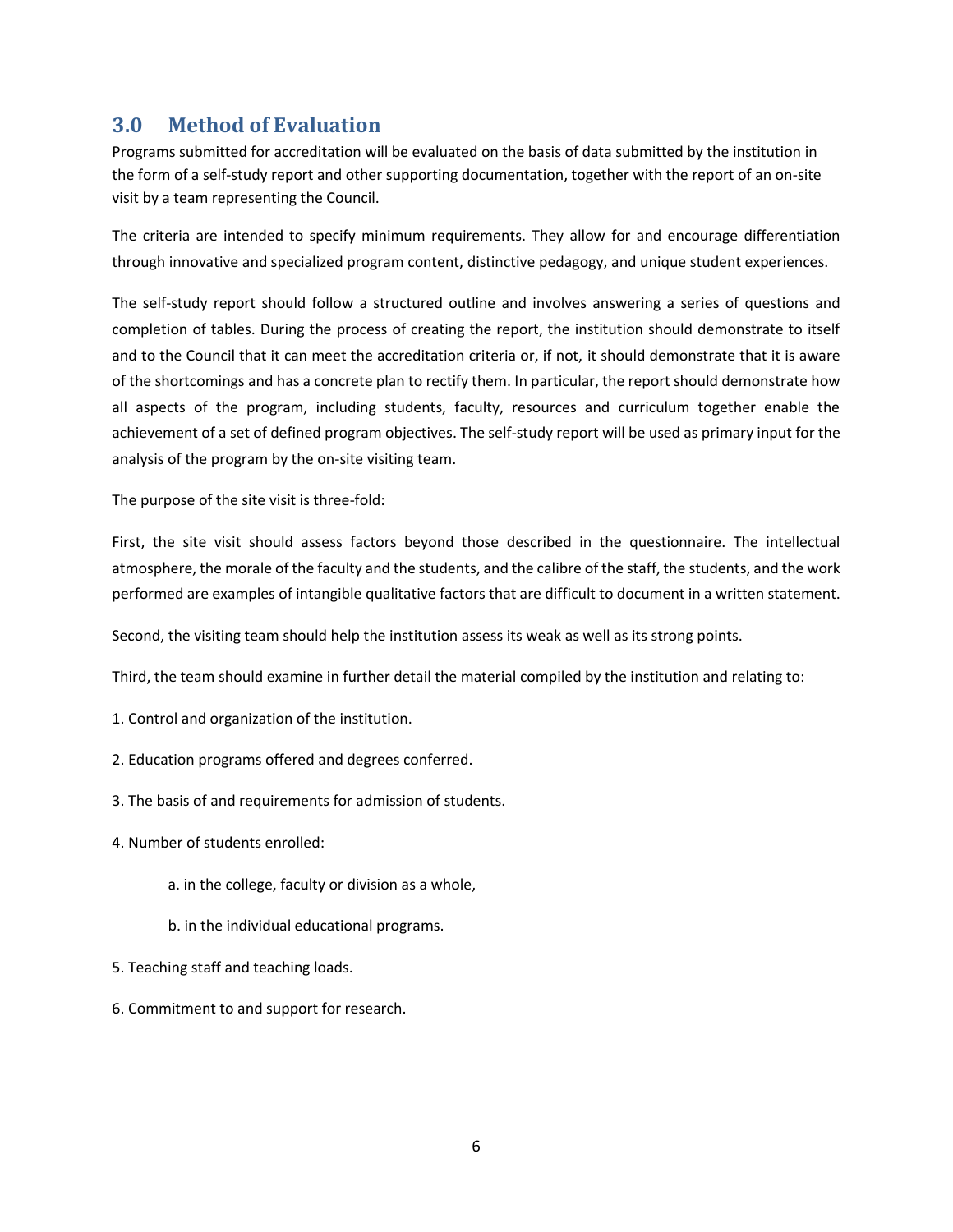## 3.0 Method of Evaluation

Programs submitted for accreditation will be evaluated on the basis of data submitted by the institution in the form of a self-study report and other supporting documentation, together with the report of an on-site visit by a team representing the Council.

The criteria are intended to specify minimum requirements. They allow for and encourage differentiation through innovative and specialized program content, distinctive pedagogy, and unique student experiences.

The self-study report should follow a structured outline and involves answering a series of questions and completion of tables. During the process of creating the report, the institution should demonstrate to itself and to the Council that it can meet the accreditation criteria or, if not, it should demonstrate that it is aware of the shortcomings and has a concrete plan to rectify them. In particular, the report should demonstrate how all aspects of the program, including students, faculty, resources and curriculum together enable the achievement of a set of defined program objectives. The self-study report will be used as primary input for the analysis of the program by the on-site visiting team.

The purpose of the site visit is three-fold:

First, the site visit should assess factors beyond those described in the questionnaire. The intellectual atmosphere, the morale of the faculty and the students, and the calibre of the staff, the students, and the work performed are examples of intangible qualitative factors that are difficult to document in a written statement.

Second, the visiting team should help the institution assess its weak as well as its strong points.

Third, the team should examine in further detail the material compiled by the institution and relating to:

1. Control and organization of the institution.
2. Education programs offered and degrees conferred.
3. The basis of and requirements for admission of students.
4. Number of students enrolled:
    a. in the college, faculty or division as a whole,
    b. in the individual educational programs.
5. Teaching staff and teaching loads.
6. Commitment to and support for research.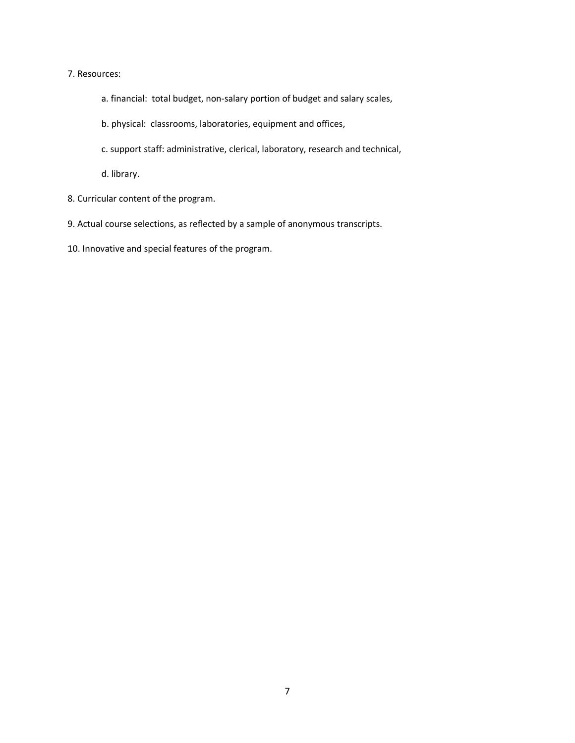7. Resources:

   a. financial: total budget, non-salary portion of budget and salary scales,

   b. physical: classrooms, laboratories, equipment and offices,

   c. support staff: administrative, clerical, laboratory, research and technical,

   d. library.

8. Curricular content of the program.

9. Actual course selections, as reflected by a sample of anonymous transcripts.

10. Innovative and special features of the program.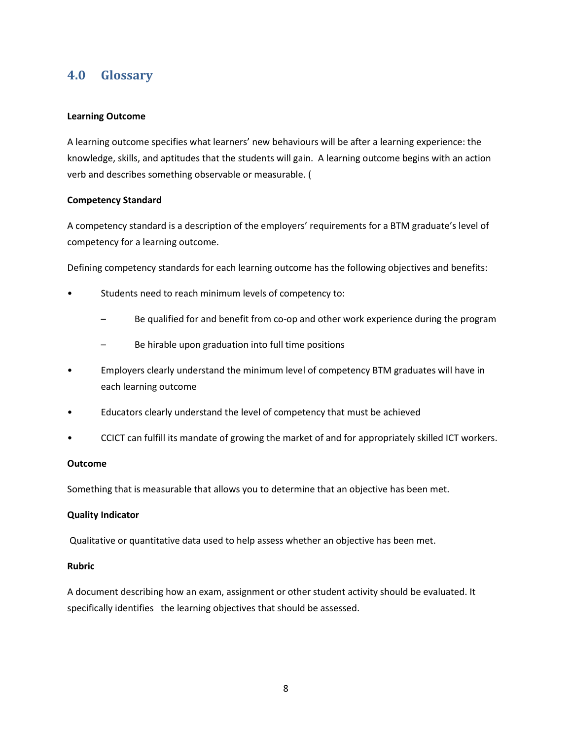## 4.0 Glossary

**Learning Outcome**

A learning outcome specifies what learners' new behaviours will be after a learning experience: the knowledge, skills, and aptitudes that the students will gain. A learning outcome begins with an action verb and describes something observable or measurable. (

**Competency Standard**

A competency standard is a description of the employers' requirements for a BTM graduate's level of competency for a learning outcome.

Defining competency standards for each learning outcome has the following objectives and benefits:

- Students need to reach minimum levels of competency to:
  - Be qualified for and benefit from co-op and other work experience during the program
  - Be hirable upon graduation into full time positions
- Employers clearly understand the minimum level of competency BTM graduates will have in each learning outcome
- Educators clearly understand the level of competency that must be achieved
- CCICT can fulfill its mandate of growing the market of and for appropriately skilled ICT workers.

**Outcome**

Something that is measurable that allows you to determine that an objective has been met.

**Quality Indicator**

Qualitative or quantitative data used to help assess whether an objective has been met.

**Rubric**

A document describing how an exam, assignment or other student activity should be evaluated. It specifically identifies the learning objectives that should be assessed.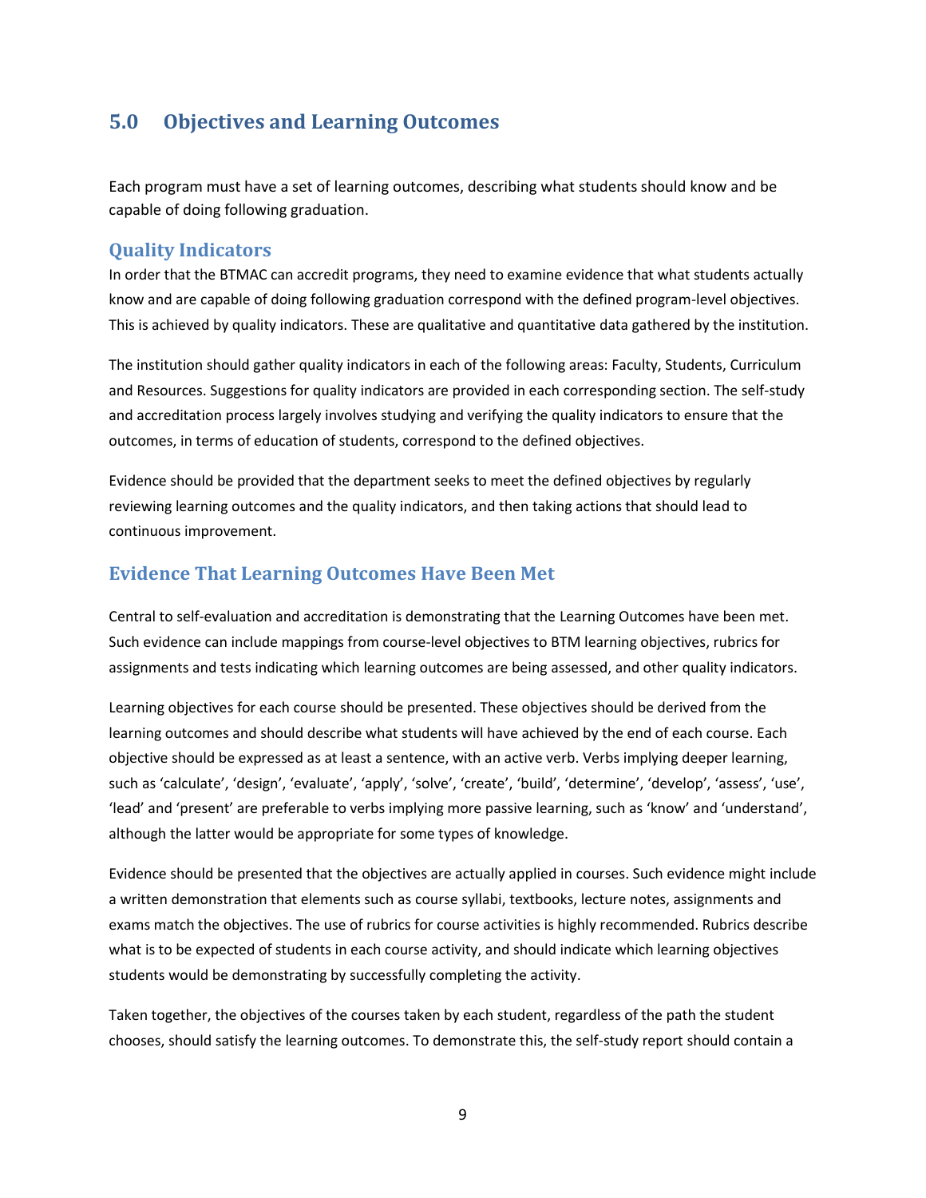## 5.0 Objectives and Learning Outcomes

Each program must have a set of learning outcomes, describing what students should know and be capable of doing following graduation.

### Quality Indicators

In order that the BTMAC can accredit programs, they need to examine evidence that what students actually know and are capable of doing following graduation correspond with the defined program-level objectives. This is achieved by quality indicators. These are qualitative and quantitative data gathered by the institution.

The institution should gather quality indicators in each of the following areas: Faculty, Students, Curriculum and Resources. Suggestions for quality indicators are provided in each corresponding section. The self-study and accreditation process largely involves studying and verifying the quality indicators to ensure that the outcomes, in terms of education of students, correspond to the defined objectives.

Evidence should be provided that the department seeks to meet the defined objectives by regularly reviewing learning outcomes and the quality indicators, and then taking actions that should lead to continuous improvement.

### Evidence That Learning Outcomes Have Been Met

Central to self-evaluation and accreditation is demonstrating that the Learning Outcomes have been met. Such evidence can include mappings from course-level objectives to BTM learning objectives, rubrics for assignments and tests indicating which learning outcomes are being assessed, and other quality indicators.

Learning objectives for each course should be presented. These objectives should be derived from the learning outcomes and should describe what students will have achieved by the end of each course. Each objective should be expressed as at least a sentence, with an active verb. Verbs implying deeper learning, such as 'calculate', 'design', 'evaluate', 'apply', 'solve', 'create', 'build', 'determine', 'develop', 'assess', 'use', 'lead' and 'present' are preferable to verbs implying more passive learning, such as 'know' and 'understand', although the latter would be appropriate for some types of knowledge.

Evidence should be presented that the objectives are actually applied in courses. Such evidence might include a written demonstration that elements such as course syllabi, textbooks, lecture notes, assignments and exams match the objectives. The use of rubrics for course activities is highly recommended. Rubrics describe what is to be expected of students in each course activity, and should indicate which learning objectives students would be demonstrating by successfully completing the activity.

Taken together, the objectives of the courses taken by each student, regardless of the path the student chooses, should satisfy the learning outcomes. To demonstrate this, the self-study report should contain a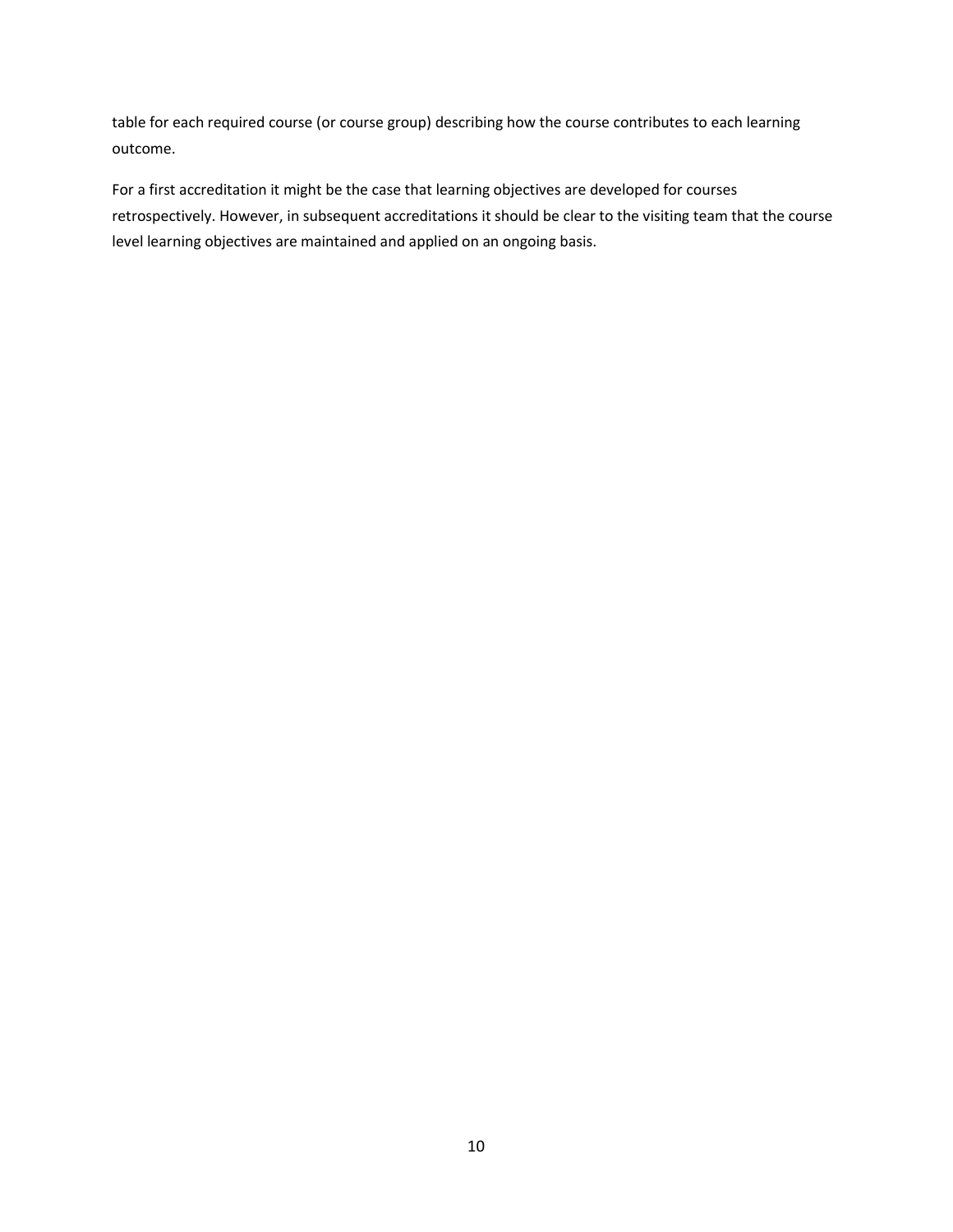table for each required course (or course group) describing how the course contributes to each learning outcome.

For a first accreditation it might be the case that learning objectives are developed for courses retrospectively. However, in subsequent accreditations it should be clear to the visiting team that the course level learning objectives are maintained and applied on an ongoing basis.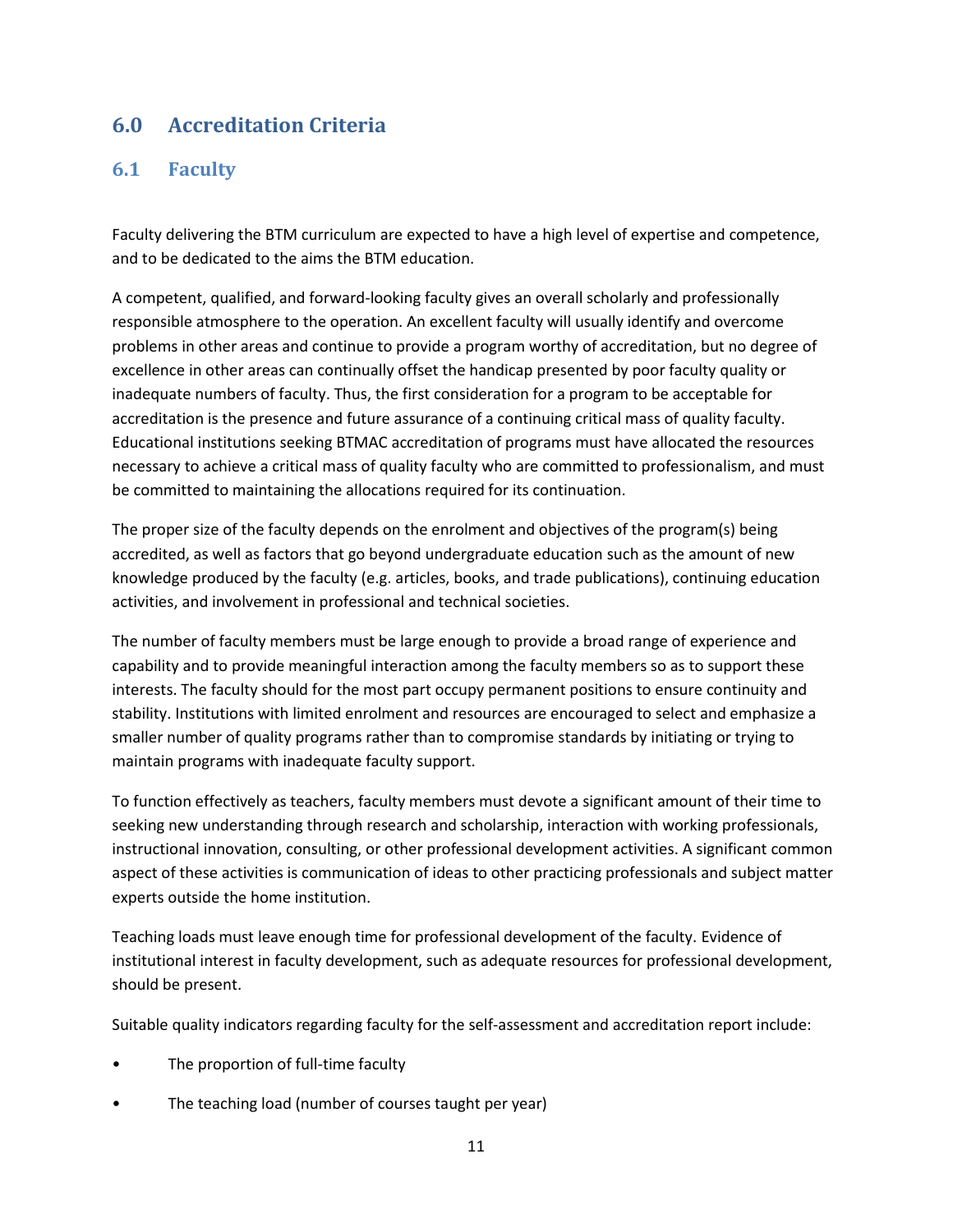# 6.0 Accreditation Criteria

## 6.1 Faculty

Faculty delivering the BTM curriculum are expected to have a high level of expertise and competence, and to be dedicated to the aims the BTM education.

A competent, qualified, and forward-looking faculty gives an overall scholarly and professionally responsible atmosphere to the operation. An excellent faculty will usually identify and overcome problems in other areas and continue to provide a program worthy of accreditation, but no degree of excellence in other areas can continually offset the handicap presented by poor faculty quality or inadequate numbers of faculty. Thus, the first consideration for a program to be acceptable for accreditation is the presence and future assurance of a continuing critical mass of quality faculty. Educational institutions seeking BTMAC accreditation of programs must have allocated the resources necessary to achieve a critical mass of quality faculty who are committed to professionalism, and must be committed to maintaining the allocations required for its continuation.

The proper size of the faculty depends on the enrolment and objectives of the program(s) being accredited, as well as factors that go beyond undergraduate education such as the amount of new knowledge produced by the faculty (e.g. articles, books, and trade publications), continuing education activities, and involvement in professional and technical societies.

The number of faculty members must be large enough to provide a broad range of experience and capability and to provide meaningful interaction among the faculty members so as to support these interests. The faculty should for the most part occupy permanent positions to ensure continuity and stability. Institutions with limited enrolment and resources are encouraged to select and emphasize a smaller number of quality programs rather than to compromise standards by initiating or trying to maintain programs with inadequate faculty support.

To function effectively as teachers, faculty members must devote a significant amount of their time to seeking new understanding through research and scholarship, interaction with working professionals, instructional innovation, consulting, or other professional development activities. A significant common aspect of these activities is communication of ideas to other practicing professionals and subject matter experts outside the home institution.

Teaching loads must leave enough time for professional development of the faculty. Evidence of institutional interest in faculty development, such as adequate resources for professional development, should be present.

Suitable quality indicators regarding faculty for the self-assessment and accreditation report include:

- The proportion of full-time faculty
- The teaching load (number of courses taught per year)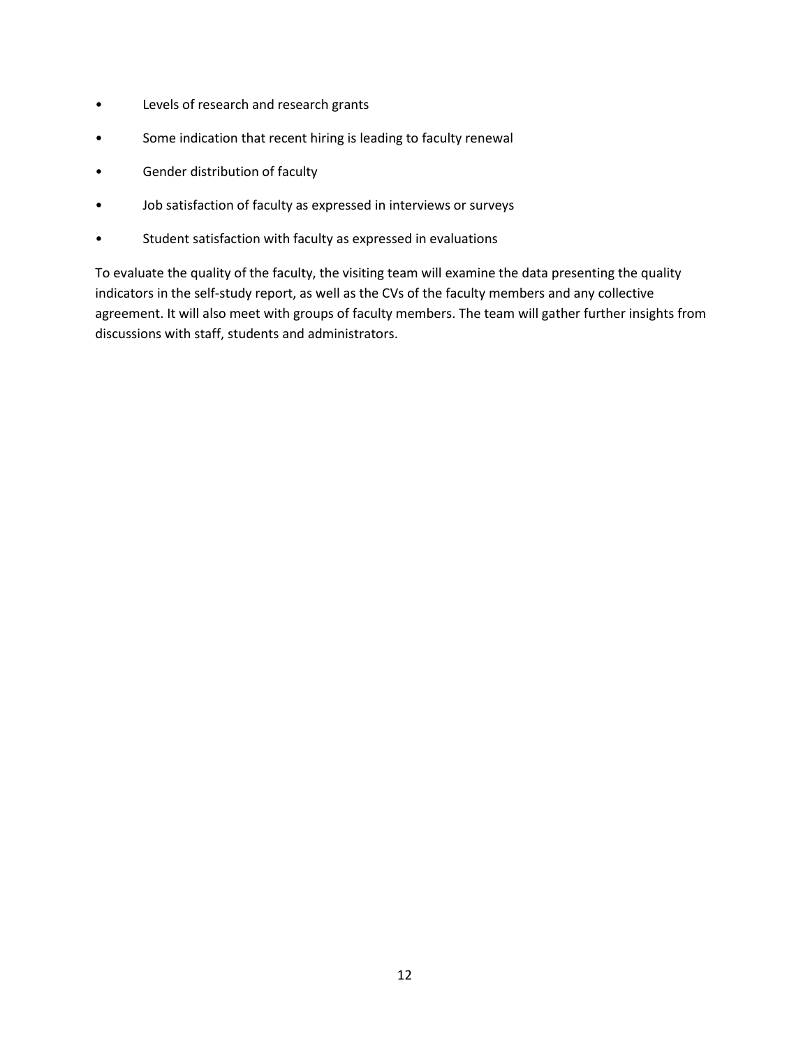- Levels of research and research grants
- Some indication that recent hiring is leading to faculty renewal
- Gender distribution of faculty
- Job satisfaction of faculty as expressed in interviews or surveys
- Student satisfaction with faculty as expressed in evaluations

To evaluate the quality of the faculty, the visiting team will examine the data presenting the quality indicators in the self-study report, as well as the CVs of the faculty members and any collective agreement. It will also meet with groups of faculty members. The team will gather further insights from discussions with staff, students and administrators.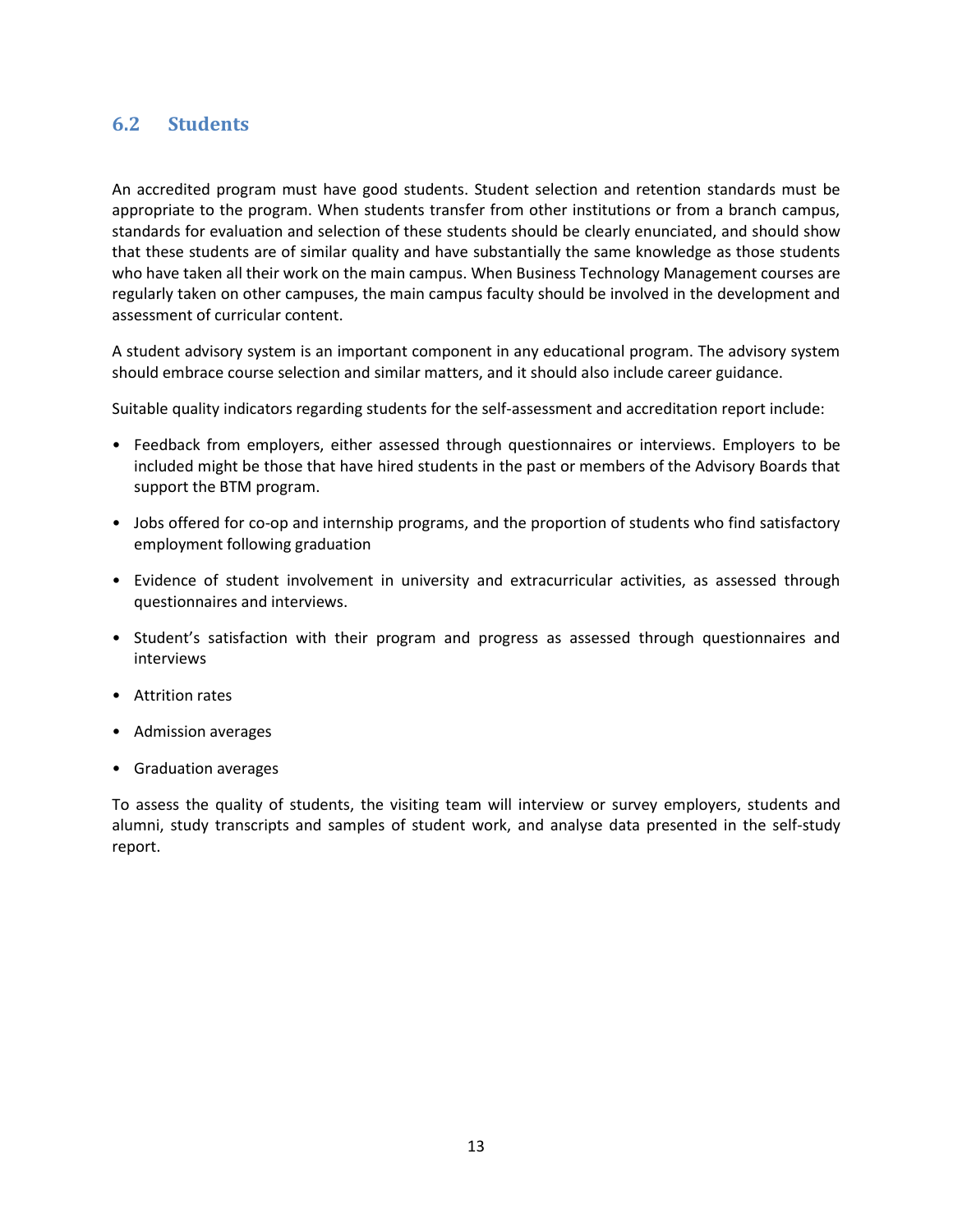## 6.2 Students

An accredited program must have good students. Student selection and retention standards must be appropriate to the program. When students transfer from other institutions or from a branch campus, standards for evaluation and selection of these students should be clearly enunciated, and should show that these students are of similar quality and have substantially the same knowledge as those students who have taken all their work on the main campus. When Business Technology Management courses are regularly taken on other campuses, the main campus faculty should be involved in the development and assessment of curricular content.

A student advisory system is an important component in any educational program. The advisory system should embrace course selection and similar matters, and it should also include career guidance.

Suitable quality indicators regarding students for the self-assessment and accreditation report include:

- Feedback from employers, either assessed through questionnaires or interviews. Employers to be included might be those that have hired students in the past or members of the Advisory Boards that support the BTM program.
- Jobs offered for co-op and internship programs, and the proportion of students who find satisfactory employment following graduation
- Evidence of student involvement in university and extracurricular activities, as assessed through questionnaires and interviews.
- Student's satisfaction with their program and progress as assessed through questionnaires and interviews
- Attrition rates
- Admission averages
- Graduation averages

To assess the quality of students, the visiting team will interview or survey employers, students and alumni, study transcripts and samples of student work, and analyse data presented in the self-study report.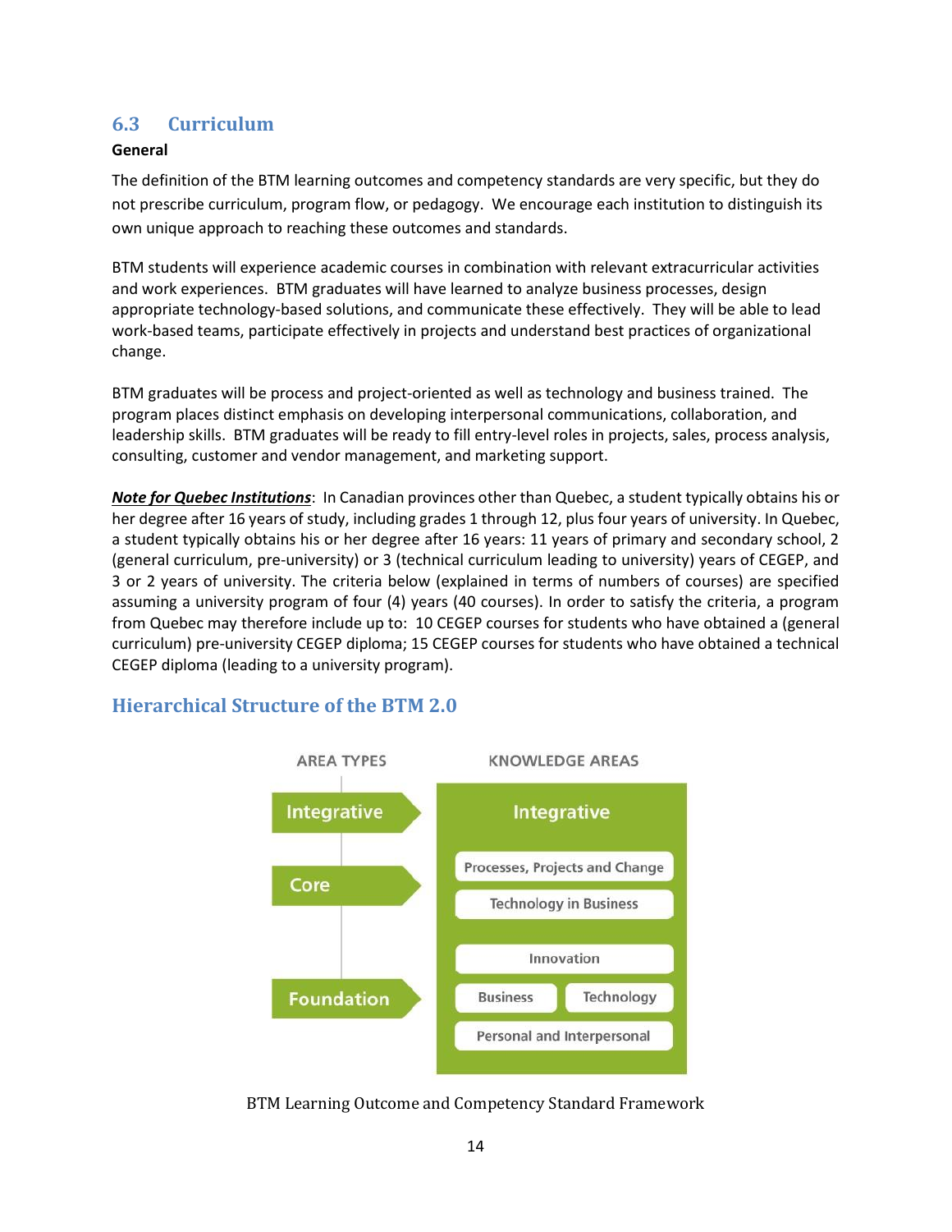## 6.3 Curriculum

**General**

The definition of the BTM learning outcomes and competency standards are very specific, but they do not prescribe curriculum, program flow, or pedagogy. We encourage each institution to distinguish its own unique approach to reaching these outcomes and standards.

BTM students will experience academic courses in combination with relevant extracurricular activities and work experiences. BTM graduates will have learned to analyze business processes, design appropriate technology-based solutions, and communicate these effectively. They will be able to lead work-based teams, participate effectively in projects and understand best practices of organizational change.

BTM graduates will be process and project-oriented as well as technology and business trained. The program places distinct emphasis on developing interpersonal communications, collaboration, and leadership skills. BTM graduates will be ready to fill entry-level roles in projects, sales, process analysis, consulting, customer and vendor management, and marketing support.

***Note for Quebec Institutions***: In Canadian provinces other than Quebec, a student typically obtains his or her degree after 16 years of study, including grades 1 through 12, plus four years of university. In Quebec, a student typically obtains his or her degree after 16 years: 11 years of primary and secondary school, 2 (general curriculum, pre-university) or 3 (technical curriculum leading to university) years of CEGEP, and 3 or 2 years of university. The criteria below (explained in terms of numbers of courses) are specified assuming a university program of four (4) years (40 courses). In order to satisfy the criteria, a program from Quebec may therefore include up to: 10 CEGEP courses for students who have obtained a (general curriculum) pre-university CEGEP diploma; 15 CEGEP courses for students who have obtained a technical CEGEP diploma (leading to a university program).

### Hierarchical Structure of the BTM 2.0

| AREA TYPES | KNOWLEDGE AREAS |
|---|---|
| Integrative | Integrative: Processes, Projects and Change; Technology in Business |
| Core | |
| Foundation | Innovation; Business; Technology; Personal and Interpersonal |

BTM Learning Outcome and Competency Standard Framework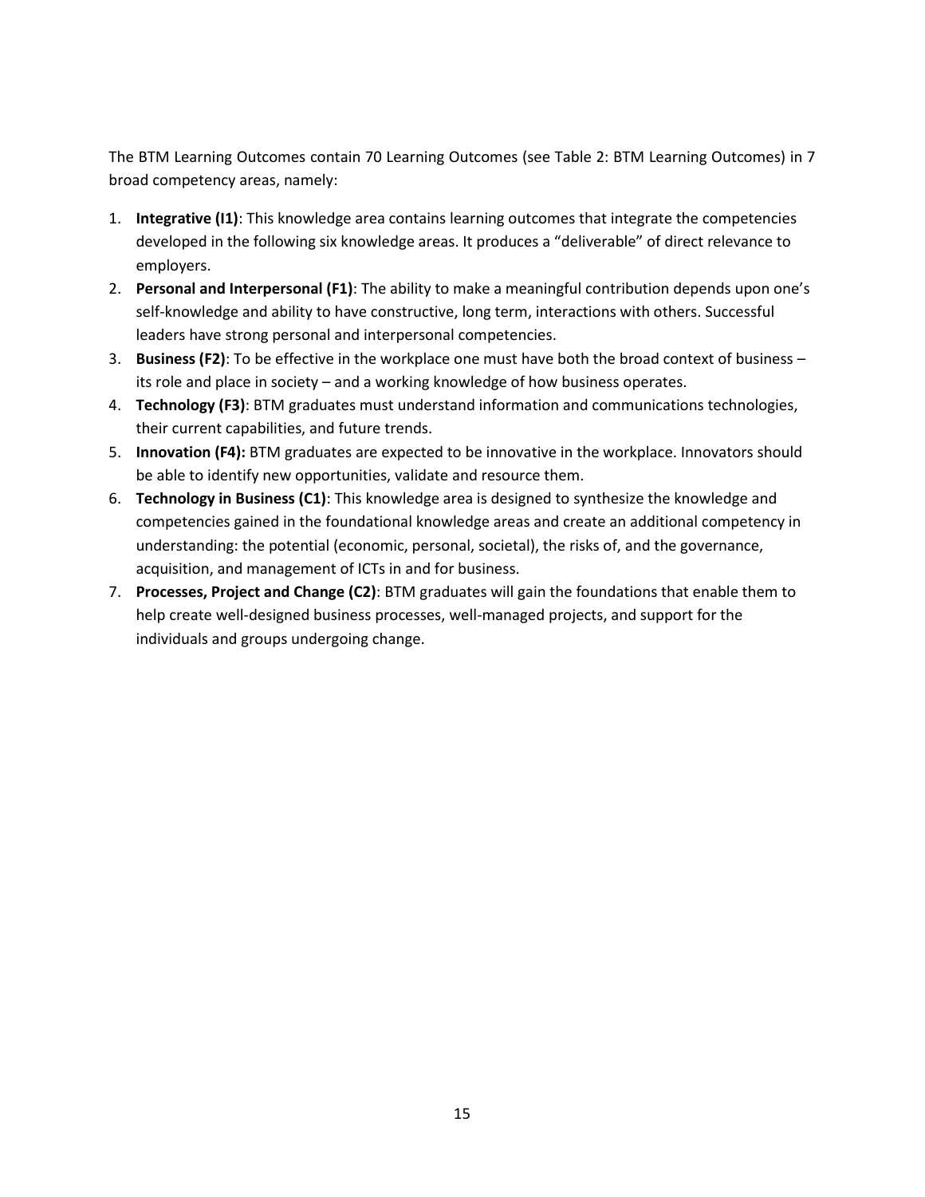The BTM Learning Outcomes contain 70 Learning Outcomes (see Table 2: BTM Learning Outcomes) in 7 broad competency areas, namely:

1. **Integrative (I1)**: This knowledge area contains learning outcomes that integrate the competencies developed in the following six knowledge areas. It produces a "deliverable" of direct relevance to employers.
2. **Personal and Interpersonal (F1)**: The ability to make a meaningful contribution depends upon one's self-knowledge and ability to have constructive, long term, interactions with others. Successful leaders have strong personal and interpersonal competencies.
3. **Business (F2)**: To be effective in the workplace one must have both the broad context of business – its role and place in society – and a working knowledge of how business operates.
4. **Technology (F3)**: BTM graduates must understand information and communications technologies, their current capabilities, and future trends.
5. **Innovation (F4):** BTM graduates are expected to be innovative in the workplace. Innovators should be able to identify new opportunities, validate and resource them.
6. **Technology in Business (C1)**: This knowledge area is designed to synthesize the knowledge and competencies gained in the foundational knowledge areas and create an additional competency in understanding: the potential (economic, personal, societal), the risks of, and the governance, acquisition, and management of ICTs in and for business.
7. **Processes, Project and Change (C2)**: BTM graduates will gain the foundations that enable them to help create well-designed business processes, well-managed projects, and support for the individuals and groups undergoing change.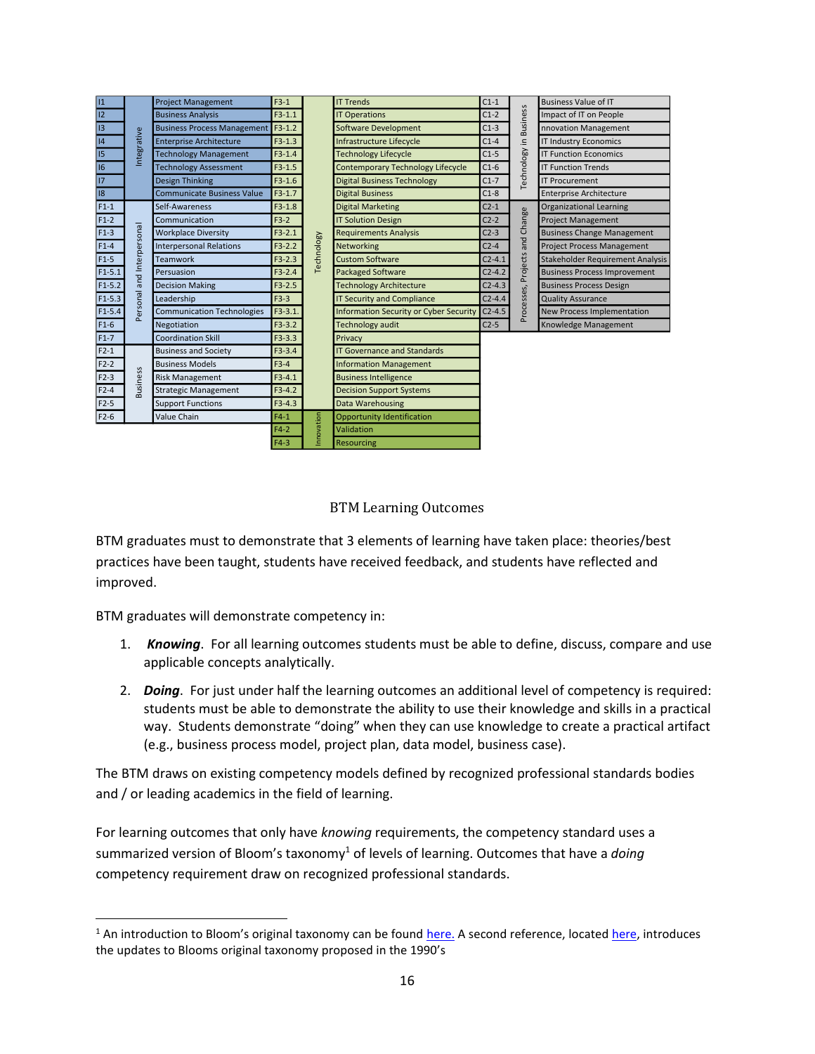| Code | Category | Learning Outcome | Code | Category | Learning Outcome | Code | Category | Learning Outcome |
|---|---|---|---|---|---|---|---|---|
| I1 | Integrative | Project Management | F3-1 | Technology | IT Trends | C1-1 | Technology in Business | Business Value of IT |
| I2 | | Business Analysis | F3-1.1 | | IT Operations | C1-2 | | Impact of IT on People |
| I3 | | Business Process Management | F3-1.2 | | Software Development | C1-3 | | nnovation Management |
| I4 | | Enterprise Architecture | F3-1.3 | | Infrastructure Lifecycle | C1-4 | | IT Industry Economics |
| I5 | | Technology Management | F3-1.4 | | Technology Lifecycle | C1-5 | | IT Function Economics |
| I6 | | Technology Assessment | F3-1.5 | | Contemporary Technology Lifecycle | C1-6 | | IT Function Trends |
| I7 | | Design Thinking | F3-1.6 | | Digital Business Technology | C1-7 | | IT Procurement |
| I8 | | Communicate Business Value | F3-1.7 | | Digital Business | C1-8 | | Enterprise Architecture |
| F1-1 | Personal and Interpersonal | Self-Awareness | F3-1.8 | | Digital Marketing | C2-1 | Processes, Projects and Change | Organizational Learning |
| F1-2 | | Communication | F3-2 | | IT Solution Design | C2-2 | | Project Management |
| F1-3 | | Workplace Diversity | F3-2.1 | | Requirements Analysis | C2-3 | | Business Change Management |
| F1-4 | | Interpersonal Relations | F3-2.2 | | Networking | C2-4 | | Project Process Management |
| F1-5 | | Teamwork | F3-2.3 | | Custom Software | C2-4.1 | | Stakeholder Requirement Analysis |
| F1-5.1 | | Persuasion | F3-2.4 | | Packaged Software | C2-4.2 | | Business Process Improvement |
| F1-5.2 | | Decision Making | F3-2.5 | | Technology Architecture | C2-4.3 | | Business Process Design |
| F1-5.3 | | Leadership | F3-3 | | IT Security and Compliance | C2-4.4 | | Quality Assurance |
| F1-5.4 | | Communication Technologies | F3-3.1. | | Information Security or Cyber Security | C2-4.5 | | New Process Implementation |
| F1-6 | | Negotiation | F3-3.2 | | Technology audit | C2-5 | | Knowledge Management |
| F1-7 | | Coordination Skill | F3-3.3 | | Privacy | | | |
| F2-1 | Business | Business and Society | F3-3.4 | | IT Governance and Standards | | | |
| F2-2 | | Business Models | F3-4 | | Information Management | | | |
| F2-3 | | Risk Management | F3-4.1 | | Business Intelligence | | | |
| F2-4 | | Strategic Management | F3-4.2 | | Decision Support Systems | | | |
| F2-5 | | Support Functions | F3-4.3 | | Data Warehousing | | | |
| F2-6 | | Value Chain | F4-1 | Innovation | Opportunity Identification | | | |
| | | | F4-2 | | Validation | | | |
| | | | F4-3 | | Resourcing | | | |

BTM Learning Outcomes

BTM graduates must to demonstrate that 3 elements of learning have taken place: theories/best practices have been taught, students have received feedback, and students have reflected and improved.

BTM graduates will demonstrate competency in:

1. ***Knowing***. For all learning outcomes students must be able to define, discuss, compare and use applicable concepts analytically.
2. ***Doing***. For just under half the learning outcomes an additional level of competency is required: students must be able to demonstrate the ability to use their knowledge and skills in a practical way. Students demonstrate "doing" when they can use knowledge to create a practical artifact (e.g., business process model, project plan, data model, business case).

The BTM draws on existing competency models defined by recognized professional standards bodies and / or leading academics in the field of learning.

For learning outcomes that only have *knowing* requirements, the competency standard uses a summarized version of Bloom's taxonomy[1] of levels of learning. Outcomes that have a *doing* competency requirement draw on recognized professional standards.

[1] An introduction to Bloom's original taxonomy can be found here. A second reference, located here, introduces the updates to Blooms original taxonomy proposed in the 1990's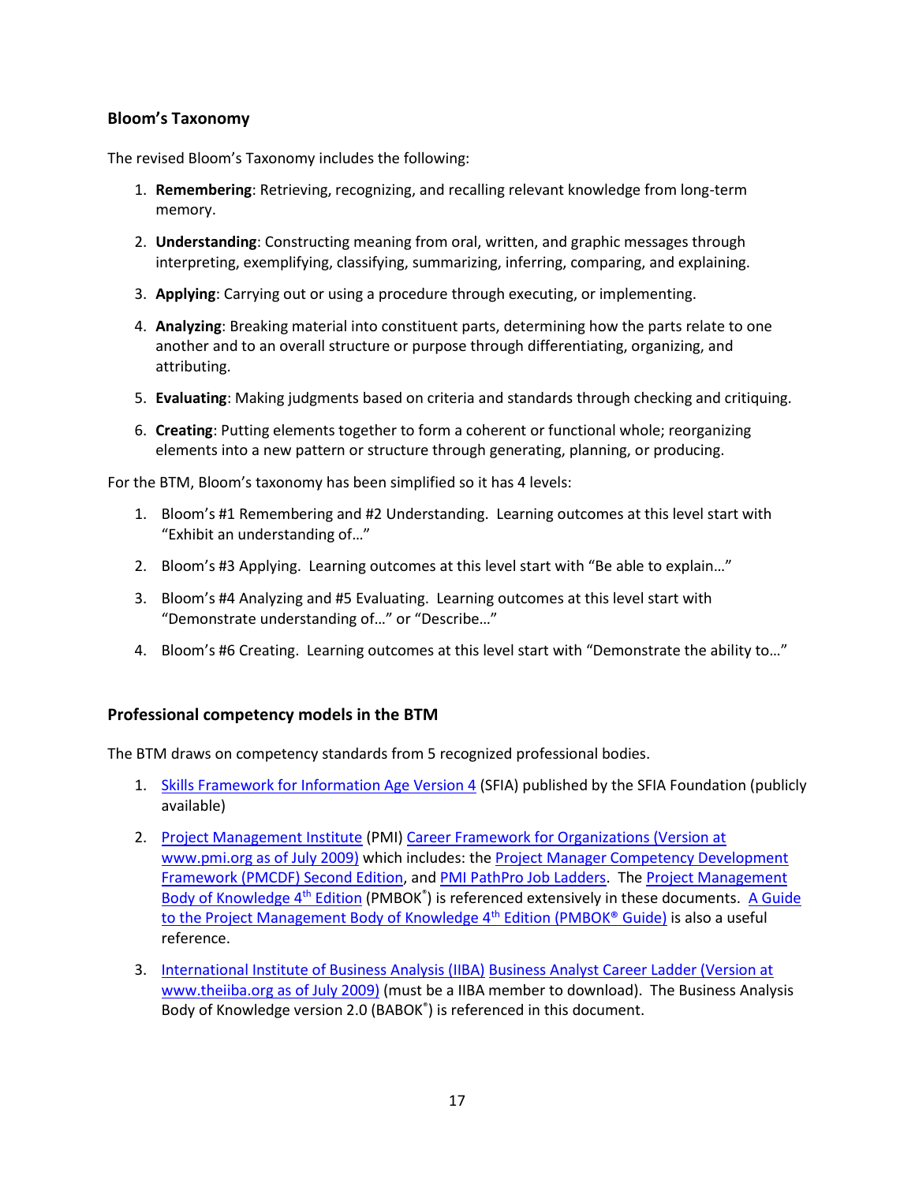### Bloom's Taxonomy

The revised Bloom's Taxonomy includes the following:

1. **Remembering**: Retrieving, recognizing, and recalling relevant knowledge from long-term memory.
2. **Understanding**: Constructing meaning from oral, written, and graphic messages through interpreting, exemplifying, classifying, summarizing, inferring, comparing, and explaining.
3. **Applying**: Carrying out or using a procedure through executing, or implementing.
4. **Analyzing**: Breaking material into constituent parts, determining how the parts relate to one another and to an overall structure or purpose through differentiating, organizing, and attributing.
5. **Evaluating**: Making judgments based on criteria and standards through checking and critiquing.
6. **Creating**: Putting elements together to form a coherent or functional whole; reorganizing elements into a new pattern or structure through generating, planning, or producing.

For the BTM, Bloom's taxonomy has been simplified so it has 4 levels:

1. Bloom's #1 Remembering and #2 Understanding. Learning outcomes at this level start with "Exhibit an understanding of…"
2. Bloom's #3 Applying. Learning outcomes at this level start with "Be able to explain…"
3. Bloom's #4 Analyzing and #5 Evaluating. Learning outcomes at this level start with "Demonstrate understanding of…" or "Describe…"
4. Bloom's #6 Creating. Learning outcomes at this level start with "Demonstrate the ability to…"

### Professional competency models in the BTM

The BTM draws on competency standards from 5 recognized professional bodies.

1. Skills Framework for Information Age Version 4 (SFIA) published by the SFIA Foundation (publicly available)
2. Project Management Institute (PMI) Career Framework for Organizations (Version at www.pmi.org as of July 2009) which includes: the Project Manager Competency Development Framework (PMCDF) Second Edition, and PMI PathPro Job Ladders. The Project Management Body of Knowledge 4th Edition (PMBOK®) is referenced extensively in these documents. A Guide to the Project Management Body of Knowledge 4th Edition (PMBOK® Guide) is also a useful reference.
3. International Institute of Business Analysis (IIBA) Business Analyst Career Ladder (Version at www.theiiba.org as of July 2009) (must be a IIBA member to download). The Business Analysis Body of Knowledge version 2.0 (BABOK®) is referenced in this document.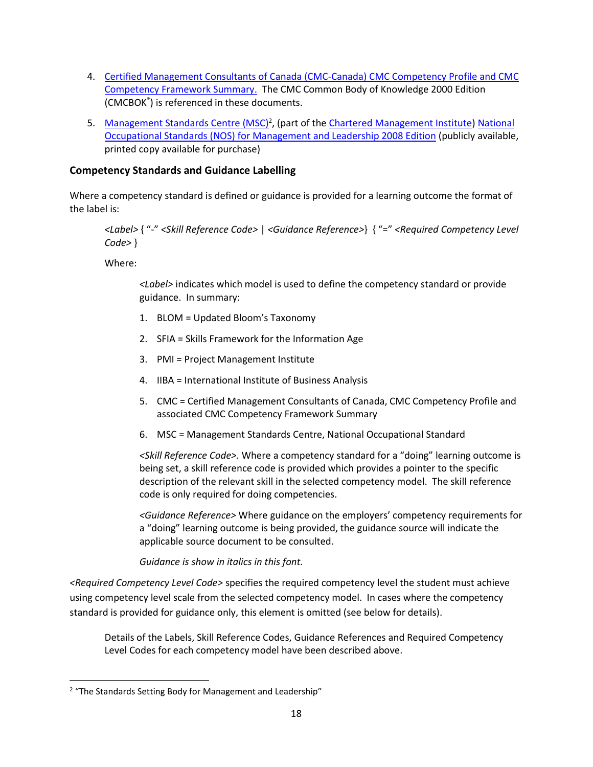4. Certified Management Consultants of Canada (CMC-Canada) CMC Competency Profile and CMC Competency Framework Summary. The CMC Common Body of Knowledge 2000 Edition (CMCBOK®) is referenced in these documents.

5. Management Standards Centre (MSC)[2], (part of the Chartered Management Institute) National Occupational Standards (NOS) for Management and Leadership 2008 Edition (publicly available, printed copy available for purchase)

### Competency Standards and Guidance Labelling

Where a competency standard is defined or guidance is provided for a learning outcome the format of the label is:

> *<Label>* { "-" *<Skill Reference Code>* | *<Guidance Reference>*} { "=" *<Required Competency Level Code>* }
>
> Where:
>
> *<Label>* indicates which model is used to define the competency standard or provide guidance. In summary:
>
> 1. BLOM = Updated Bloom's Taxonomy
> 2. SFIA = Skills Framework for the Information Age
> 3. PMI = Project Management Institute
> 4. IIBA = International Institute of Business Analysis
> 5. CMC = Certified Management Consultants of Canada, CMC Competency Profile and associated CMC Competency Framework Summary
> 6. MSC = Management Standards Centre, National Occupational Standard
>
> *<Skill Reference Code>.* Where a competency standard for a "doing" learning outcome is being set, a skill reference code is provided which provides a pointer to the specific description of the relevant skill in the selected competency model. The skill reference code is only required for doing competencies.
>
> *<Guidance Reference>* Where guidance on the employers' competency requirements for a "doing" learning outcome is being provided, the guidance source will indicate the applicable source document to be consulted.
>
> *Guidance is show in italics in this font.*

*<Required Competency Level Code>* specifies the required competency level the student must achieve using competency level scale from the selected competency model. In cases where the competency standard is provided for guidance only, this element is omitted (see below for details).

> Details of the Labels, Skill Reference Codes, Guidance References and Required Competency Level Codes for each competency model have been described above.

[2] "The Standards Setting Body for Management and Leadership"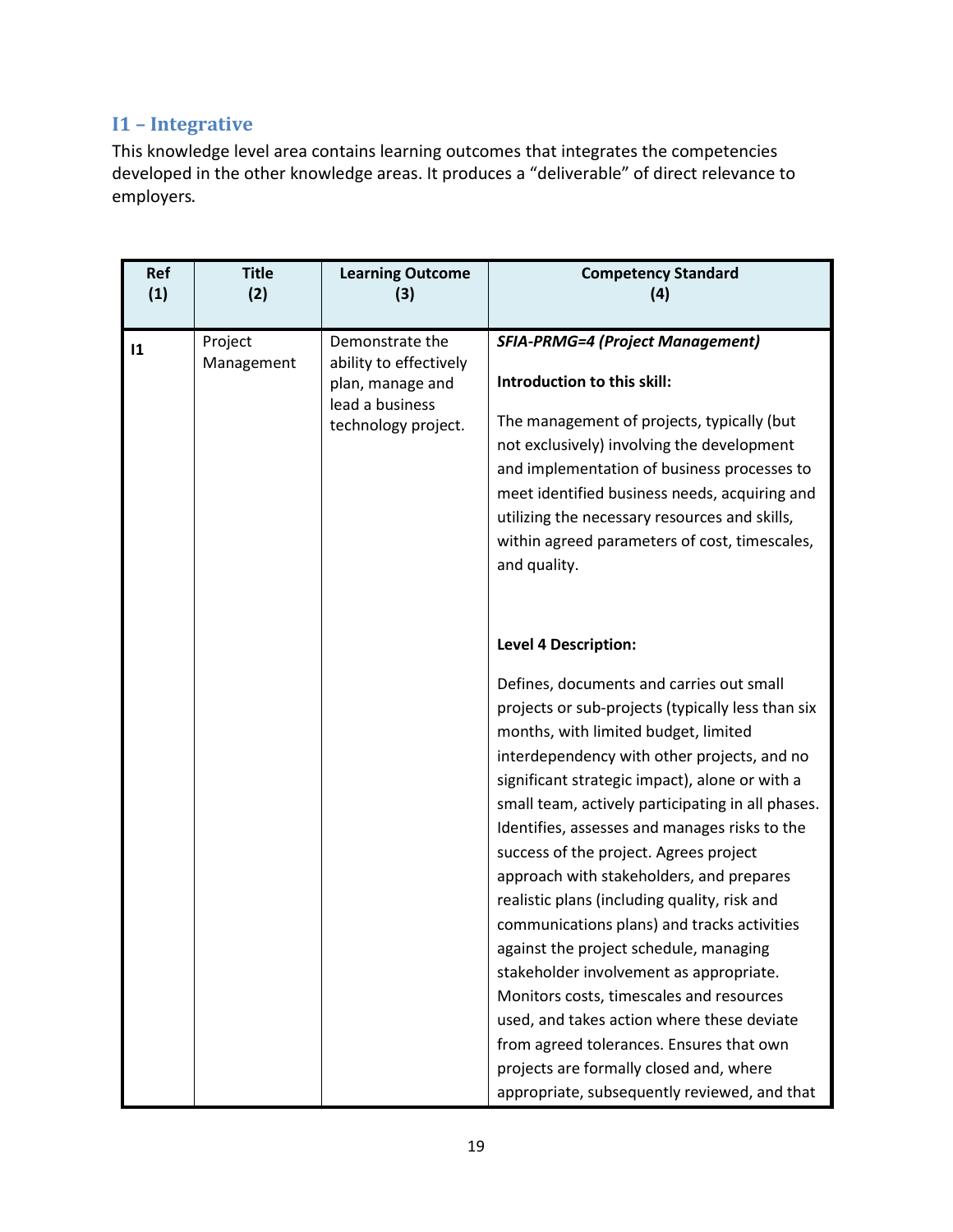## I1 – Integrative

This knowledge level area contains learning outcomes that integrates the competencies developed in the other knowledge areas. It produces a "deliverable" of direct relevance to employers.

| Ref (1) | Title (2) | Learning Outcome (3) | Competency Standard (4) |
|---|---|---|---|
| I1 | Project Management | Demonstrate the ability to effectively plan, manage and lead a business technology project. | ***SFIA-PRMG=4 (Project Management)*** <br><br> **Introduction to this skill:** <br><br> The management of projects, typically (but not exclusively) involving the development and implementation of business processes to meet identified business needs, acquiring and utilizing the necessary resources and skills, within agreed parameters of cost, timescales, and quality. <br><br> **Level 4 Description:** <br><br> Defines, documents and carries out small projects or sub-projects (typically less than six months, with limited budget, limited interdependency with other projects, and no significant strategic impact), alone or with a small team, actively participating in all phases. Identifies, assesses and manages risks to the success of the project. Agrees project approach with stakeholders, and prepares realistic plans (including quality, risk and communications plans) and tracks activities against the project schedule, managing stakeholder involvement as appropriate. Monitors costs, timescales and resources used, and takes action where these deviate from agreed tolerances. Ensures that own projects are formally closed and, where appropriate, subsequently reviewed, and that |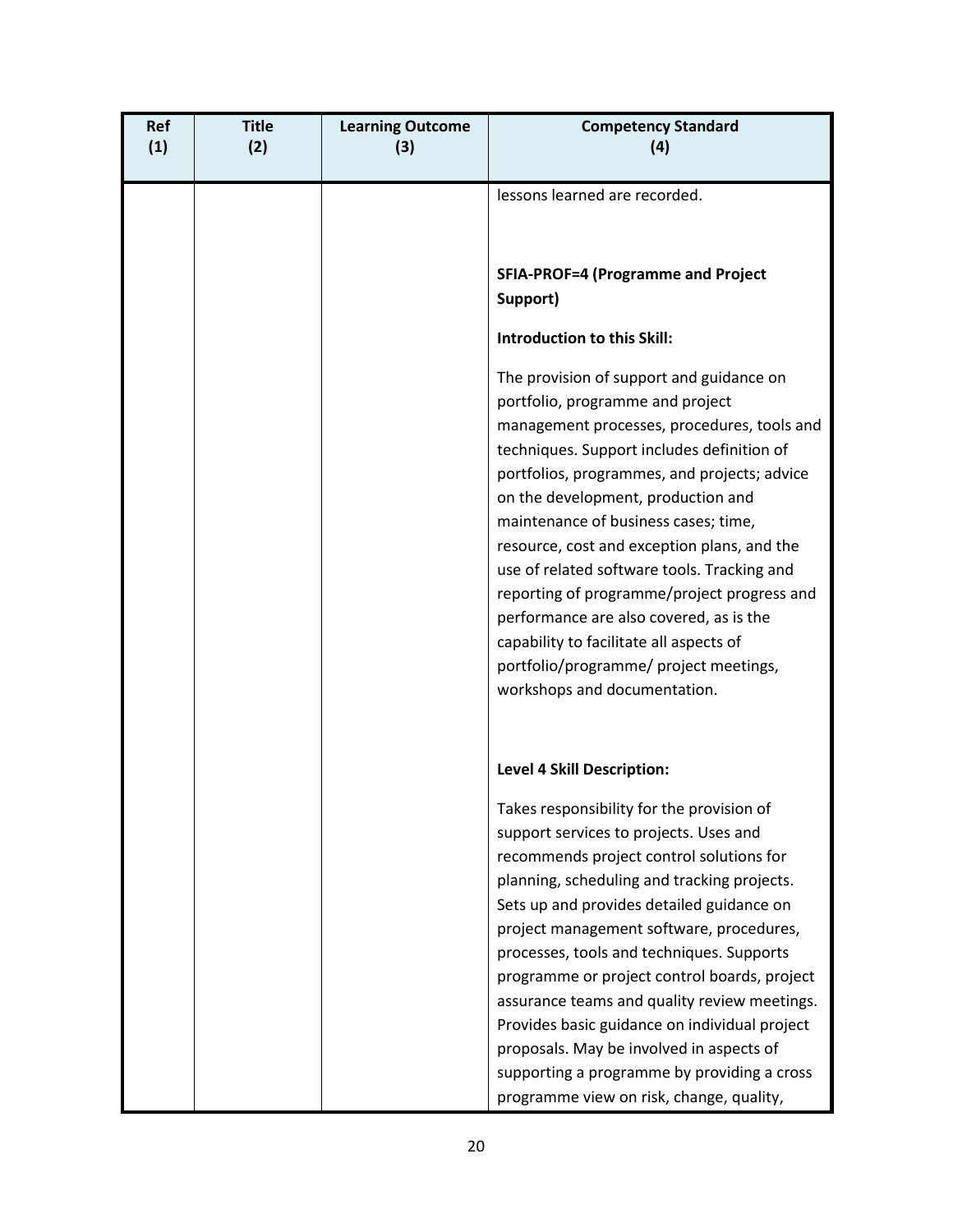| Ref (1) | Title (2) | Learning Outcome (3) | Competency Standard (4) |
|---|---|---|---|
| | | | lessons learned are recorded.<br><br>**SFIA-PROF=4 (Programme and Project Support)**<br><br>**Introduction to this Skill:**<br><br>The provision of support and guidance on portfolio, programme and project management processes, procedures, tools and techniques. Support includes definition of portfolios, programmes, and projects; advice on the development, production and maintenance of business cases; time, resource, cost and exception plans, and the use of related software tools. Tracking and reporting of programme/project progress and performance are also covered, as is the capability to facilitate all aspects of portfolio/programme/ project meetings, workshops and documentation.<br><br>**Level 4 Skill Description:**<br><br>Takes responsibility for the provision of support services to projects. Uses and recommends project control solutions for planning, scheduling and tracking projects. Sets up and provides detailed guidance on project management software, procedures, processes, tools and techniques. Supports programme or project control boards, project assurance teams and quality review meetings. Provides basic guidance on individual project proposals. May be involved in aspects of supporting a programme by providing a cross programme view on risk, change, quality, |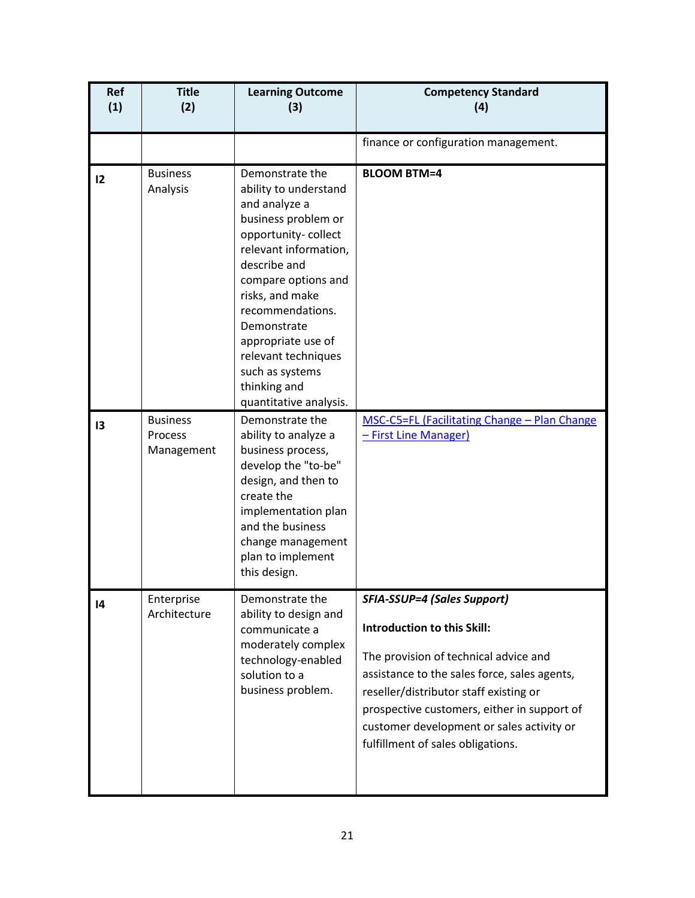| Ref (1) | Title (2) | Learning Outcome (3) | Competency Standard (4) |
|---|---|---|---|
| | | | finance or configuration management. |
| I2 | Business Analysis | Demonstrate the ability to understand and analyze a business problem or opportunity- collect relevant information, describe and compare options and risks, and make recommendations. Demonstrate appropriate use of relevant techniques such as systems thinking and quantitative analysis. | **BLOOM BTM=4** |
| I3 | Business Process Management | Demonstrate the ability to analyze a business process, develop the "to-be" design, and then to create the implementation plan and the business change management plan to implement this design. | [MSC-C5=FL (Facilitating Change – Plan Change – First Line Manager)]() |
| I4 | Enterprise Architecture | Demonstrate the ability to design and communicate a moderately complex technology-enabled solution to a business problem. | ***SFIA-SSUP=4 (Sales Support)*** <br><br> **Introduction to this Skill:** <br><br> The provision of technical advice and assistance to the sales force, sales agents, reseller/distributor staff existing or prospective customers, either in support of customer development or sales activity or fulfillment of sales obligations. |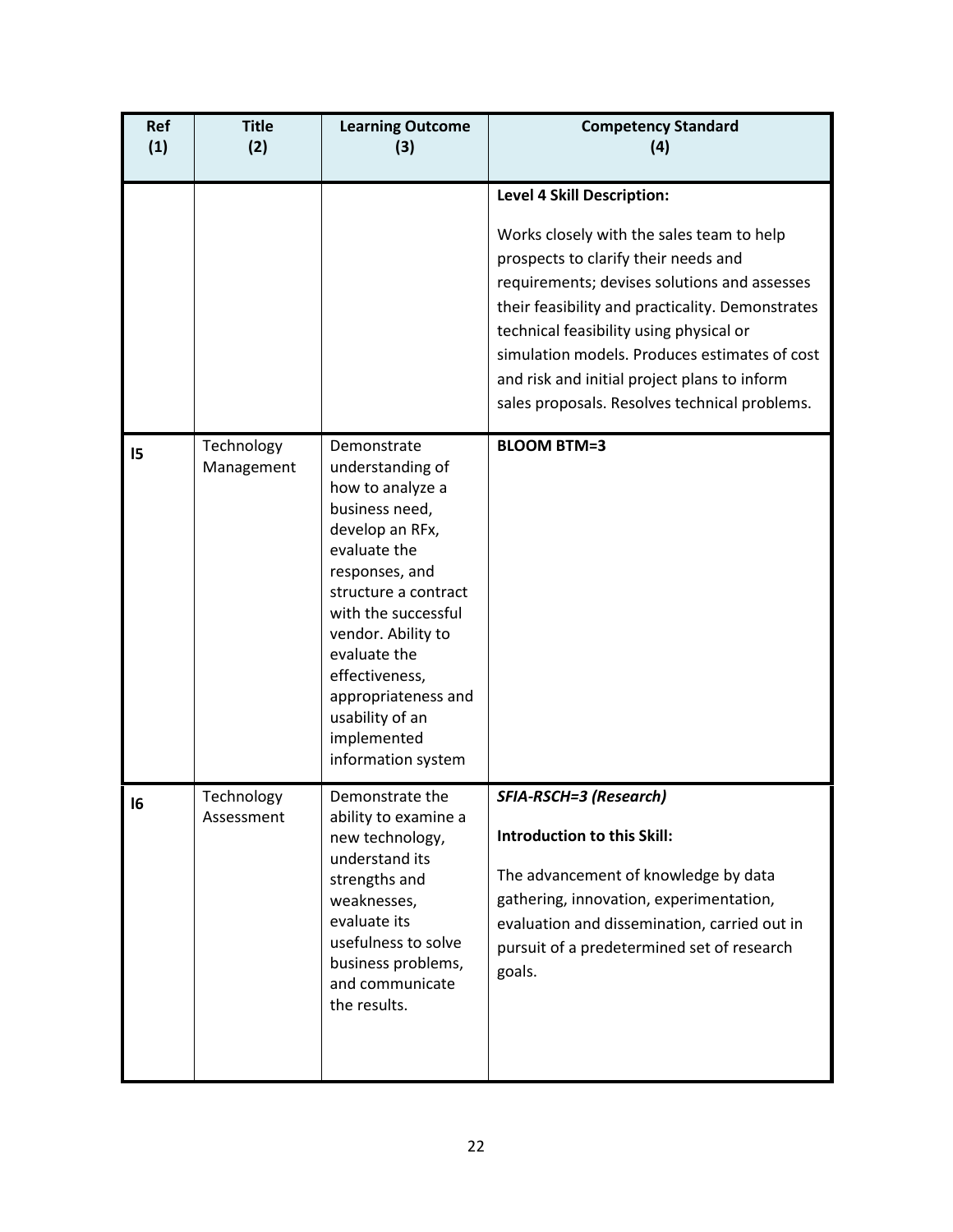| Ref (1) | Title (2) | Learning Outcome (3) | Competency Standard (4) |
|---|---|---|---|
| | | | **Level 4 Skill Description:**<br><br>Works closely with the sales team to help prospects to clarify their needs and requirements; devises solutions and assesses their feasibility and practicality. Demonstrates technical feasibility using physical or simulation models. Produces estimates of cost and risk and initial project plans to inform sales proposals. Resolves technical problems. |
| **I5** | Technology Management | Demonstrate understanding of how to analyze a business need, develop an RFx, evaluate the responses, and structure a contract with the successful vendor. Ability to evaluate the effectiveness, appropriateness and usability of an implemented information system | **BLOOM BTM=3** |
| **I6** | Technology Assessment | Demonstrate the ability to examine a new technology, understand its strengths and weaknesses, evaluate its usefulness to solve business problems, and communicate the results. | ***SFIA-RSCH=3 (Research)***<br><br>**Introduction to this Skill:**<br><br>The advancement of knowledge by data gathering, innovation, experimentation, evaluation and dissemination, carried out in pursuit of a predetermined set of research goals. |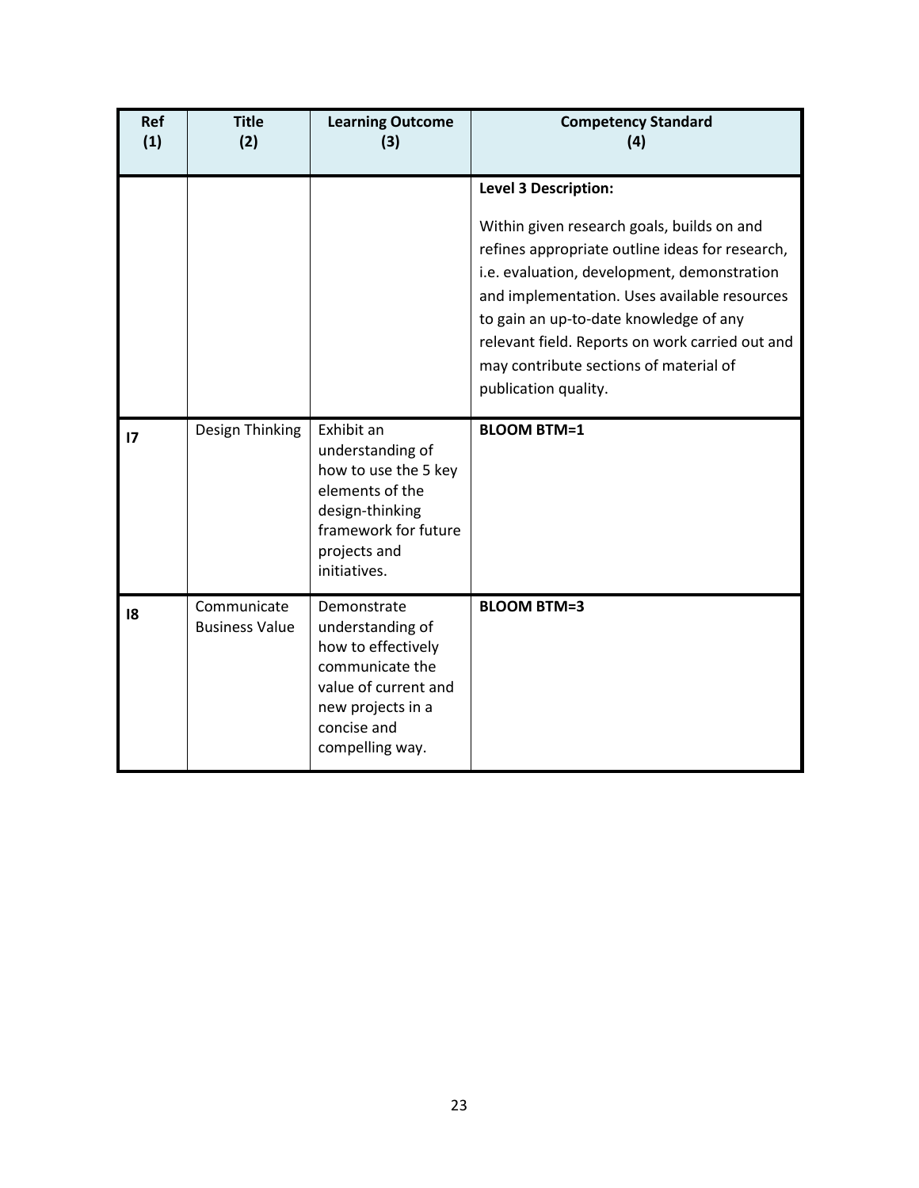| Ref (1) | Title (2) | Learning Outcome (3) | Competency Standard (4) |
|---|---|---|---|
| | | | **Level 3 Description:**<br><br>Within given research goals, builds on and refines appropriate outline ideas for research, i.e. evaluation, development, demonstration and implementation. Uses available resources to gain an up-to-date knowledge of any relevant field. Reports on work carried out and may contribute sections of material of publication quality. |
| **I7** | Design Thinking | Exhibit an understanding of how to use the 5 key elements of the design-thinking framework for future projects and initiatives. | **BLOOM BTM=1** |
| **I8** | Communicate Business Value | Demonstrate understanding of how to effectively communicate the value of current and new projects in a concise and compelling way. | **BLOOM BTM=3** |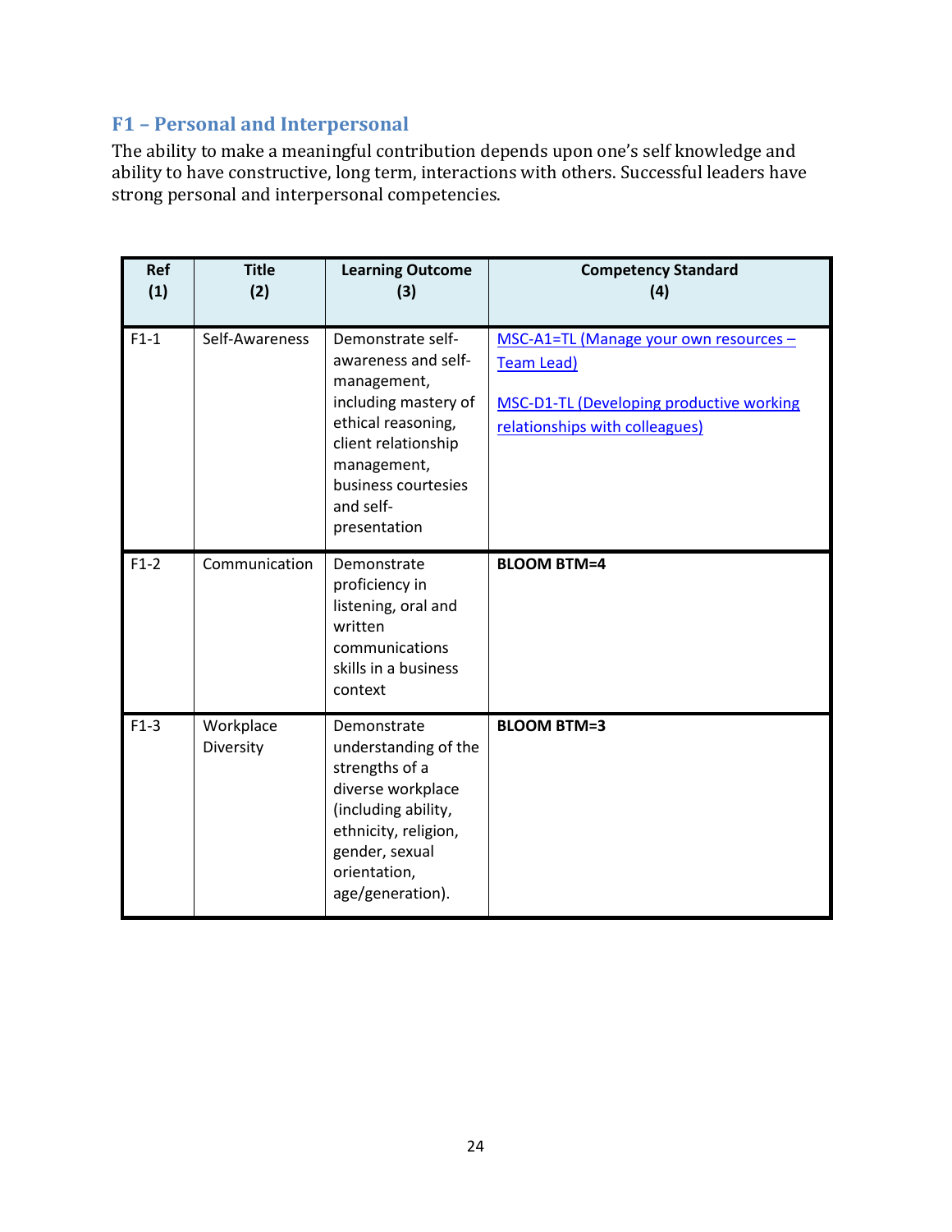## F1 – Personal and Interpersonal

The ability to make a meaningful contribution depends upon one's self knowledge and ability to have constructive, long term, interactions with others. Successful leaders have strong personal and interpersonal competencies.

| Ref (1) | Title (2) | Learning Outcome (3) | Competency Standard (4) |
|---|---|---|---|
| F1-1 | Self-Awareness | Demonstrate self-awareness and self-management, including mastery of ethical reasoning, client relationship management, business courtesies and self-presentation | MSC-A1=TL (Manage your own resources – Team Lead)<br><br>MSC-D1-TL (Developing productive working relationships with colleagues) |
| F1-2 | Communication | Demonstrate proficiency in listening, oral and written communications skills in a business context | **BLOOM BTM=4** |
| F1-3 | Workplace Diversity | Demonstrate understanding of the strengths of a diverse workplace (including ability, ethnicity, religion, gender, sexual orientation, age/generation). | **BLOOM BTM=3** |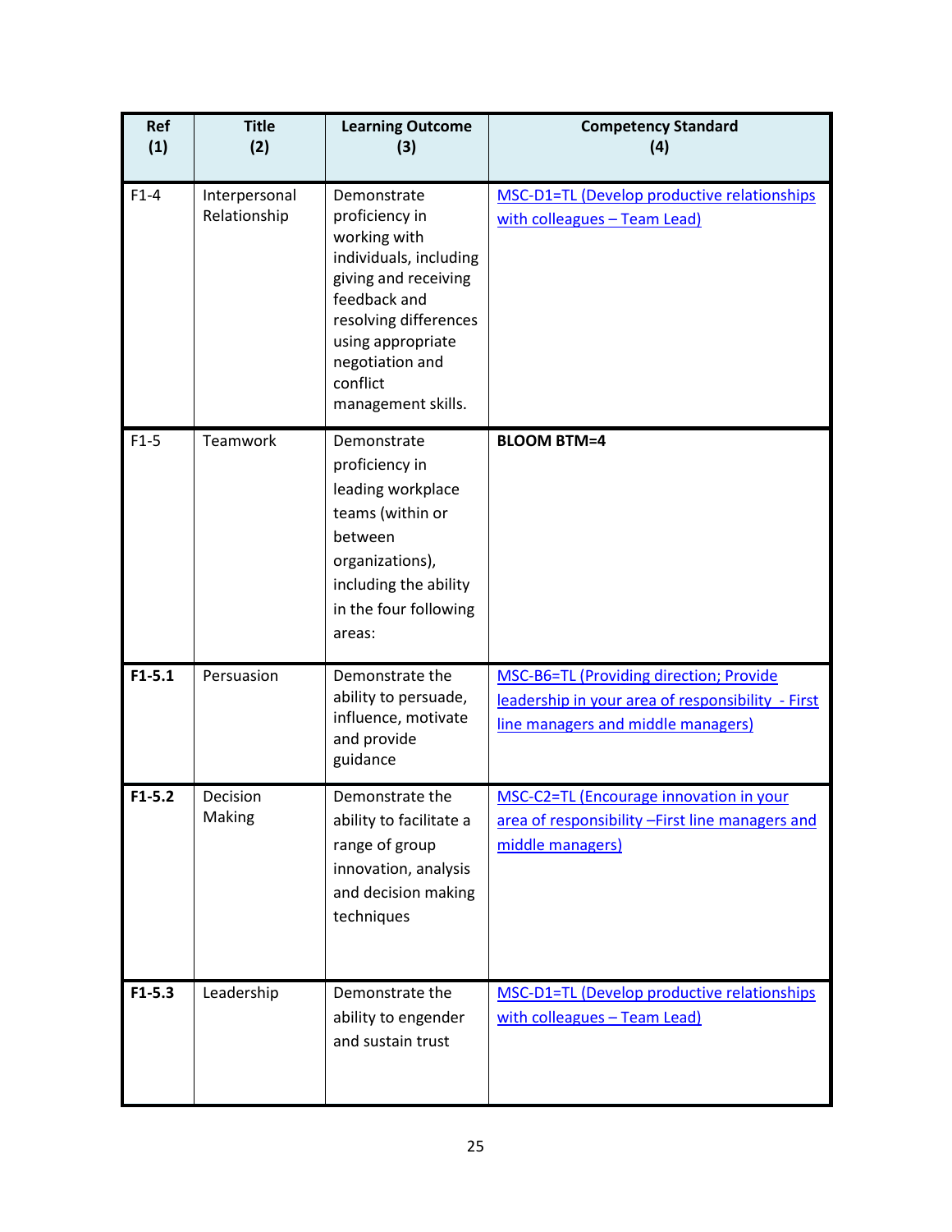| Ref (1) | Title (2) | Learning Outcome (3) | Competency Standard (4) |
|---|---|---|---|
| F1-4 | Interpersonal Relationship | Demonstrate proficiency in working with individuals, including giving and receiving feedback and resolving differences using appropriate negotiation and conflict management skills. | MSC-D1=TL (Develop productive relationships with colleagues – Team Lead) |
| F1-5 | Teamwork | Demonstrate proficiency in leading workplace teams (within or between organizations), including the ability in the four following areas: | **BLOOM BTM=4** |
| **F1-5.1** | Persuasion | Demonstrate the ability to persuade, influence, motivate and provide guidance | MSC-B6=TL (Providing direction; Provide leadership in your area of responsibility - First line managers and middle managers) |
| **F1-5.2** | Decision Making | Demonstrate the ability to facilitate a range of group innovation, analysis and decision making techniques | MSC-C2=TL (Encourage innovation in your area of responsibility –First line managers and middle managers) |
| **F1-5.3** | Leadership | Demonstrate the ability to engender and sustain trust | MSC-D1=TL (Develop productive relationships with colleagues – Team Lead) |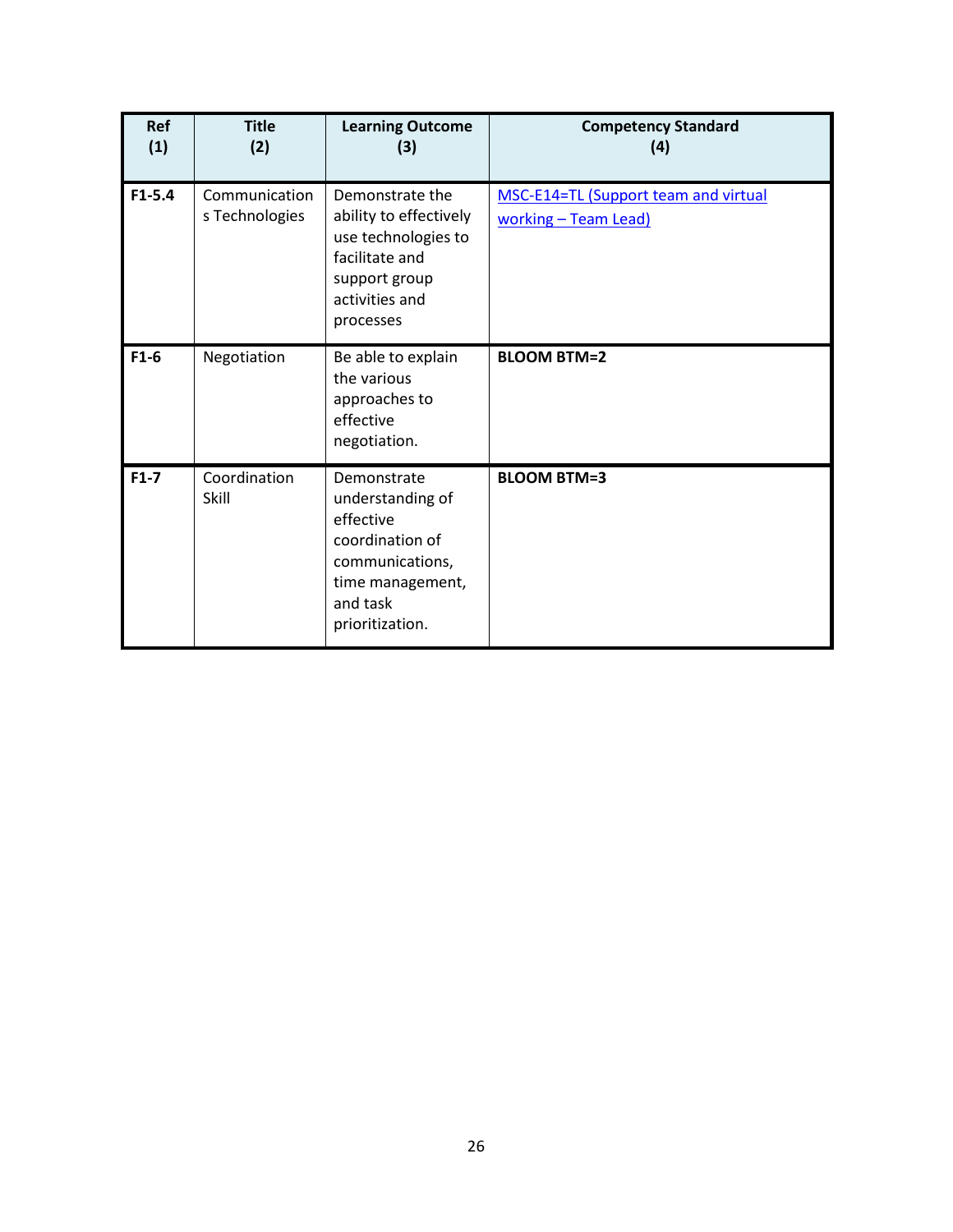| Ref (1) | Title (2) | Learning Outcome (3) | Competency Standard (4) |
|---|---|---|---|
| **F1-5.4** | Communications Technologies | Demonstrate the ability to effectively use technologies to facilitate and support group activities and processes | [MSC-E14=TL (Support team and virtual working – Team Lead)]() |
| **F1-6** | Negotiation | Be able to explain the various approaches to effective negotiation. | **BLOOM BTM=2** |
| **F1-7** | Coordination Skill | Demonstrate understanding of effective coordination of communications, time management, and task prioritization. | **BLOOM BTM=3** |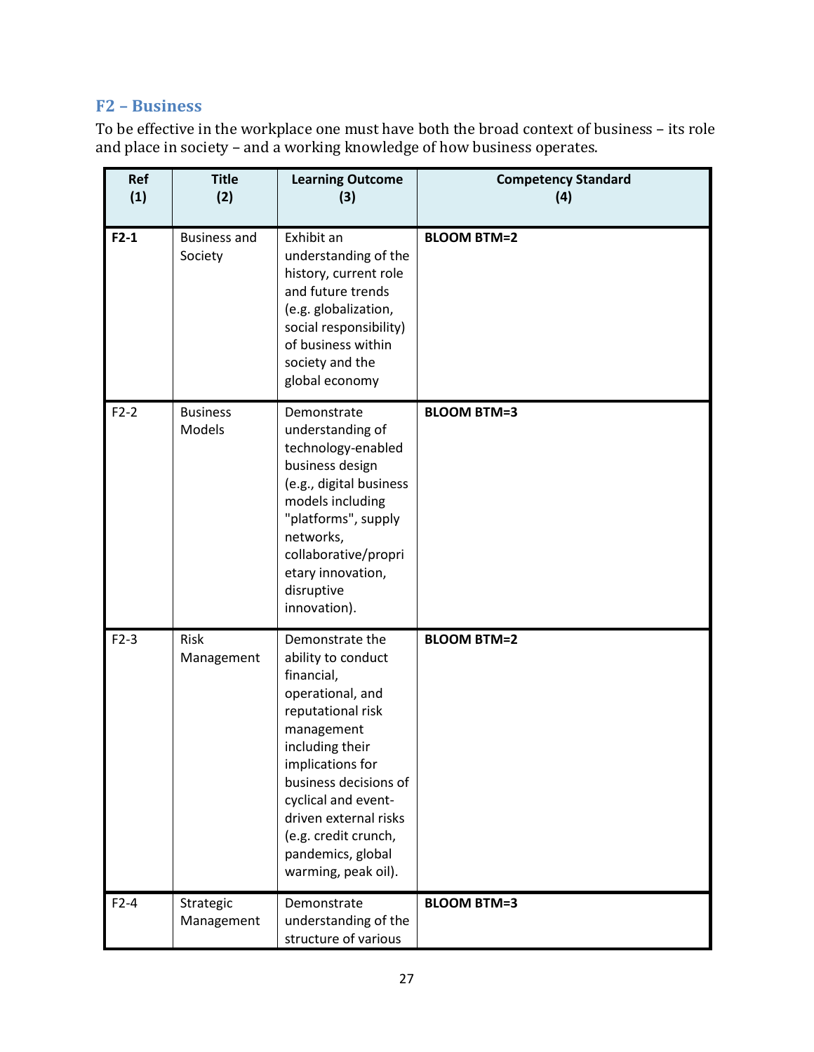## F2 – Business

To be effective in the workplace one must have both the broad context of business – its role and place in society – and a working knowledge of how business operates.

| Ref (1) | Title (2) | Learning Outcome (3) | Competency Standard (4) |
|---|---|---|---|
| **F2-1** | Business and Society | Exhibit an understanding of the history, current role and future trends (e.g. globalization, social responsibility) of business within society and the global economy | **BLOOM BTM=2** |
| F2-2 | Business Models | Demonstrate understanding of technology-enabled business design (e.g., digital business models including "platforms", supply networks, collaborative/proprietary innovation, disruptive innovation). | **BLOOM BTM=3** |
| F2-3 | Risk Management | Demonstrate the ability to conduct financial, operational, and reputational risk management including their implications for business decisions of cyclical and event-driven external risks (e.g. credit crunch, pandemics, global warming, peak oil). | **BLOOM BTM=2** |
| F2-4 | Strategic Management | Demonstrate understanding of the structure of various | **BLOOM BTM=3** |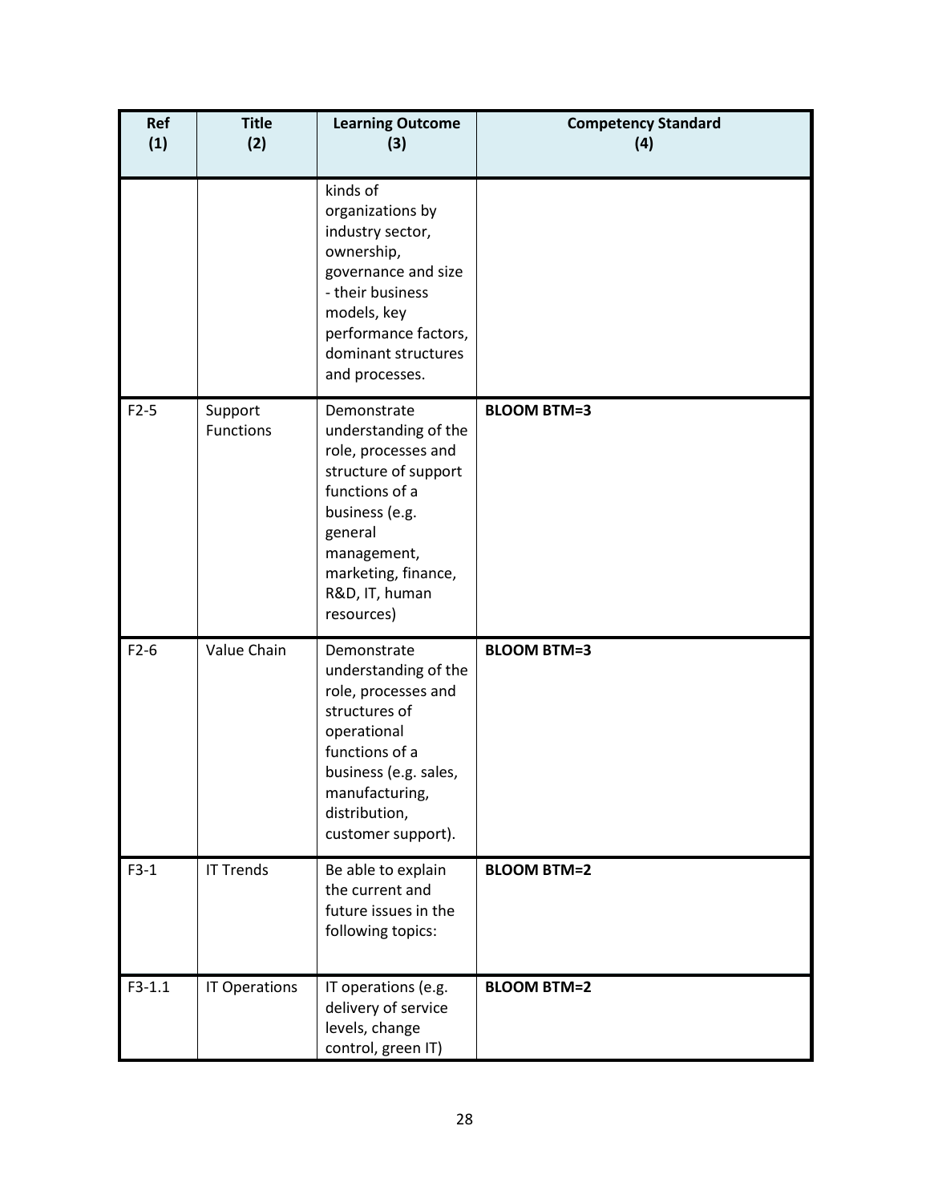| Ref (1) | Title (2) | Learning Outcome (3) | Competency Standard (4) |
|---|---|---|---|
| | | kinds of organizations by industry sector, ownership, governance and size - their business models, key performance factors, dominant structures and processes. | |
| F2-5 | Support Functions | Demonstrate understanding of the role, processes and structure of support functions of a business (e.g. general management, marketing, finance, R&D, IT, human resources) | **BLOOM BTM=3** |
| F2-6 | Value Chain | Demonstrate understanding of the role, processes and structures of operational functions of a business (e.g. sales, manufacturing, distribution, customer support). | **BLOOM BTM=3** |
| F3-1 | IT Trends | Be able to explain the current and future issues in the following topics: | **BLOOM BTM=2** |
| F3-1.1 | IT Operations | IT operations (e.g. delivery of service levels, change control, green IT) | **BLOOM BTM=2** |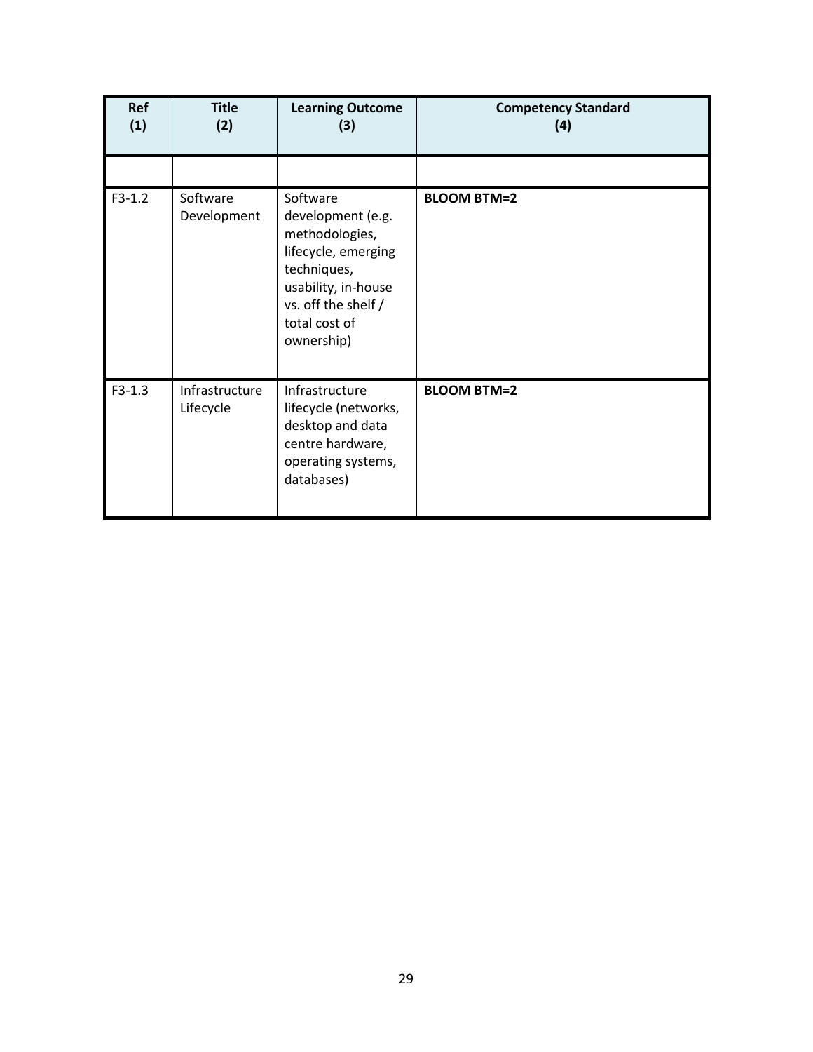| Ref (1) | Title (2) | Learning Outcome (3) | Competency Standard (4) |
|---|---|---|---|
| | | | |
| F3-1.2 | Software Development | Software development (e.g. methodologies, lifecycle, emerging techniques, usability, in-house vs. off the shelf / total cost of ownership) | **BLOOM BTM=2** |
| F3-1.3 | Infrastructure Lifecycle | Infrastructure lifecycle (networks, desktop and data centre hardware, operating systems, databases) | **BLOOM BTM=2** |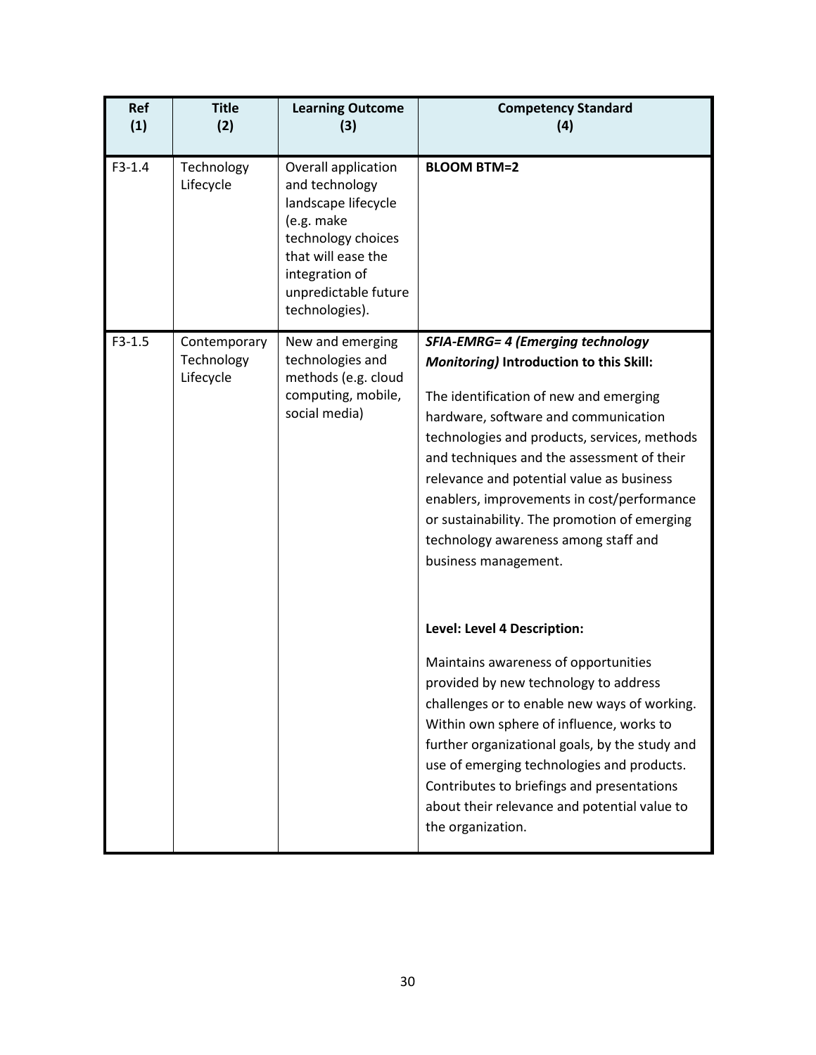| Ref (1) | Title (2) | Learning Outcome (3) | Competency Standard (4) |
|---|---|---|---|
| F3-1.4 | Technology Lifecycle | Overall application and technology landscape lifecycle (e.g. make technology choices that will ease the integration of unpredictable future technologies). | **BLOOM BTM=2** |
| F3-1.5 | Contemporary Technology Lifecycle | New and emerging technologies and methods (e.g. cloud computing, mobile, social media) | ***SFIA-EMRG= 4 (Emerging technology Monitoring)*** **Introduction to this Skill:**<br><br>The identification of new and emerging hardware, software and communication technologies and products, services, methods and techniques and the assessment of their relevance and potential value as business enablers, improvements in cost/performance or sustainability. The promotion of emerging technology awareness among staff and business management.<br><br>**Level: Level 4 Description:**<br><br>Maintains awareness of opportunities provided by new technology to address challenges or to enable new ways of working. Within own sphere of influence, works to further organizational goals, by the study and use of emerging technologies and products. Contributes to briefings and presentations about their relevance and potential value to the organization. |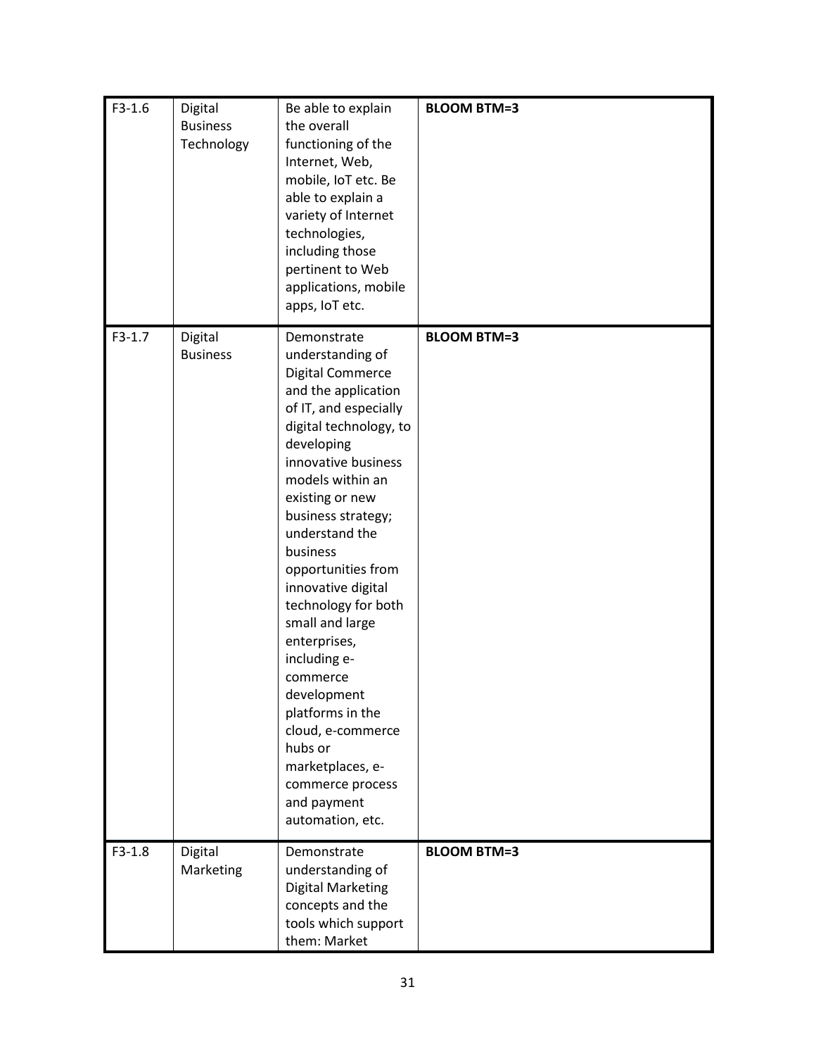| | | | |
|---|---|---|---|
| F3-1.6 | Digital Business Technology | Be able to explain the overall functioning of the Internet, Web, mobile, IoT etc. Be able to explain a variety of Internet technologies, including those pertinent to Web applications, mobile apps, IoT etc. | **BLOOM BTM=3** |
| F3-1.7 | Digital Business | Demonstrate understanding of Digital Commerce and the application of IT, and especially digital technology, to developing innovative business models within an existing or new business strategy; understand the business opportunities from innovative digital technology for both small and large enterprises, including e-commerce development platforms in the cloud, e-commerce hubs or marketplaces, e-commerce process and payment automation, etc. | **BLOOM BTM=3** |
| F3-1.8 | Digital Marketing | Demonstrate understanding of Digital Marketing concepts and the tools which support them: Market | **BLOOM BTM=3** |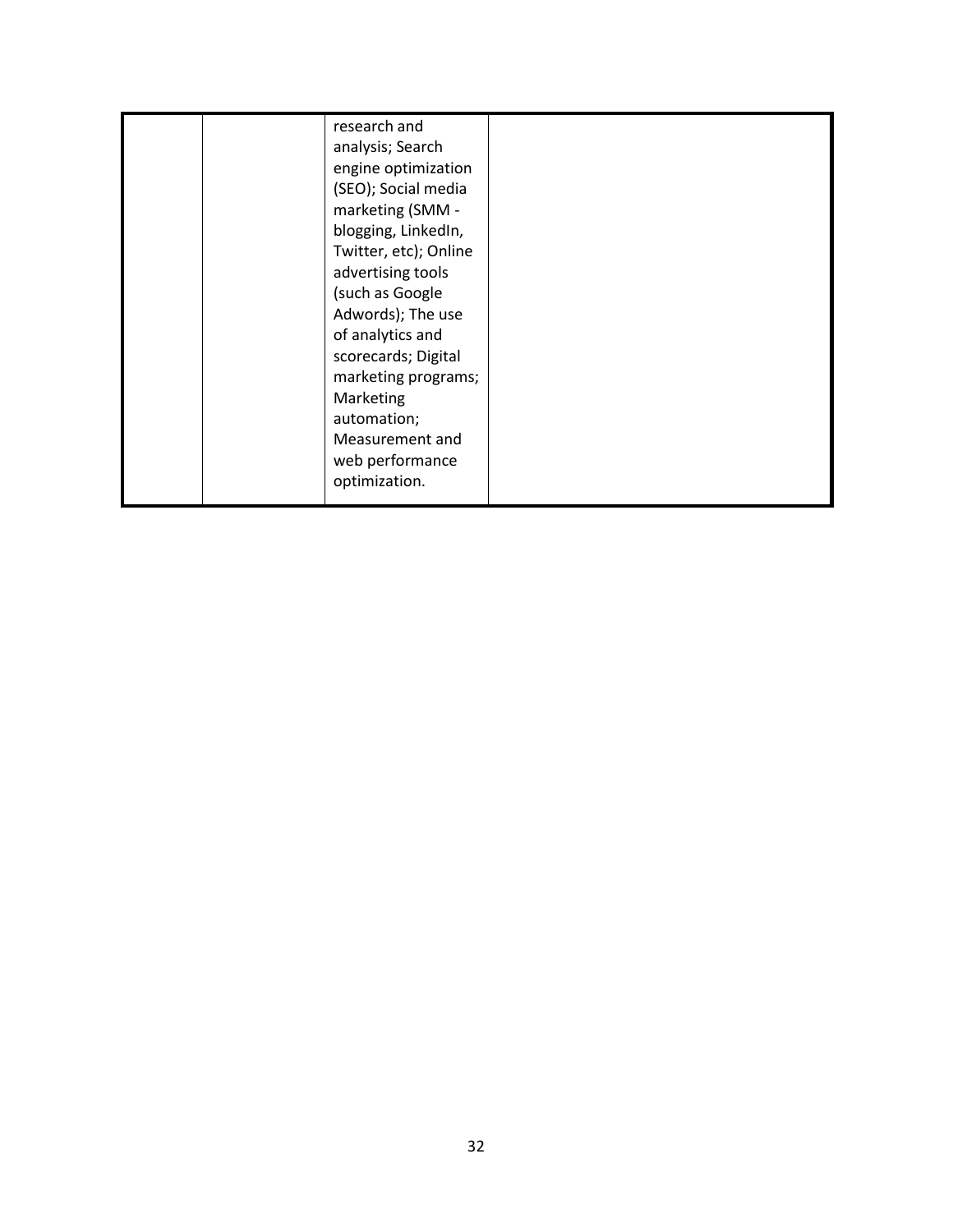| | | | |
|---|---|---|---|
| | | research and analysis; Search engine optimization (SEO); Social media marketing (SMM - blogging, LinkedIn, Twitter, etc); Online advertising tools (such as Google Adwords); The use of analytics and scorecards; Digital marketing programs; Marketing automation; Measurement and web performance optimization. | |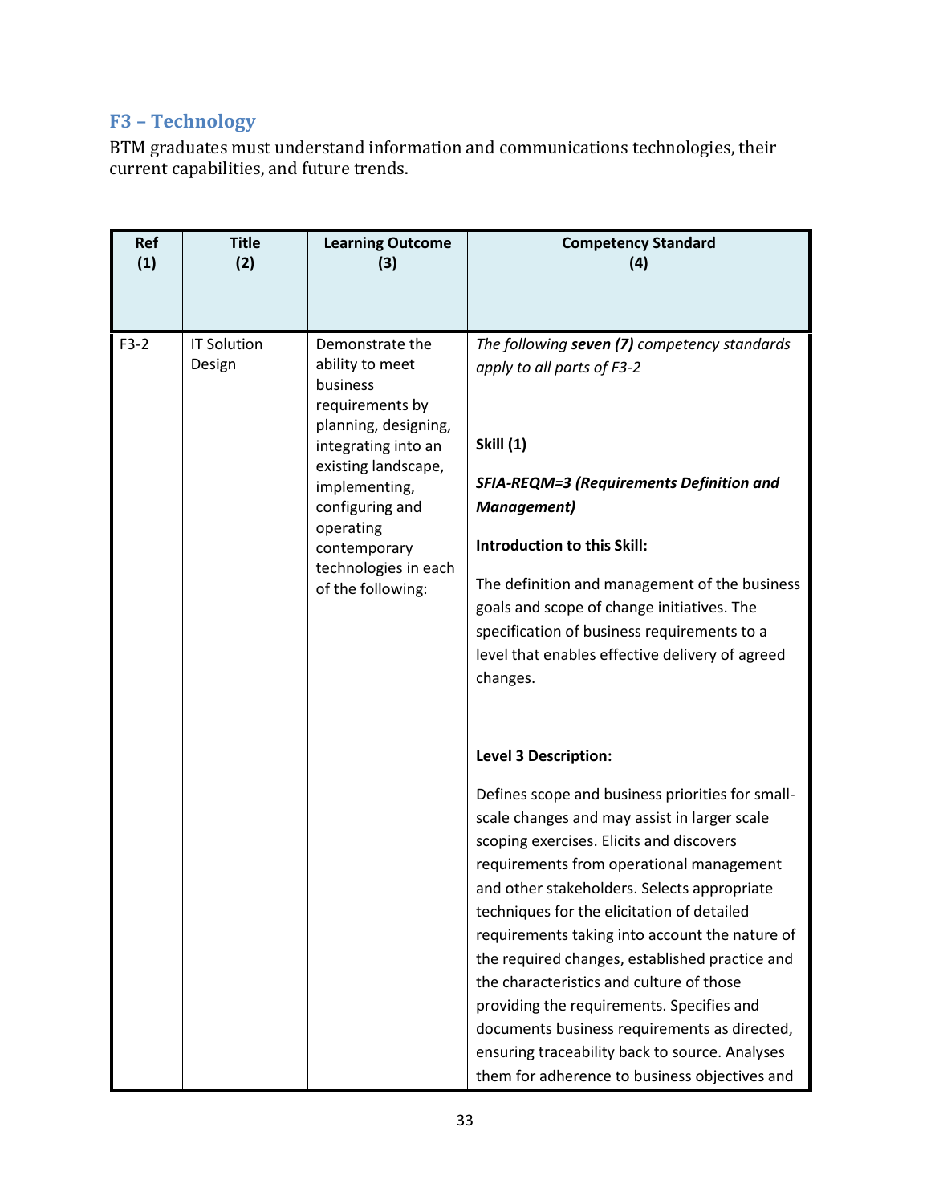## F3 – Technology

BTM graduates must understand information and communications technologies, their current capabilities, and future trends.

| Ref (1) | Title (2) | Learning Outcome (3) | Competency Standard (4) |
|---|---|---|---|
| F3-2 | IT Solution Design | Demonstrate the ability to meet business requirements by planning, designing, integrating into an existing landscape, implementing, configuring and operating contemporary technologies in each of the following: | *The following **seven (7)** competency standards apply to all parts of F3-2*<br><br>**Skill (1)**<br><br>***SFIA-REQM=3 (Requirements Definition and Management)***<br><br>**Introduction to this Skill:**<br><br>The definition and management of the business goals and scope of change initiatives. The specification of business requirements to a level that enables effective delivery of agreed changes.<br><br>**Level 3 Description:**<br><br>Defines scope and business priorities for small-scale changes and may assist in larger scale scoping exercises. Elicits and discovers requirements from operational management and other stakeholders. Selects appropriate techniques for the elicitation of detailed requirements taking into account the nature of the required changes, established practice and the characteristics and culture of those providing the requirements. Specifies and documents business requirements as directed, ensuring traceability back to source. Analyses them for adherence to business objectives and |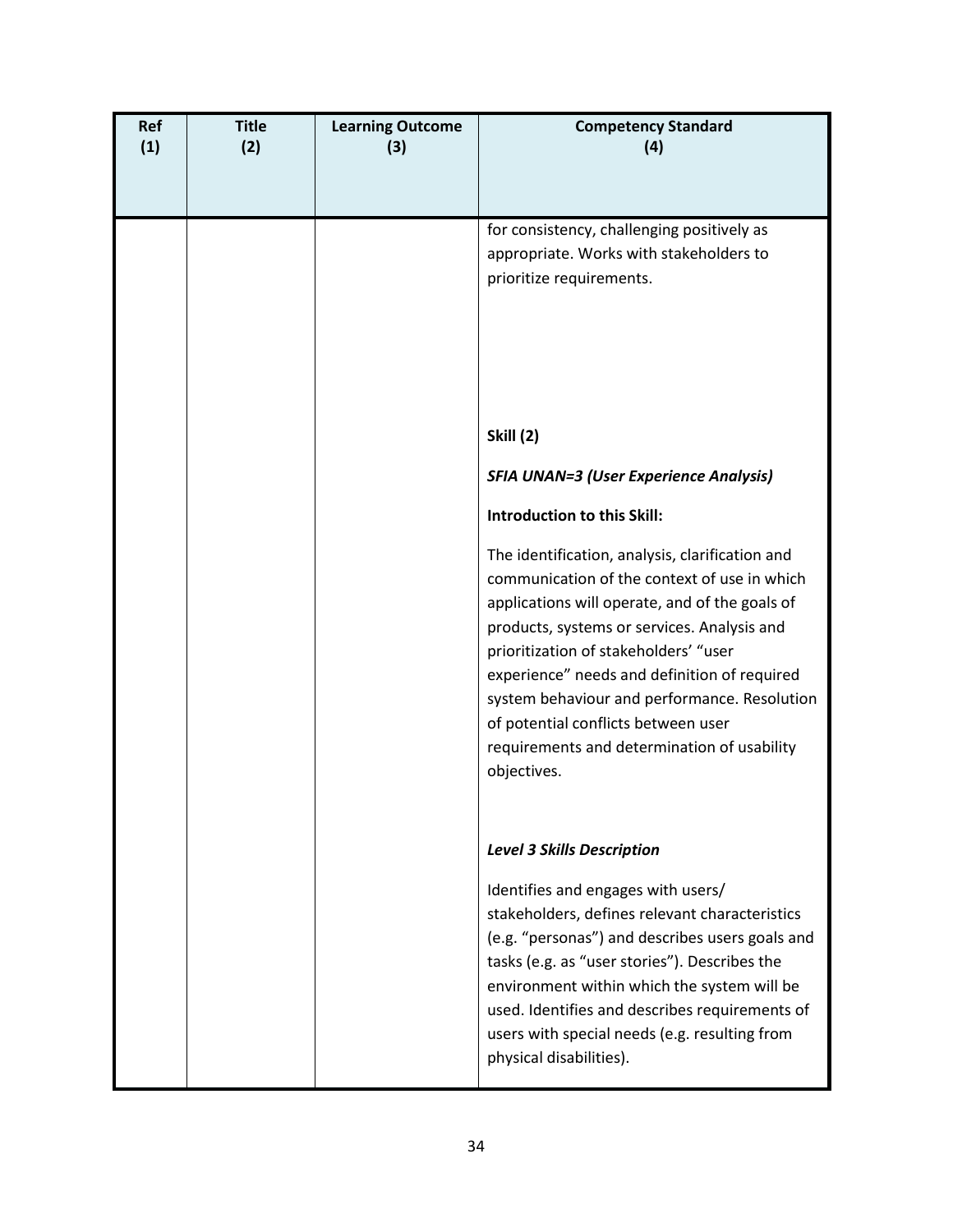| Ref (1) | Title (2) | Learning Outcome (3) | Competency Standard (4) |
|---|---|---|---|
| | | | for consistency, challenging positively as appropriate. Works with stakeholders to prioritize requirements.<br><br>**Skill (2)**<br><br>***SFIA UNAN=3 (User Experience Analysis)***<br><br>**Introduction to this Skill:**<br><br>The identification, analysis, clarification and communication of the context of use in which applications will operate, and of the goals of products, systems or services. Analysis and prioritization of stakeholders' "user experience" needs and definition of required system behaviour and performance. Resolution of potential conflicts between user requirements and determination of usability objectives.<br><br>***Level 3 Skills Description***<br><br>Identifies and engages with users/ stakeholders, defines relevant characteristics (e.g. "personas") and describes users goals and tasks (e.g. as "user stories"). Describes the environment within which the system will be used. Identifies and describes requirements of users with special needs (e.g. resulting from physical disabilities). |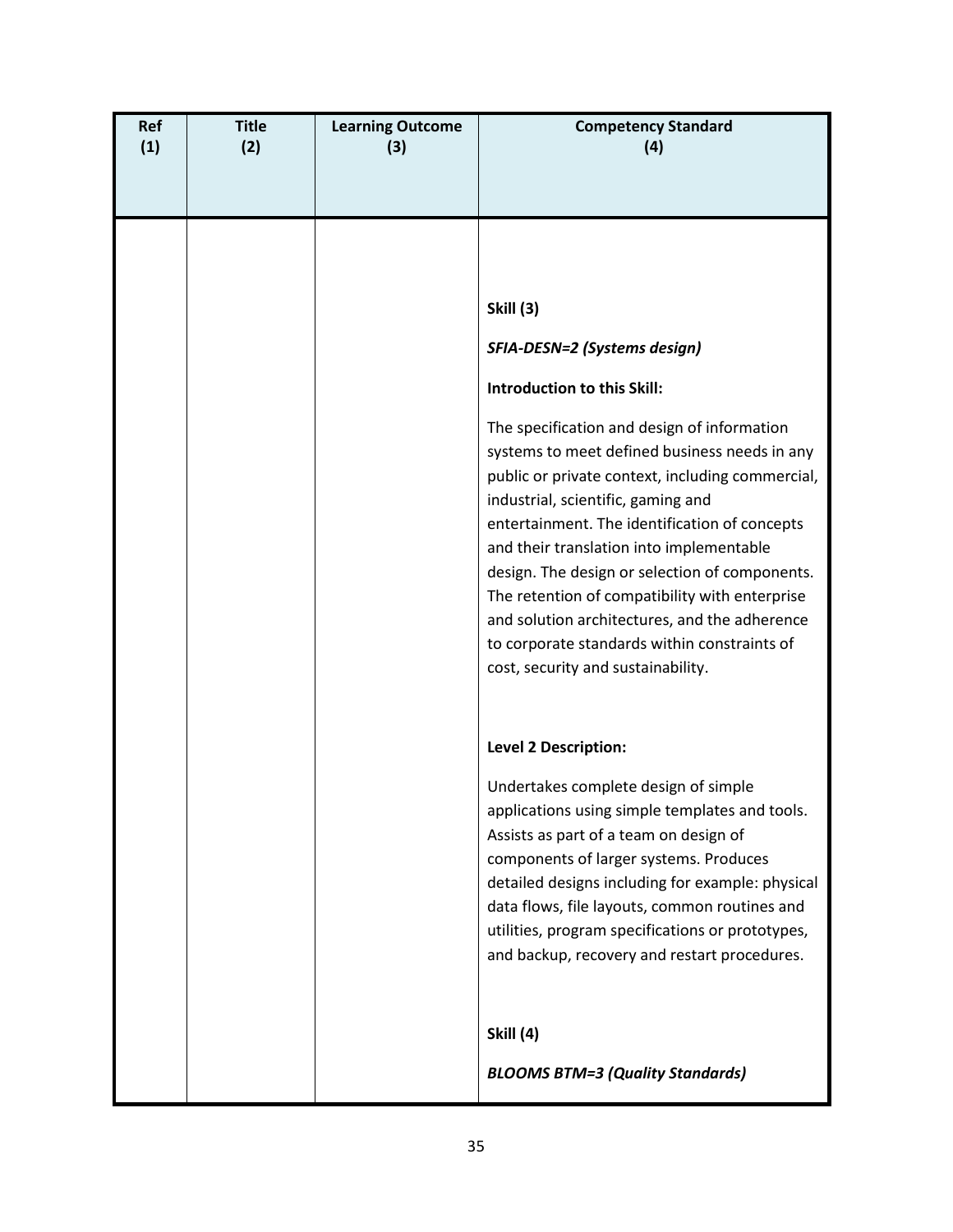| Ref (1) | Title (2) | Learning Outcome (3) | Competency Standard (4) |
|---|---|---|---|
| | | | **Skill (3)**<br><br>***SFIA-DESN=2 (Systems design)***<br><br>**Introduction to this Skill:**<br><br>The specification and design of information systems to meet defined business needs in any public or private context, including commercial, industrial, scientific, gaming and entertainment. The identification of concepts and their translation into implementable design. The design or selection of components. The retention of compatibility with enterprise and solution architectures, and the adherence to corporate standards within constraints of cost, security and sustainability.<br><br>**Level 2 Description:**<br><br>Undertakes complete design of simple applications using simple templates and tools. Assists as part of a team on design of components of larger systems. Produces detailed designs including for example: physical data flows, file layouts, common routines and utilities, program specifications or prototypes, and backup, recovery and restart procedures.<br><br>**Skill (4)**<br><br>***BLOOMS BTM=3 (Quality Standards)*** |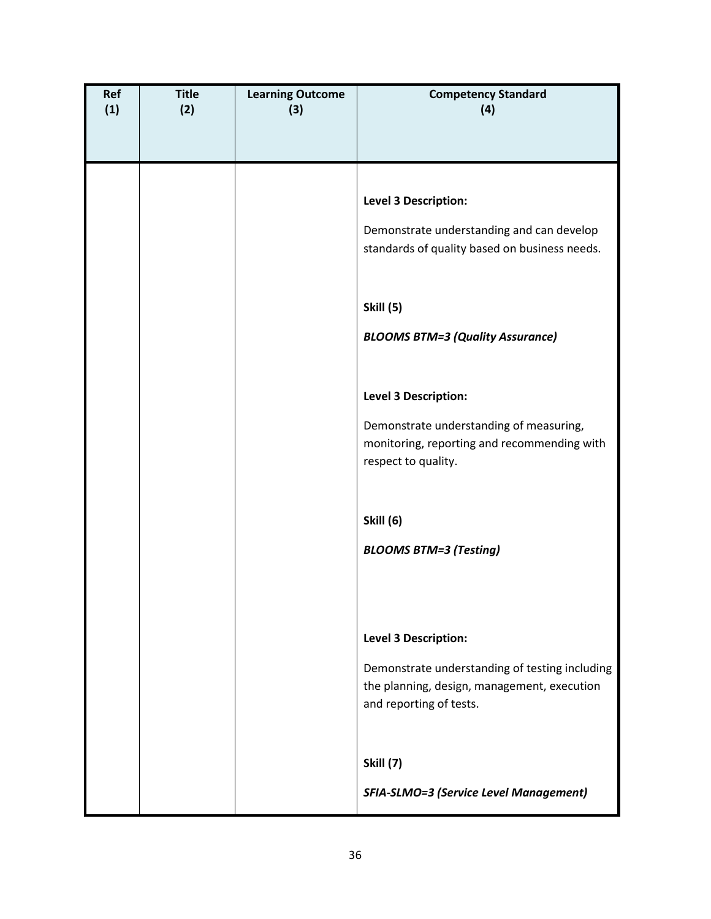| Ref (1) | Title (2) | Learning Outcome (3) | Competency Standard (4) |
|---|---|---|---|
| | | | **Level 3 Description:**<br><br>Demonstrate understanding and can develop standards of quality based on business needs.<br><br>**Skill (5)**<br><br>***BLOOMS BTM=3 (Quality Assurance)***<br><br>**Level 3 Description:**<br><br>Demonstrate understanding of measuring, monitoring, reporting and recommending with respect to quality.<br><br>**Skill (6)**<br><br>***BLOOMS BTM=3 (Testing)***<br><br>**Level 3 Description:**<br><br>Demonstrate understanding of testing including the planning, design, management, execution and reporting of tests.<br><br>**Skill (7)**<br><br>***SFIA-SLMO=3 (Service Level Management)*** |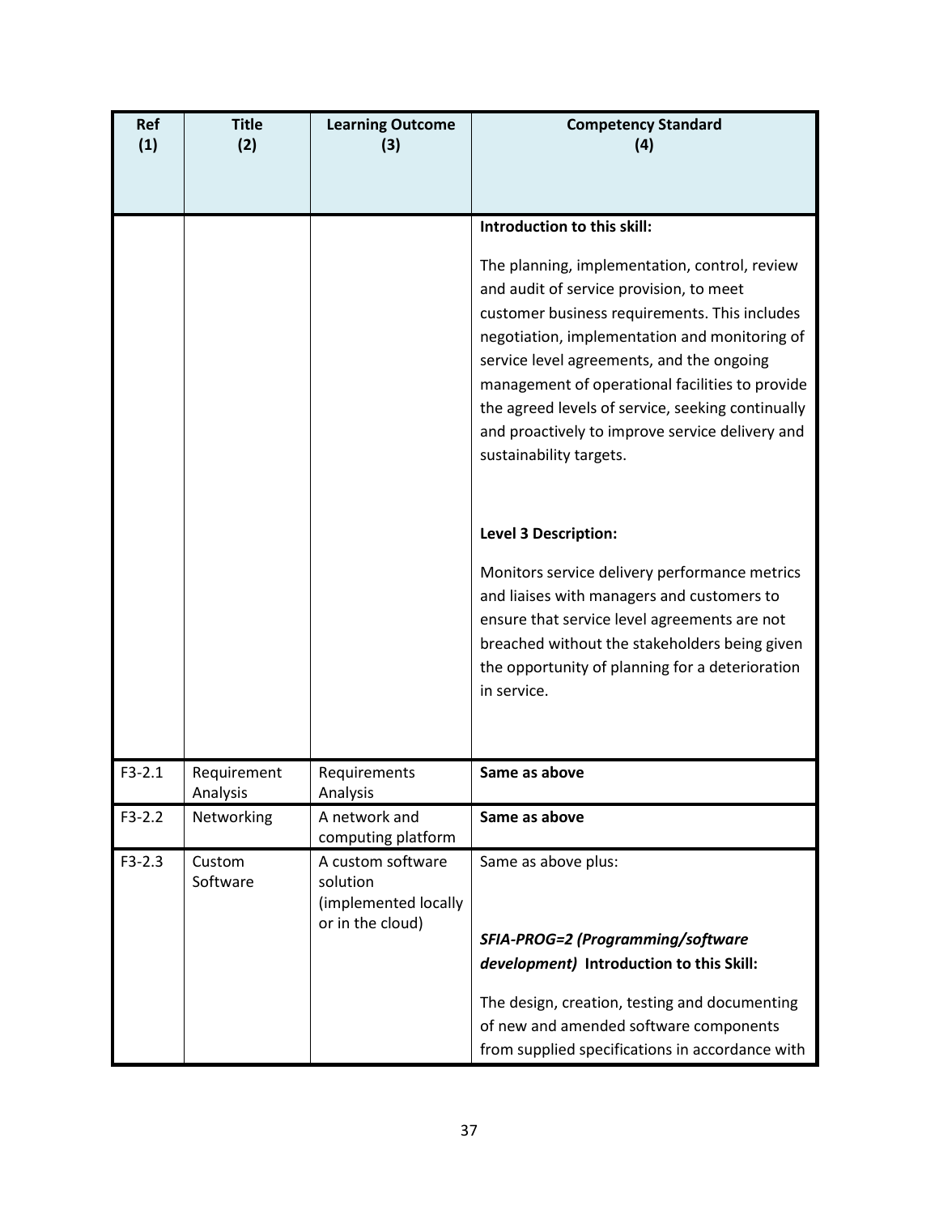| Ref (1) | Title (2) | Learning Outcome (3) | Competency Standard (4) |
|---|---|---|---|
| | | | **Introduction to this skill:**<br><br>The planning, implementation, control, review and audit of service provision, to meet customer business requirements. This includes negotiation, implementation and monitoring of service level agreements, and the ongoing management of operational facilities to provide the agreed levels of service, seeking continually and proactively to improve service delivery and sustainability targets.<br><br>**Level 3 Description:**<br><br>Monitors service delivery performance metrics and liaises with managers and customers to ensure that service level agreements are not breached without the stakeholders being given the opportunity of planning for a deterioration in service. |
| F3-2.1 | Requirement Analysis | Requirements Analysis | **Same as above** |
| F3-2.2 | Networking | A network and computing platform | **Same as above** |
| F3-2.3 | Custom Software | A custom software solution (implemented locally or in the cloud) | Same as above plus:<br><br>***SFIA-PROG=2 (Programming/software development)* Introduction to this Skill:**<br><br>The design, creation, testing and documenting of new and amended software components from supplied specifications in accordance with |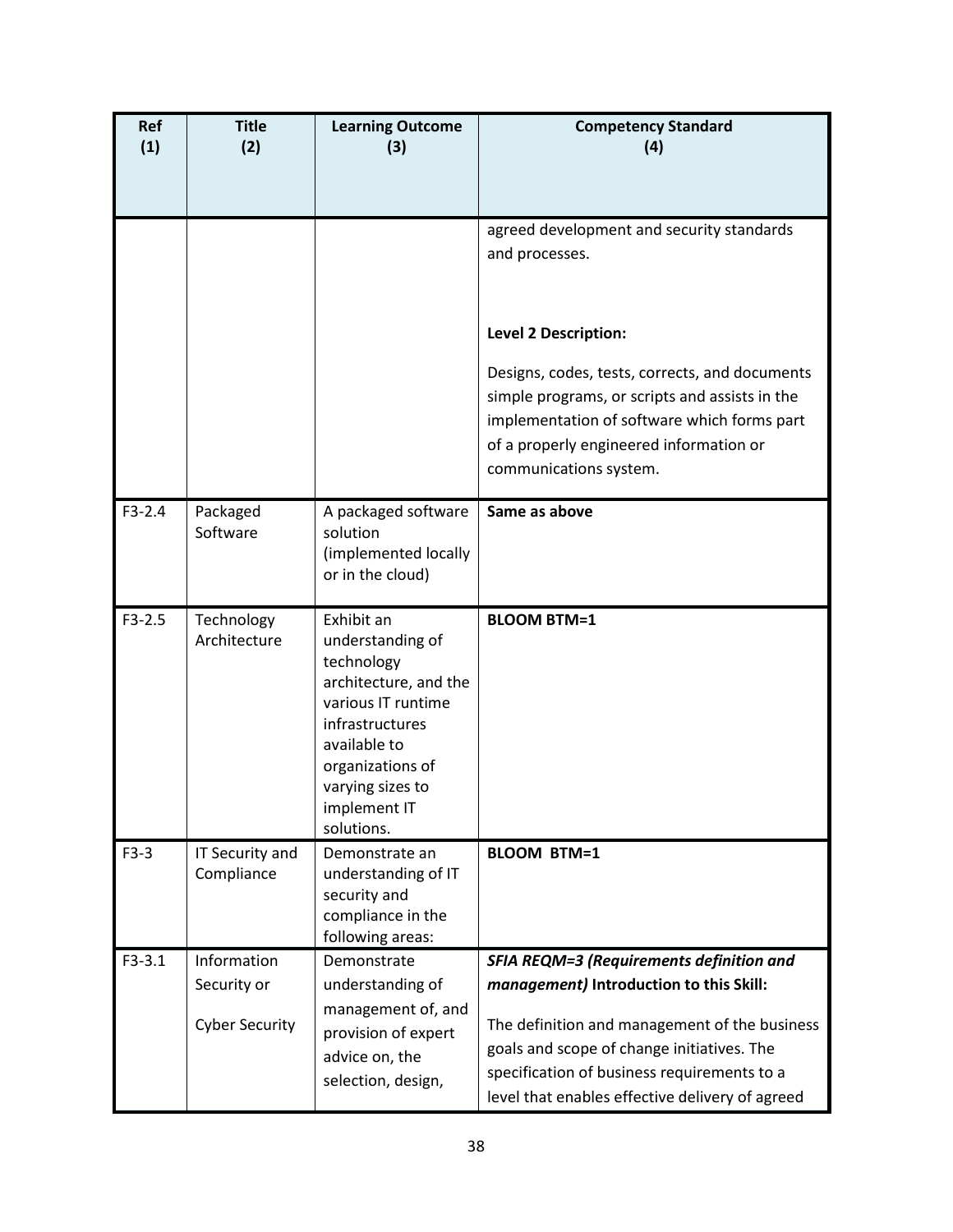| Ref (1) | Title (2) | Learning Outcome (3) | Competency Standard (4) |
|---|---|---|---|
| | | | agreed development and security standards and processes.<br><br>**Level 2 Description:**<br><br>Designs, codes, tests, corrects, and documents simple programs, or scripts and assists in the implementation of software which forms part of a properly engineered information or communications system. |
| F3-2.4 | Packaged Software | A packaged software solution (implemented locally or in the cloud) | **Same as above** |
| F3-2.5 | Technology Architecture | Exhibit an understanding of technology architecture, and the various IT runtime infrastructures available to organizations of varying sizes to implement IT solutions. | **BLOOM BTM=1** |
| F3-3 | IT Security and Compliance | Demonstrate an understanding of IT security and compliance in the following areas: | **BLOOM BTM=1** |
| F3-3.1 | Information Security or Cyber Security | Demonstrate understanding of management of, and provision of expert advice on, the selection, design, | ***SFIA REQM=3 (Requirements definition and management)*** **Introduction to this Skill:**<br><br>The definition and management of the business goals and scope of change initiatives. The specification of business requirements to a level that enables effective delivery of agreed |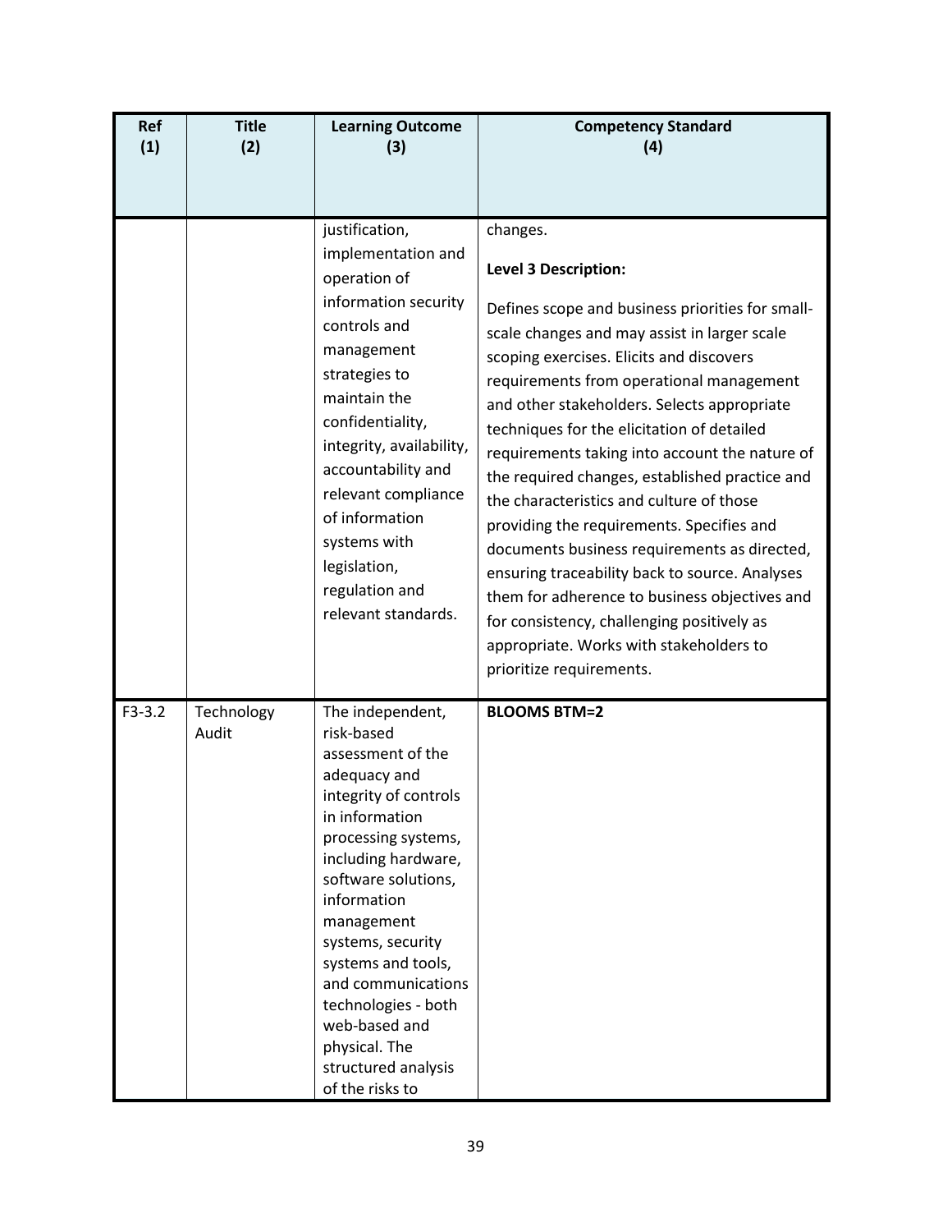| Ref (1) | Title (2) | Learning Outcome (3) | Competency Standard (4) |
|---|---|---|---|
| | | justification, implementation and operation of information security controls and management strategies to maintain the confidentiality, integrity, availability, accountability and relevant compliance of information systems with legislation, regulation and relevant standards. | changes.<br><br>**Level 3 Description:**<br><br>Defines scope and business priorities for small-scale changes and may assist in larger scale scoping exercises. Elicits and discovers requirements from operational management and other stakeholders. Selects appropriate techniques for the elicitation of detailed requirements taking into account the nature of the required changes, established practice and the characteristics and culture of those providing the requirements. Specifies and documents business requirements as directed, ensuring traceability back to source. Analyses them for adherence to business objectives and for consistency, challenging positively as appropriate. Works with stakeholders to prioritize requirements. |
| F3-3.2 | Technology Audit | The independent, risk-based assessment of the adequacy and integrity of controls in information processing systems, including hardware, software solutions, information management systems, security systems and tools, and communications technologies - both web-based and physical. The structured analysis of the risks to | **BLOOMS BTM=2** |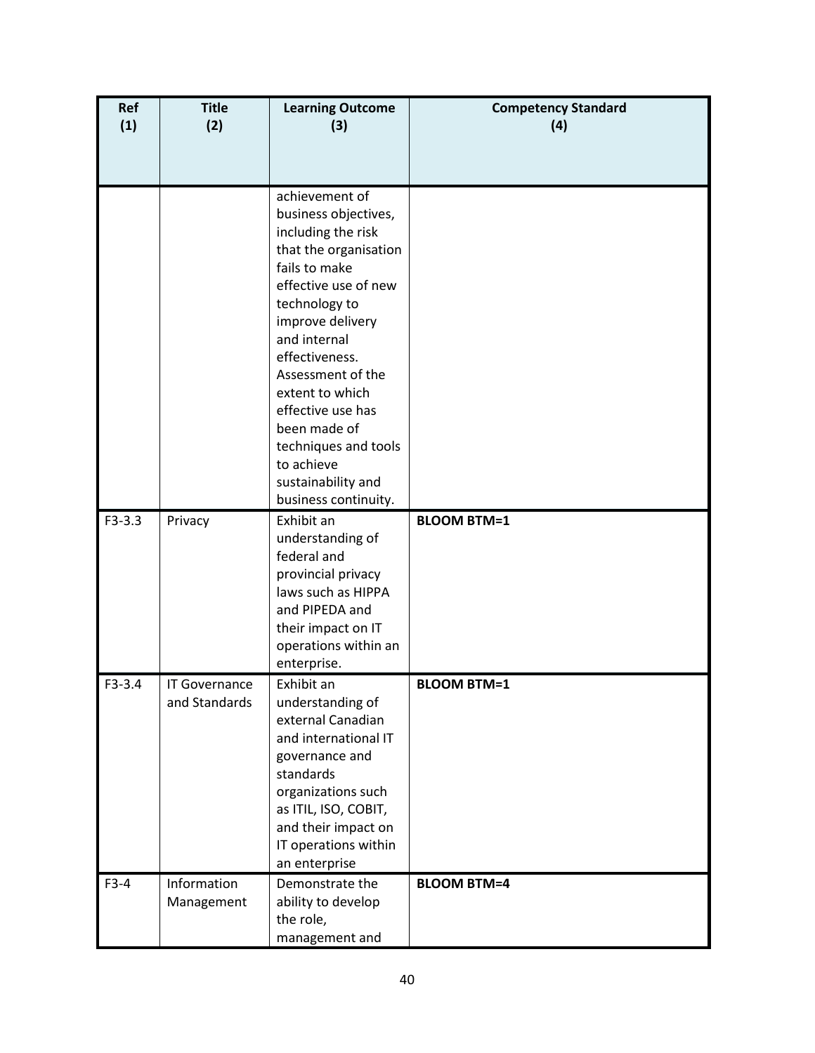| Ref (1) | Title (2) | Learning Outcome (3) | Competency Standard (4) |
|---|---|---|---|
| | | achievement of business objectives, including the risk that the organisation fails to make effective use of new technology to improve delivery and internal effectiveness. Assessment of the extent to which effective use has been made of techniques and tools to achieve sustainability and business continuity. | |
| F3-3.3 | Privacy | Exhibit an understanding of federal and provincial privacy laws such as HIPPA and PIPEDA and their impact on IT operations within an enterprise. | **BLOOM BTM=1** |
| F3-3.4 | IT Governance and Standards | Exhibit an understanding of external Canadian and international IT governance and standards organizations such as ITIL, ISO, COBIT, and their impact on IT operations within an enterprise | **BLOOM BTM=1** |
| F3-4 | Information Management | Demonstrate the ability to develop the role, management and | **BLOOM BTM=4** |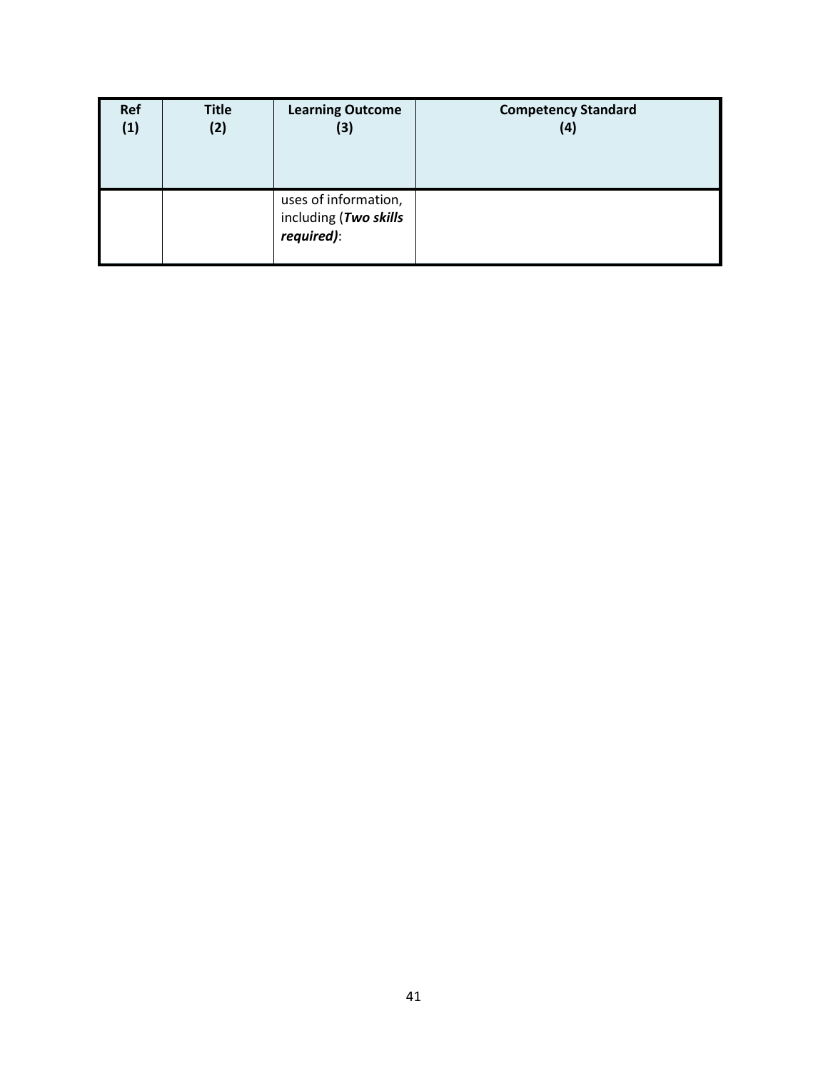| Ref (1) | Title (2) | Learning Outcome (3) | Competency Standard (4) |
|---|---|---|---|
| | | uses of information, including (***Two skills required)***: | |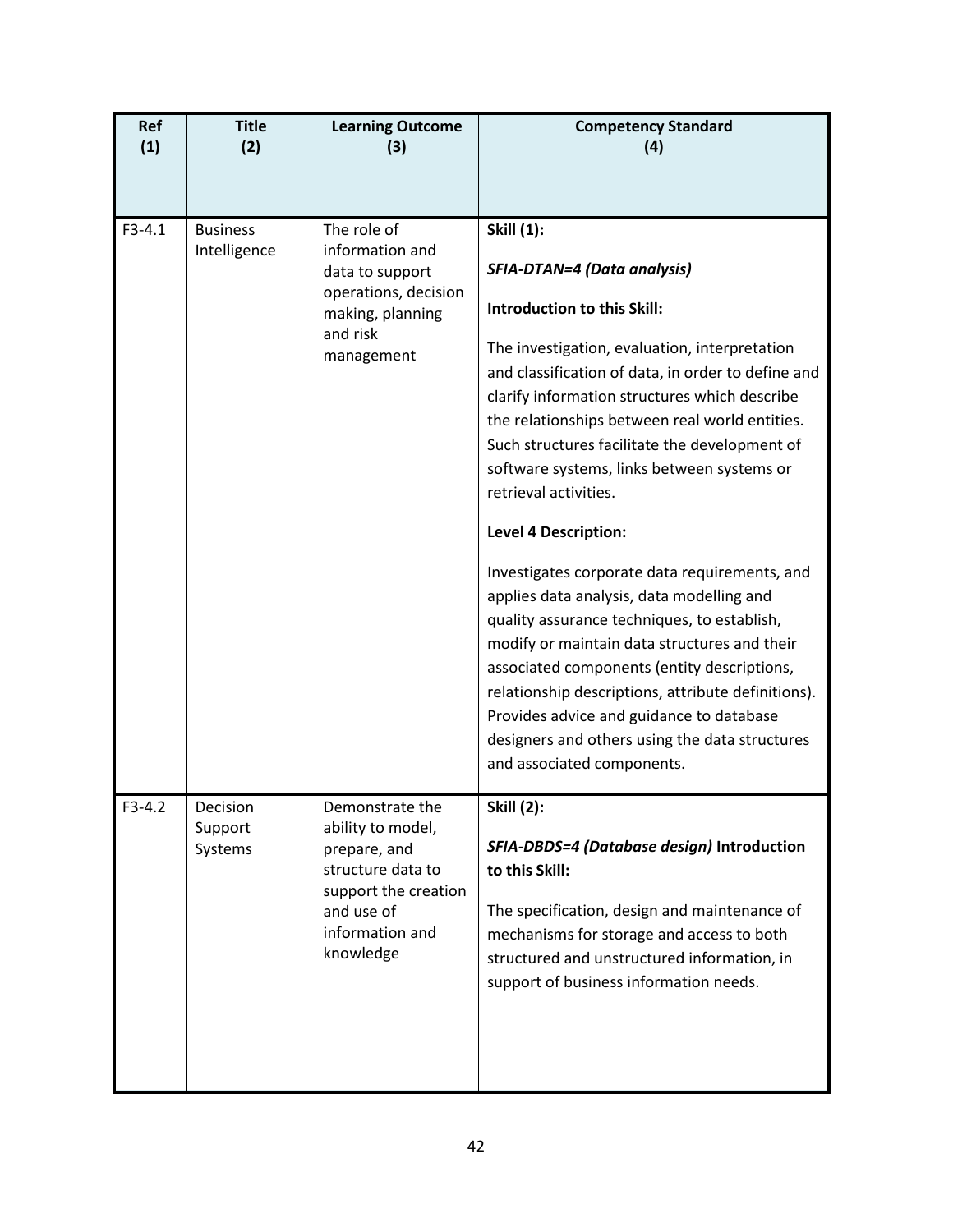| Ref (1) | Title (2) | Learning Outcome (3) | Competency Standard (4) |
|---|---|---|---|
| F3-4.1 | Business Intelligence | The role of information and data to support operations, decision making, planning and risk management | **Skill (1):** <br><br> ***SFIA-DTAN=4 (Data analysis)*** <br><br> **Introduction to this Skill:** <br><br> The investigation, evaluation, interpretation and classification of data, in order to define and clarify information structures which describe the relationships between real world entities. Such structures facilitate the development of software systems, links between systems or retrieval activities. <br><br> **Level 4 Description:** <br><br> Investigates corporate data requirements, and applies data analysis, data modelling and quality assurance techniques, to establish, modify or maintain data structures and their associated components (entity descriptions, relationship descriptions, attribute definitions). Provides advice and guidance to database designers and others using the data structures and associated components. |
| F3-4.2 | Decision Support Systems | Demonstrate the ability to model, prepare, and structure data to support the creation and use of information and knowledge | **Skill (2):** <br><br> ***SFIA-DBDS=4 (Database design)*** **Introduction to this Skill:** <br><br> The specification, design and maintenance of mechanisms for storage and access to both structured and unstructured information, in support of business information needs. |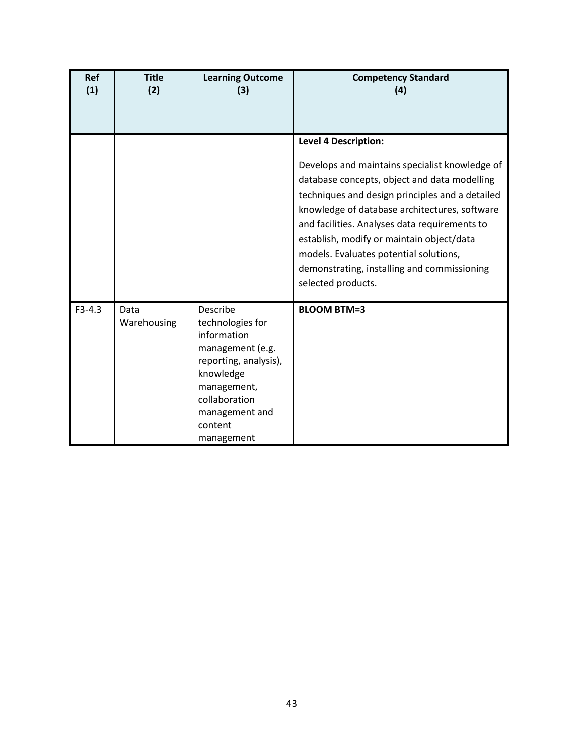| Ref (1) | Title (2) | Learning Outcome (3) | Competency Standard (4) |
|---|---|---|---|
| | | | **Level 4 Description:**<br><br>Develops and maintains specialist knowledge of database concepts, object and data modelling techniques and design principles and a detailed knowledge of database architectures, software and facilities. Analyses data requirements to establish, modify or maintain object/data models. Evaluates potential solutions, demonstrating, installing and commissioning selected products. |
| F3-4.3 | Data Warehousing | Describe technologies for information management (e.g. reporting, analysis), knowledge management, collaboration management and content management | **BLOOM BTM=3** |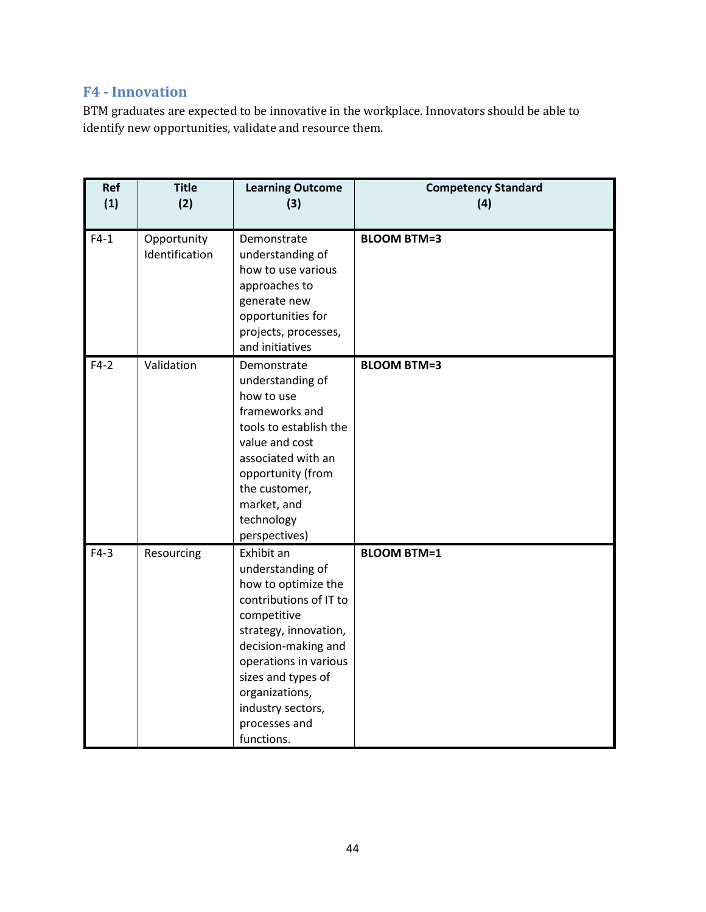## F4 - Innovation

BTM graduates are expected to be innovative in the workplace. Innovators should be able to identify new opportunities, validate and resource them.

| Ref (1) | Title (2) | Learning Outcome (3) | Competency Standard (4) |
|---|---|---|---|
| F4-1 | Opportunity Identification | Demonstrate understanding of how to use various approaches to generate new opportunities for projects, processes, and initiatives | **BLOOM BTM=3** |
| F4-2 | Validation | Demonstrate understanding of how to use frameworks and tools to establish the value and cost associated with an opportunity (from the customer, market, and technology perspectives) | **BLOOM BTM=3** |
| F4-3 | Resourcing | Exhibit an understanding of how to optimize the contributions of IT to competitive strategy, innovation, decision-making and operations in various sizes and types of organizations, industry sectors, processes and functions. | **BLOOM BTM=1** |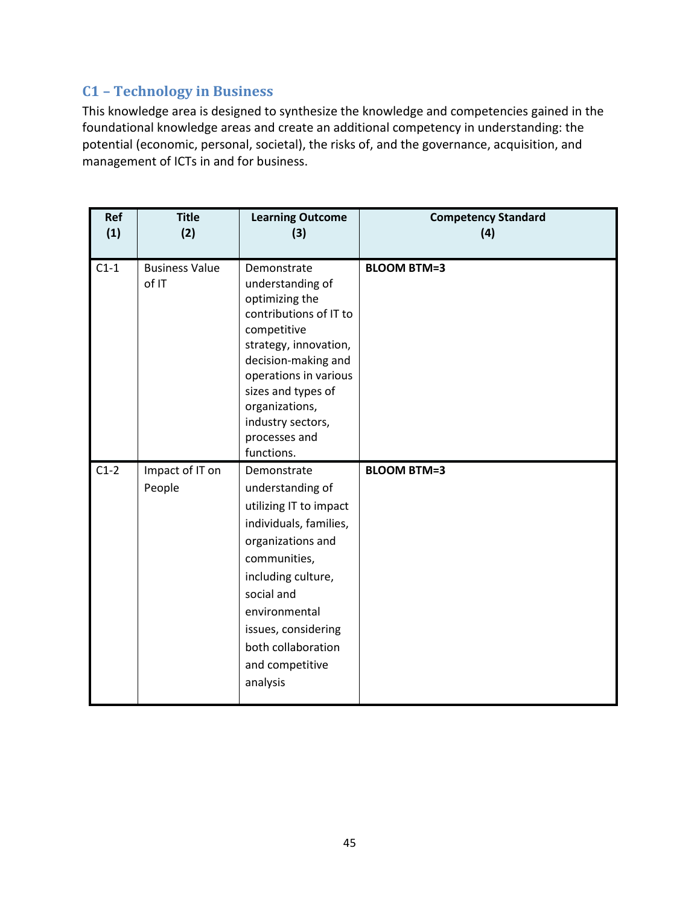## C1 – Technology in Business

This knowledge area is designed to synthesize the knowledge and competencies gained in the foundational knowledge areas and create an additional competency in understanding: the potential (economic, personal, societal), the risks of, and the governance, acquisition, and management of ICTs in and for business.

| Ref (1) | Title (2) | Learning Outcome (3) | Competency Standard (4) |
|---|---|---|---|
| C1-1 | Business Value of IT | Demonstrate understanding of optimizing the contributions of IT to competitive strategy, innovation, decision-making and operations in various sizes and types of organizations, industry sectors, processes and functions. | **BLOOM BTM=3** |
| C1-2 | Impact of IT on People | Demonstrate understanding of utilizing IT to impact individuals, families, organizations and communities, including culture, social and environmental issues, considering both collaboration and competitive analysis | **BLOOM BTM=3** |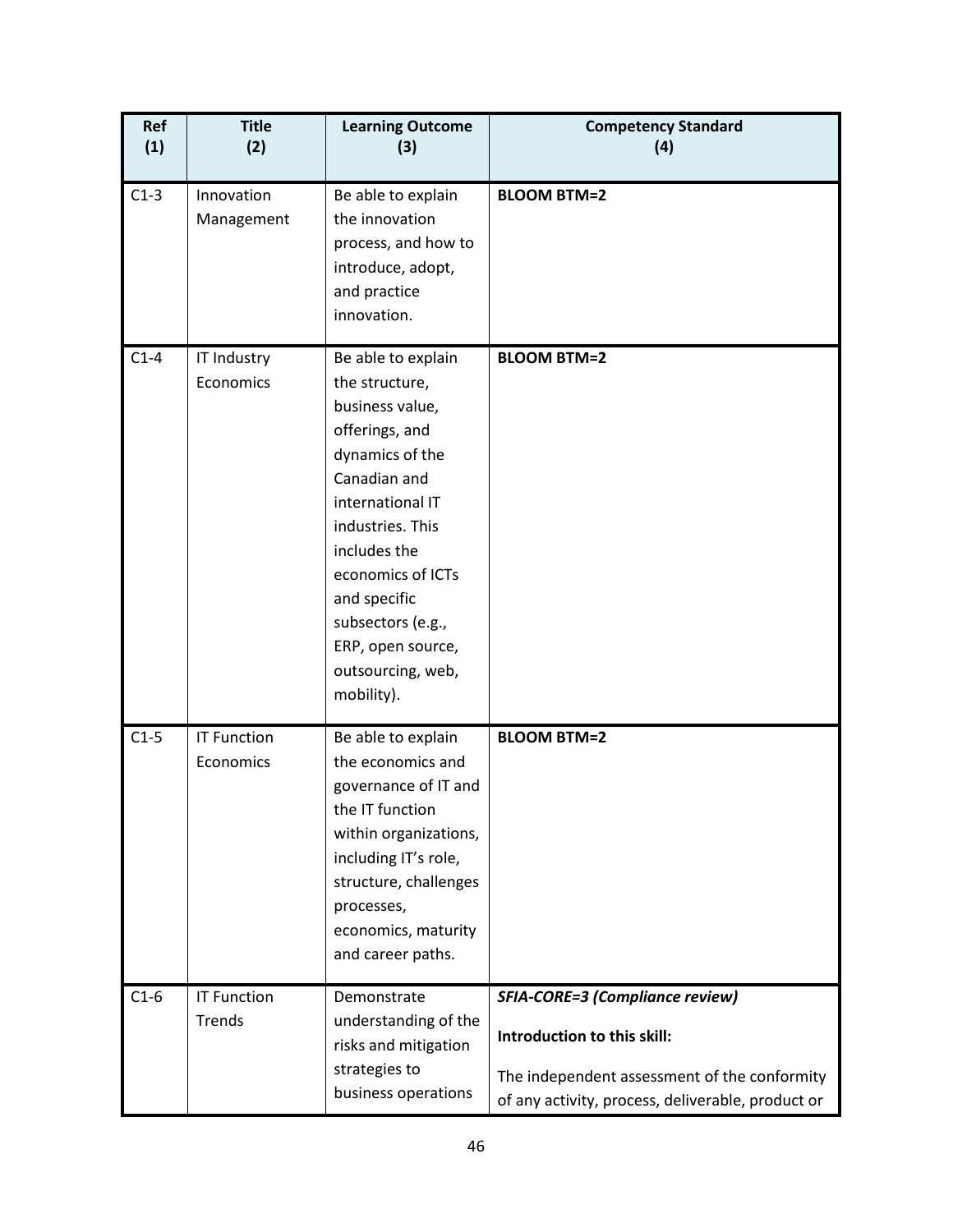| Ref (1) | Title (2) | Learning Outcome (3) | Competency Standard (4) |
|---|---|---|---|
| C1-3 | Innovation Management | Be able to explain the innovation process, and how to introduce, adopt, and practice innovation. | **BLOOM BTM=2** |
| C1-4 | IT Industry Economics | Be able to explain the structure, business value, offerings, and dynamics of the Canadian and international IT industries. This includes the economics of ICTs and specific subsectors (e.g., ERP, open source, outsourcing, web, mobility). | **BLOOM BTM=2** |
| C1-5 | IT Function Economics | Be able to explain the economics and governance of IT and the IT function within organizations, including IT's role, structure, challenges processes, economics, maturity and career paths. | **BLOOM BTM=2** |
| C1-6 | IT Function Trends | Demonstrate understanding of the risks and mitigation strategies to business operations | ***SFIA-CORE=3 (Compliance review)*** <br><br> **Introduction to this skill:** <br><br> The independent assessment of the conformity of any activity, process, deliverable, product or |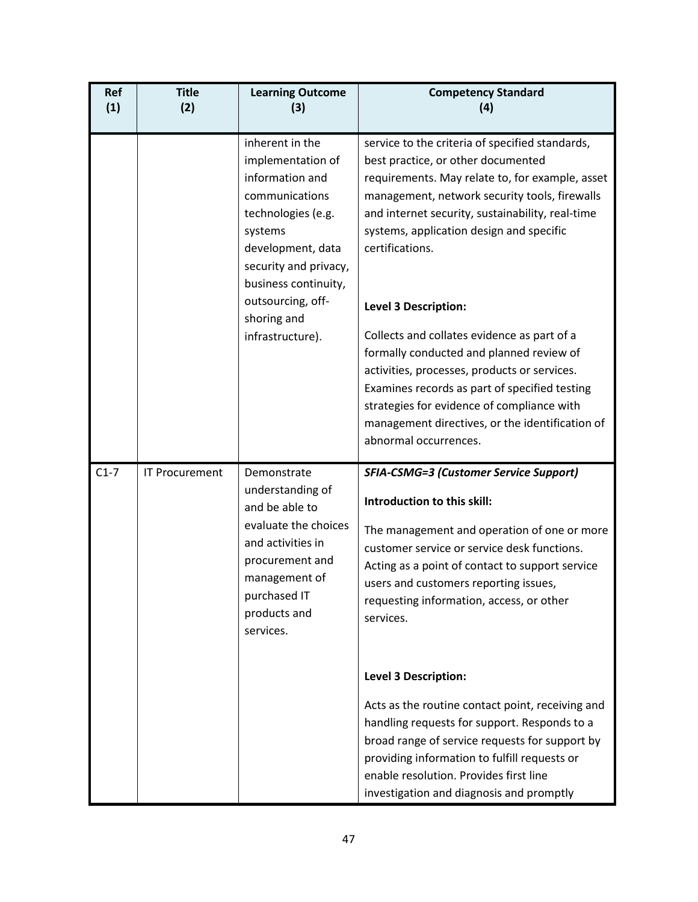| Ref (1) | Title (2) | Learning Outcome (3) | Competency Standard (4) |
|---|---|---|---|
| | | inherent in the implementation of information and communications technologies (e.g. systems development, data security and privacy, business continuity, outsourcing, off-shoring and infrastructure). | service to the criteria of specified standards, best practice, or other documented requirements. May relate to, for example, asset management, network security tools, firewalls and internet security, sustainability, real-time systems, application design and specific certifications.<br><br>**Level 3 Description:**<br><br>Collects and collates evidence as part of a formally conducted and planned review of activities, processes, products or services. Examines records as part of specified testing strategies for evidence of compliance with management directives, or the identification of abnormal occurrences. |
| C1-7 | IT Procurement | Demonstrate understanding of and be able to evaluate the choices and activities in procurement and management of purchased IT products and services. | ***SFIA-CSMG=3 (Customer Service Support)***<br><br>**Introduction to this skill:**<br><br>The management and operation of one or more customer service or service desk functions. Acting as a point of contact to support service users and customers reporting issues, requesting information, access, or other services.<br><br>**Level 3 Description:**<br><br>Acts as the routine contact point, receiving and handling requests for support. Responds to a broad range of service requests for support by providing information to fulfill requests or enable resolution. Provides first line investigation and diagnosis and promptly |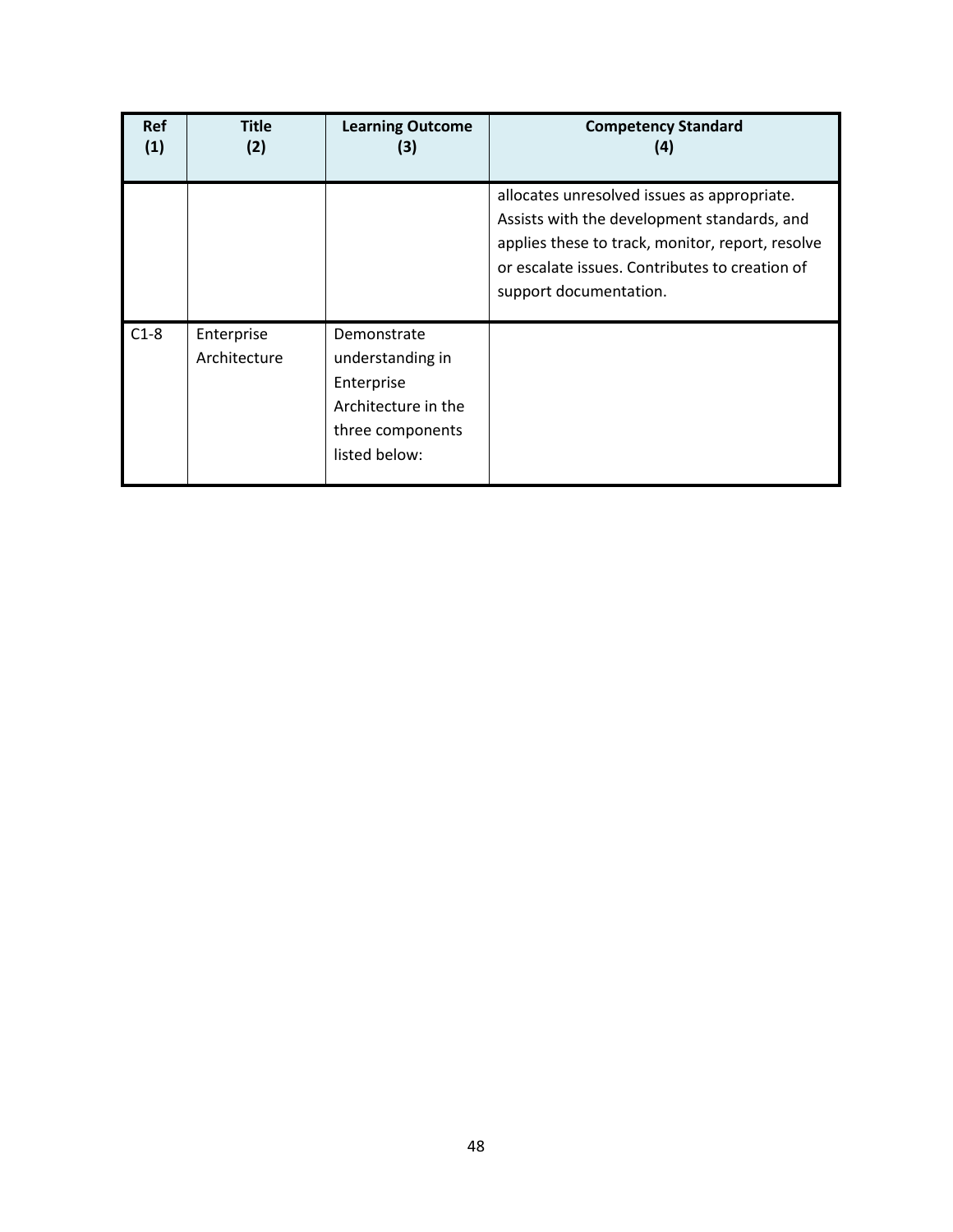| Ref (1) | Title (2) | Learning Outcome (3) | Competency Standard (4) |
|---|---|---|---|
| | | | allocates unresolved issues as appropriate. Assists with the development standards, and applies these to track, monitor, report, resolve or escalate issues. Contributes to creation of support documentation. |
| C1-8 | Enterprise Architecture | Demonstrate understanding in Enterprise Architecture in the three components listed below: | |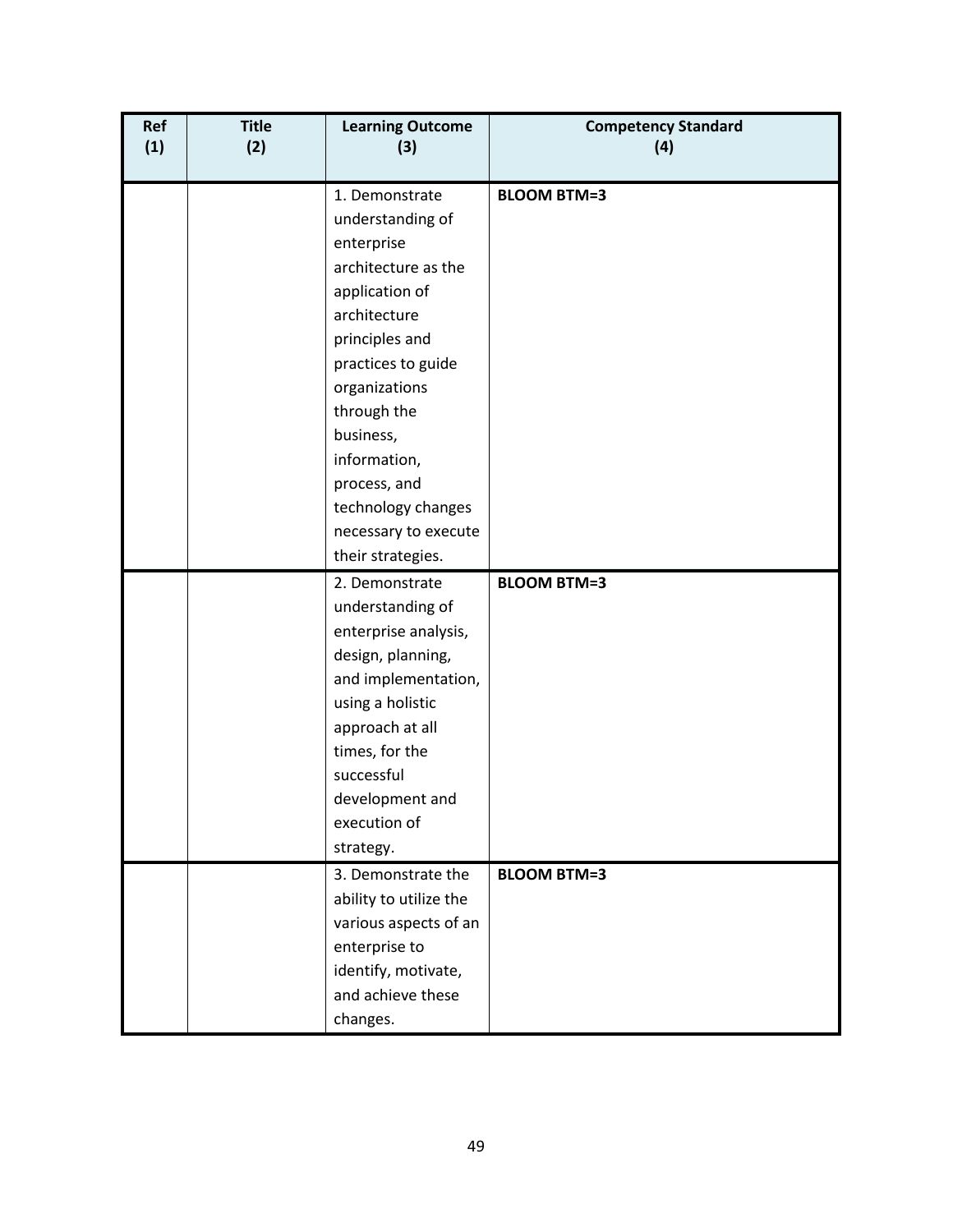| Ref (1) | Title (2) | Learning Outcome (3) | Competency Standard (4) |
|---|---|---|---|
| | | 1. Demonstrate understanding of enterprise architecture as the application of architecture principles and practices to guide organizations through the business, information, process, and technology changes necessary to execute their strategies. | **BLOOM BTM=3** |
| | | 2. Demonstrate understanding of enterprise analysis, design, planning, and implementation, using a holistic approach at all times, for the successful development and execution of strategy. | **BLOOM BTM=3** |
| | | 3. Demonstrate the ability to utilize the various aspects of an enterprise to identify, motivate, and achieve these changes. | **BLOOM BTM=3** |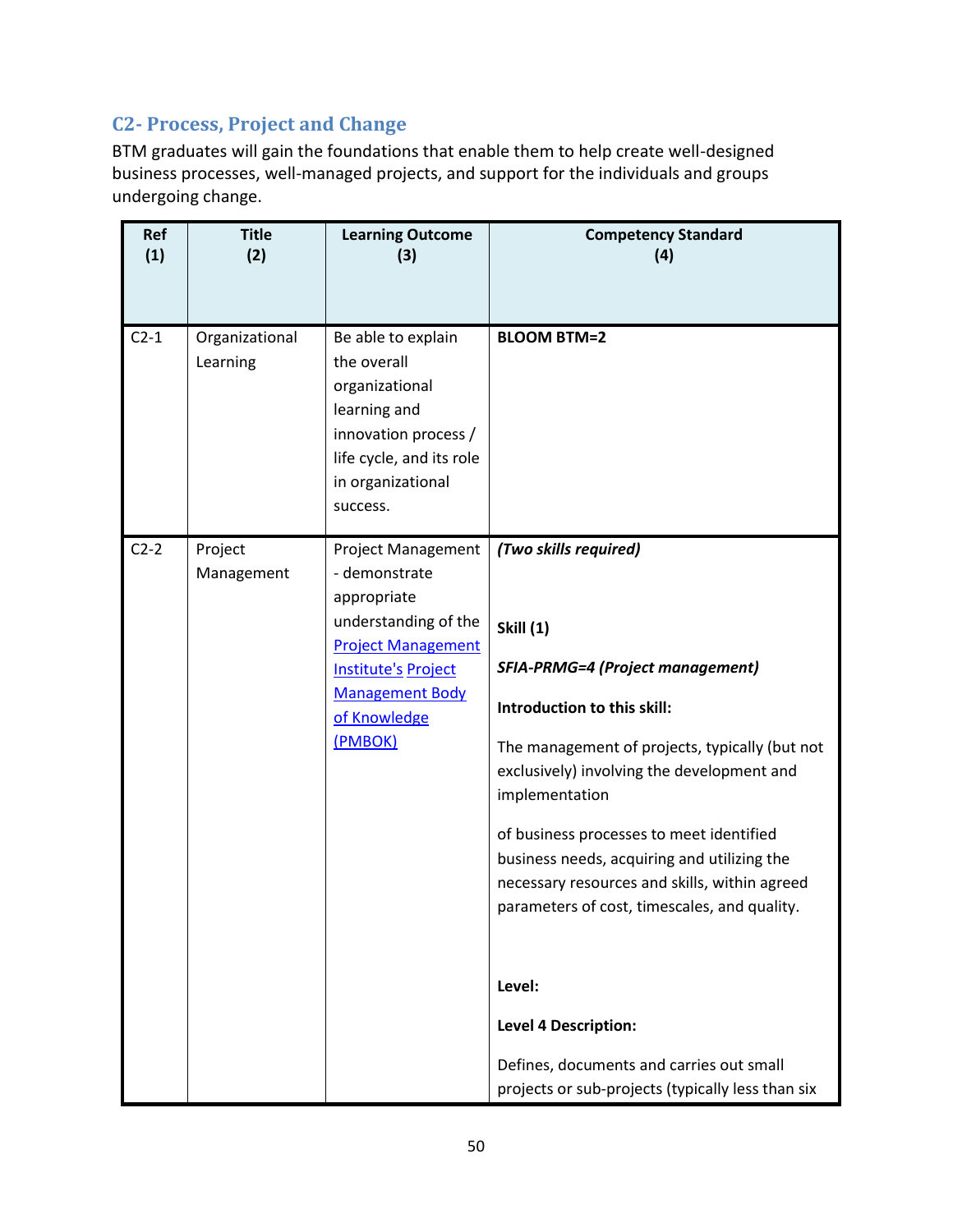## C2- Process, Project and Change

BTM graduates will gain the foundations that enable them to help create well-designed business processes, well-managed projects, and support for the individuals and groups undergoing change.

| Ref (1) | Title (2) | Learning Outcome (3) | Competency Standard (4) |
|---|---|---|---|
| C2-1 | Organizational Learning | Be able to explain the overall organizational learning and innovation process / life cycle, and its role in organizational success. | **BLOOM BTM=2** |
| C2-2 | Project Management | Project Management - demonstrate appropriate understanding of the [Project Management Institute's](#) [Project Management Body of Knowledge (PMBOK)](#) | ***(Two skills required)*** <br><br> **Skill (1)** <br><br> ***SFIA-PRMG=4 (Project management)*** <br><br> **Introduction to this skill:** <br><br> The management of projects, typically (but not exclusively) involving the development and implementation <br><br> of business processes to meet identified business needs, acquiring and utilizing the necessary resources and skills, within agreed parameters of cost, timescales, and quality. <br><br> **Level:** <br><br> **Level 4 Description:** <br><br> Defines, documents and carries out small projects or sub-projects (typically less than six |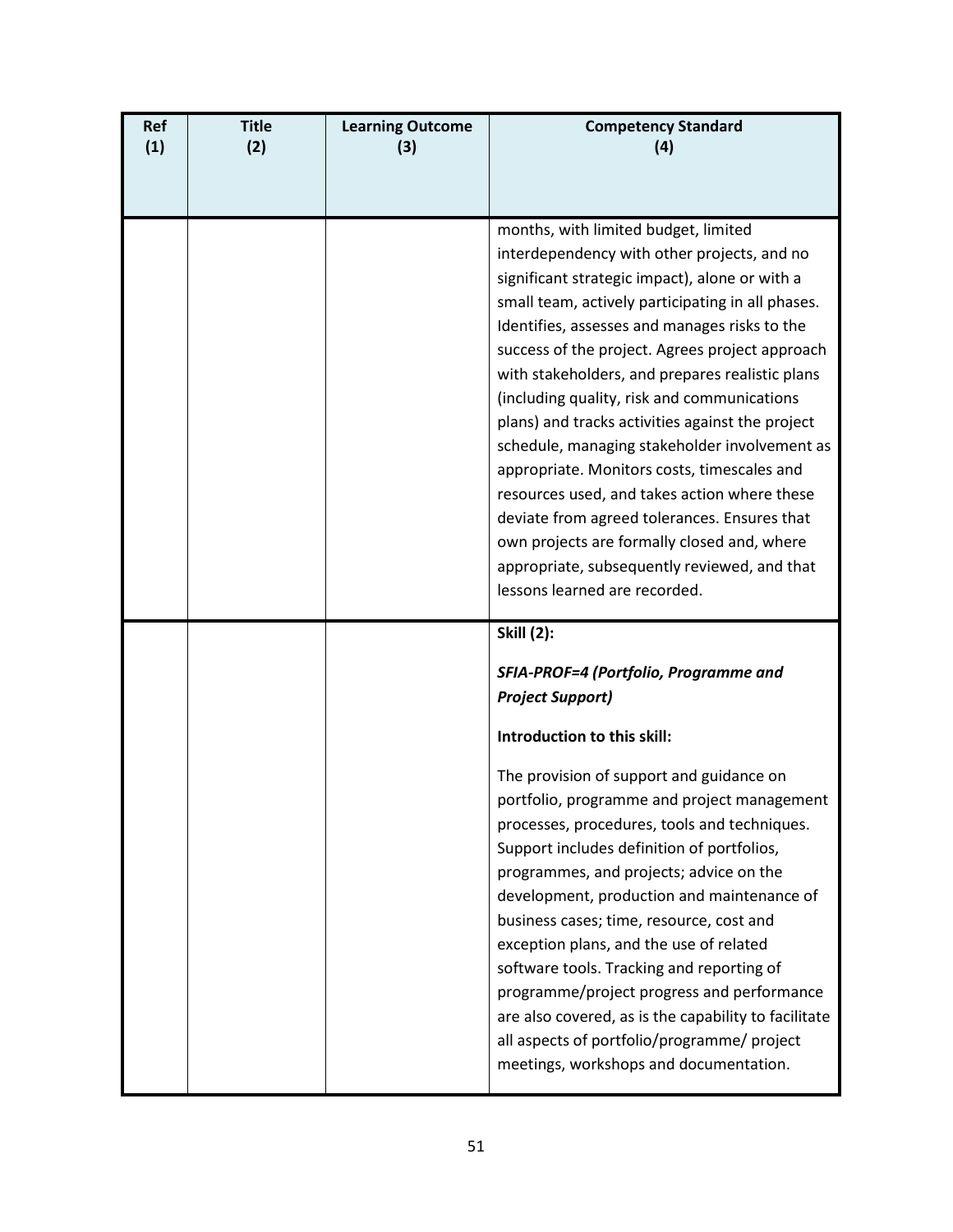| Ref (1) | Title (2) | Learning Outcome (3) | Competency Standard (4) |
|---|---|---|---|
| | | | months, with limited budget, limited interdependency with other projects, and no significant strategic impact), alone or with a small team, actively participating in all phases. Identifies, assesses and manages risks to the success of the project. Agrees project approach with stakeholders, and prepares realistic plans (including quality, risk and communications plans) and tracks activities against the project schedule, managing stakeholder involvement as appropriate. Monitors costs, timescales and resources used, and takes action where these deviate from agreed tolerances. Ensures that own projects are formally closed and, where appropriate, subsequently reviewed, and that lessons learned are recorded. |
| | | | **Skill (2):**<br><br>***SFIA-PROF=4 (Portfolio, Programme and Project Support)***<br><br>**Introduction to this skill:**<br><br>The provision of support and guidance on portfolio, programme and project management processes, procedures, tools and techniques. Support includes definition of portfolios, programmes, and projects; advice on the development, production and maintenance of business cases; time, resource, cost and exception plans, and the use of related software tools. Tracking and reporting of programme/project progress and performance are also covered, as is the capability to facilitate all aspects of portfolio/programme/ project meetings, workshops and documentation. |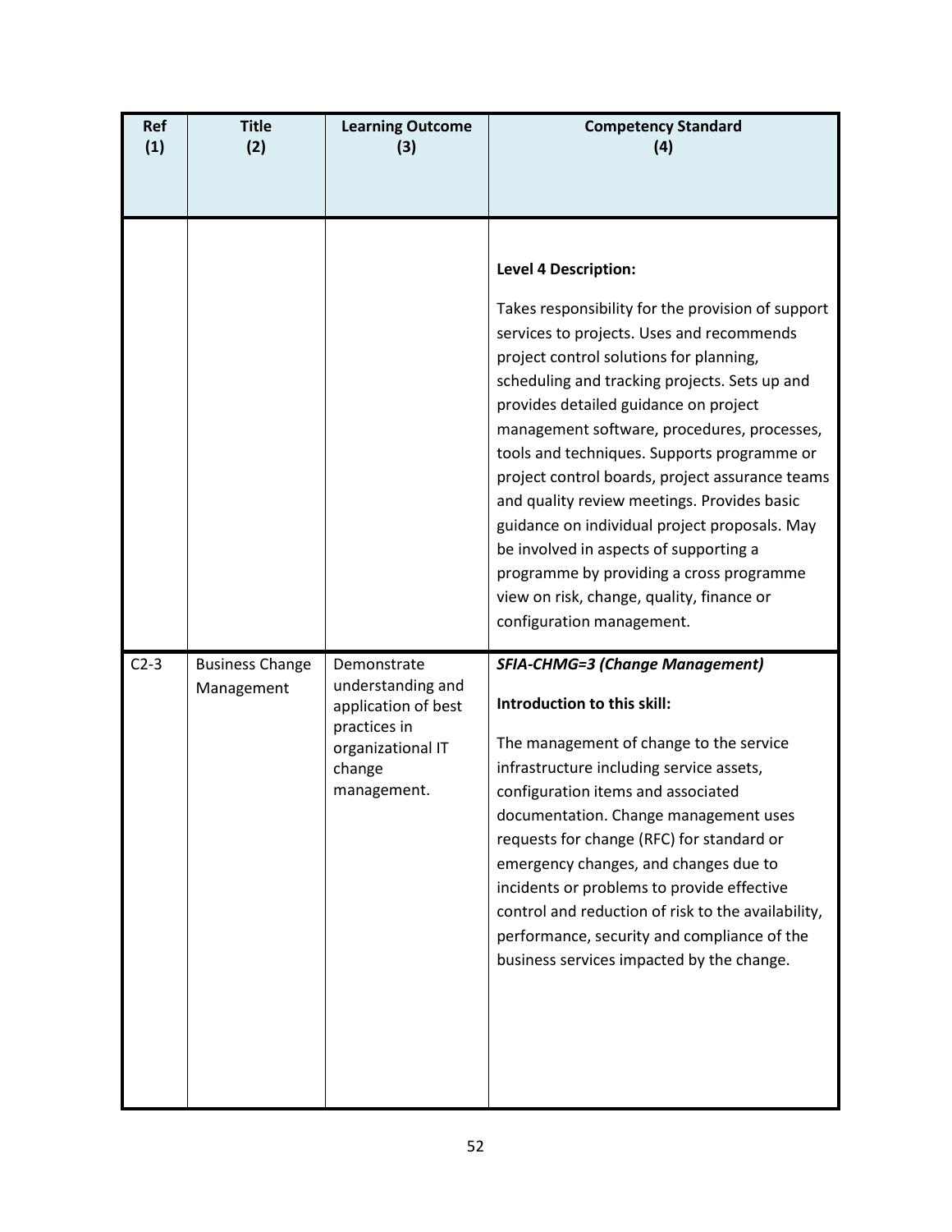| Ref (1) | Title (2) | Learning Outcome (3) | Competency Standard (4) |
|---|---|---|---|
| | | | **Level 4 Description:**<br><br>Takes responsibility for the provision of support services to projects. Uses and recommends project control solutions for planning, scheduling and tracking projects. Sets up and provides detailed guidance on project management software, procedures, processes, tools and techniques. Supports programme or project control boards, project assurance teams and quality review meetings. Provides basic guidance on individual project proposals. May be involved in aspects of supporting a programme by providing a cross programme view on risk, change, quality, finance or configuration management. |
| C2-3 | Business Change Management | Demonstrate understanding and application of best practices in organizational IT change management. | ***SFIA-CHMG=3 (Change Management)***<br><br>**Introduction to this skill:**<br><br>The management of change to the service infrastructure including service assets, configuration items and associated documentation. Change management uses requests for change (RFC) for standard or emergency changes, and changes due to incidents or problems to provide effective control and reduction of risk to the availability, performance, security and compliance of the business services impacted by the change. |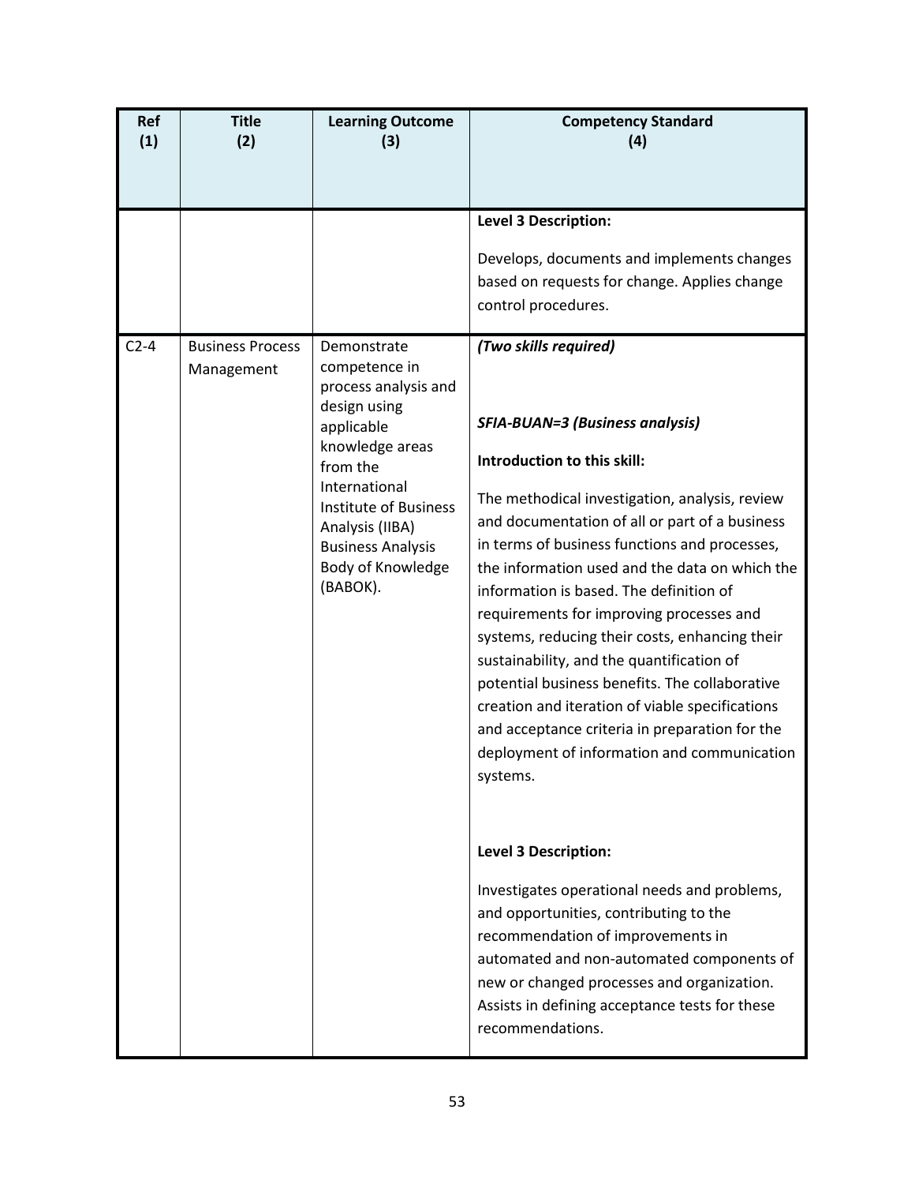| Ref (1) | Title (2) | Learning Outcome (3) | Competency Standard (4) |
|---|---|---|---|
| | | | **Level 3 Description:**<br><br>Develops, documents and implements changes based on requests for change. Applies change control procedures. |
| C2-4 | Business Process Management | Demonstrate competence in process analysis and design using applicable knowledge areas from the International Institute of Business Analysis (IIBA) Business Analysis Body of Knowledge (BABOK). | ***(Two skills required)***<br><br>***SFIA-BUAN=3 (Business analysis)***<br><br>**Introduction to this skill:**<br><br>The methodical investigation, analysis, review and documentation of all or part of a business in terms of business functions and processes, the information used and the data on which the information is based. The definition of requirements for improving processes and systems, reducing their costs, enhancing their sustainability, and the quantification of potential business benefits. The collaborative creation and iteration of viable specifications and acceptance criteria in preparation for the deployment of information and communication systems.<br><br>**Level 3 Description:**<br><br>Investigates operational needs and problems, and opportunities, contributing to the recommendation of improvements in automated and non-automated components of new or changed processes and organization. Assists in defining acceptance tests for these recommendations. |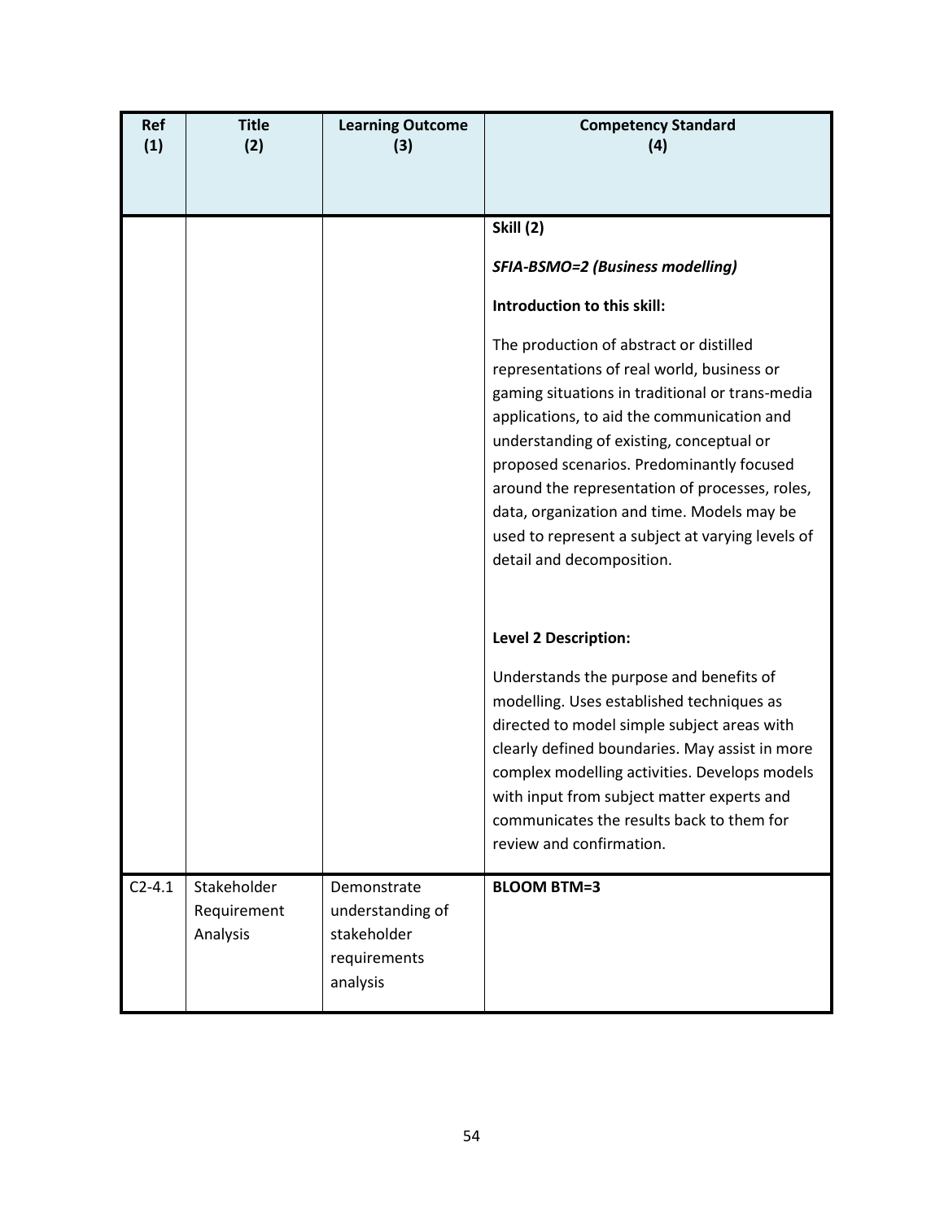| Ref (1) | Title (2) | Learning Outcome (3) | Competency Standard (4) |
|---|---|---|---|
| | | | **Skill (2)**<br><br>***SFIA-BSMO=2 (Business modelling)***<br><br>**Introduction to this skill:**<br><br>The production of abstract or distilled representations of real world, business or gaming situations in traditional or trans-media applications, to aid the communication and understanding of existing, conceptual or proposed scenarios. Predominantly focused around the representation of processes, roles, data, organization and time. Models may be used to represent a subject at varying levels of detail and decomposition.<br><br>**Level 2 Description:**<br><br>Understands the purpose and benefits of modelling. Uses established techniques as directed to model simple subject areas with clearly defined boundaries. May assist in more complex modelling activities. Develops models with input from subject matter experts and communicates the results back to them for review and confirmation. |
| C2-4.1 | Stakeholder Requirement Analysis | Demonstrate understanding of stakeholder requirements analysis | **BLOOM BTM=3** |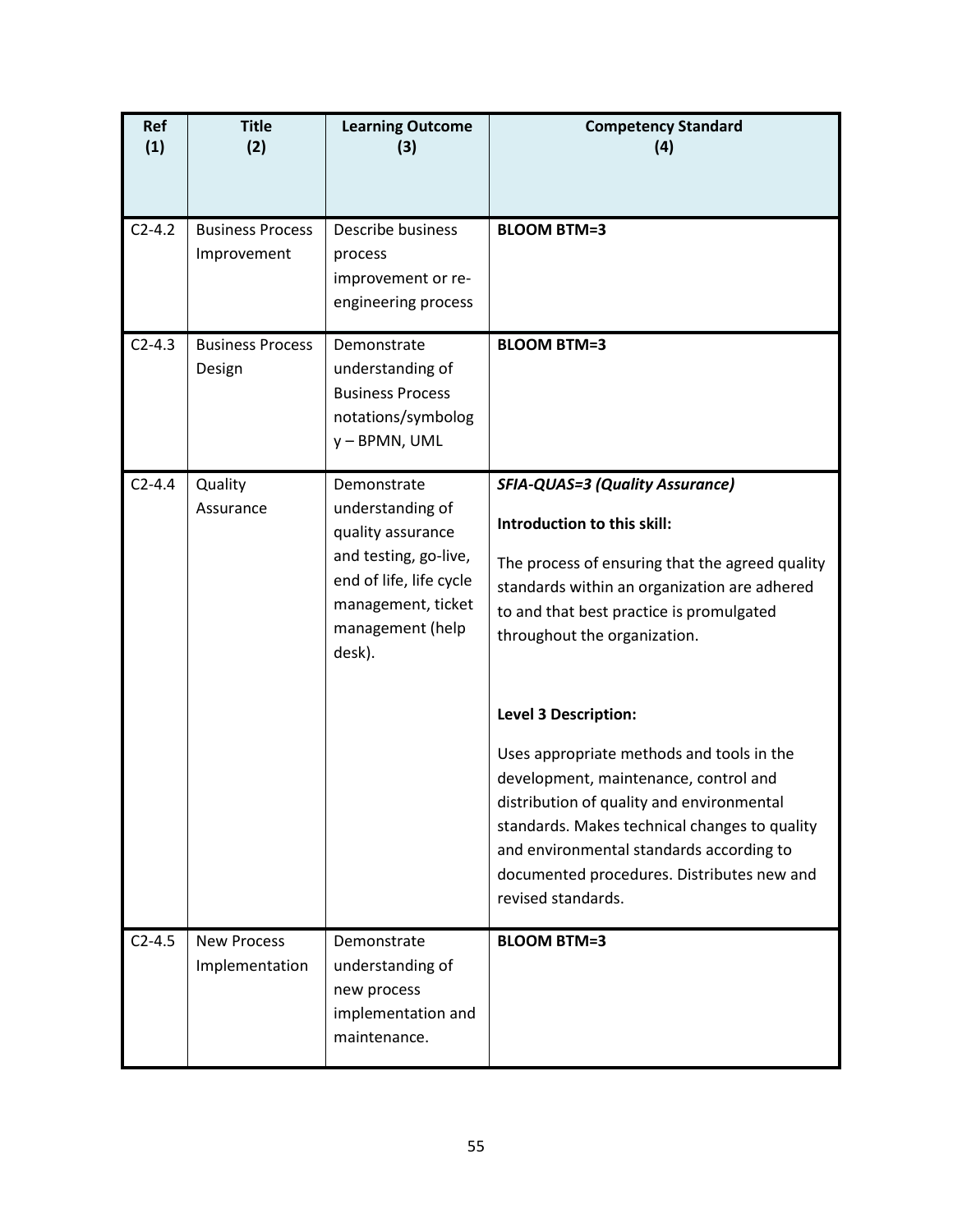| Ref (1) | Title (2) | Learning Outcome (3) | Competency Standard (4) |
|---|---|---|---|
| C2-4.2 | Business Process Improvement | Describe business process improvement or re-engineering process | **BLOOM BTM=3** |
| C2-4.3 | Business Process Design | Demonstrate understanding of Business Process notations/symbology – BPMN, UML | **BLOOM BTM=3** |
| C2-4.4 | Quality Assurance | Demonstrate understanding of quality assurance and testing, go-live, end of life, life cycle management, ticket management (help desk). | ***SFIA-QUAS=3 (Quality Assurance)*** <br><br> **Introduction to this skill:** <br><br> The process of ensuring that the agreed quality standards within an organization are adhered to and that best practice is promulgated throughout the organization. <br><br> **Level 3 Description:** <br><br> Uses appropriate methods and tools in the development, maintenance, control and distribution of quality and environmental standards. Makes technical changes to quality and environmental standards according to documented procedures. Distributes new and revised standards. |
| C2-4.5 | New Process Implementation | Demonstrate understanding of new process implementation and maintenance. | **BLOOM BTM=3** |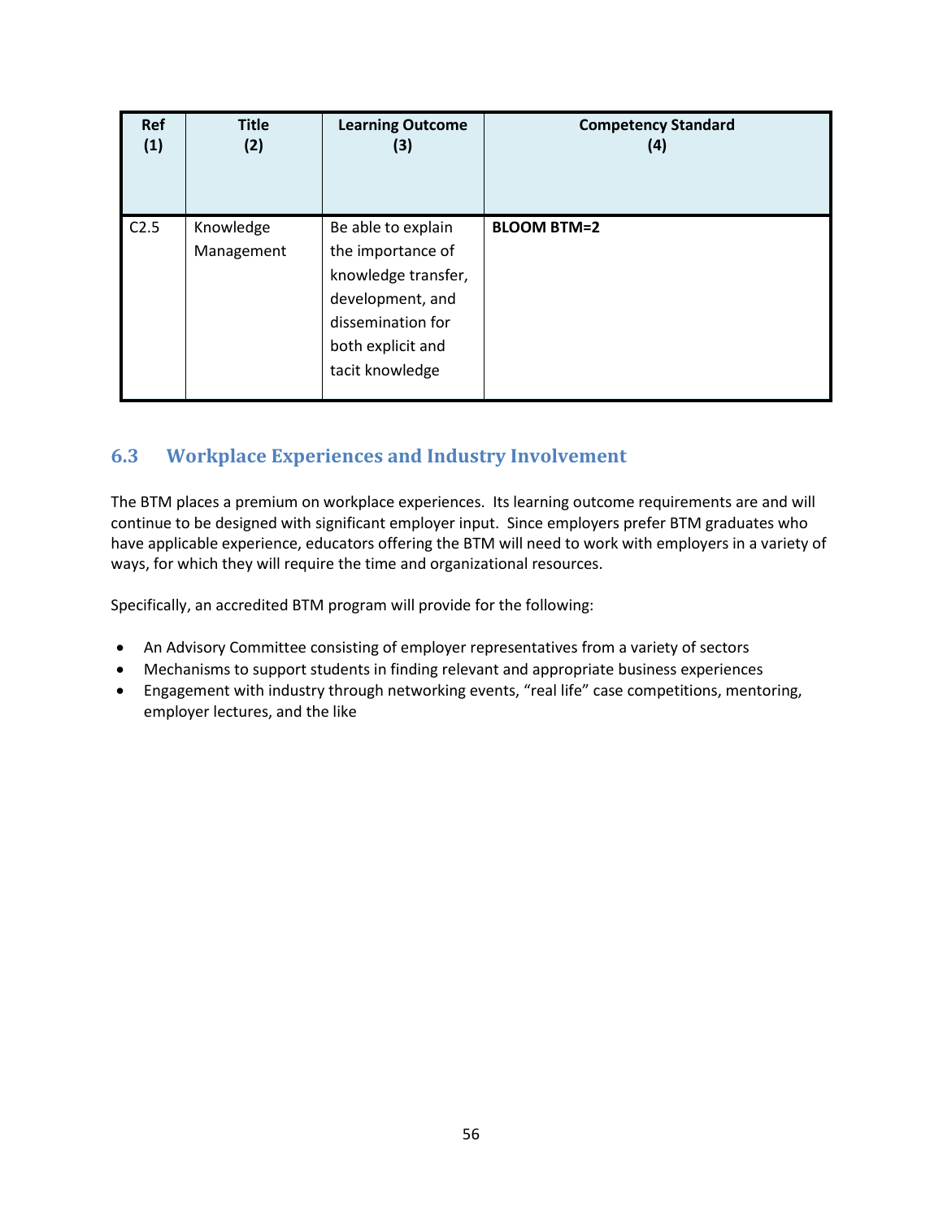| Ref (1) | Title (2) | Learning Outcome (3) | Competency Standard (4) |
|---|---|---|---|
| C2.5 | Knowledge Management | Be able to explain the importance of knowledge transfer, development, and dissemination for both explicit and tacit knowledge | **BLOOM BTM=2** |

## 6.3 Workplace Experiences and Industry Involvement

The BTM places a premium on workplace experiences. Its learning outcome requirements are and will continue to be designed with significant employer input. Since employers prefer BTM graduates who have applicable experience, educators offering the BTM will need to work with employers in a variety of ways, for which they will require the time and organizational resources.

Specifically, an accredited BTM program will provide for the following:

- An Advisory Committee consisting of employer representatives from a variety of sectors
- Mechanisms to support students in finding relevant and appropriate business experiences
- Engagement with industry through networking events, "real life" case competitions, mentoring, employer lectures, and the like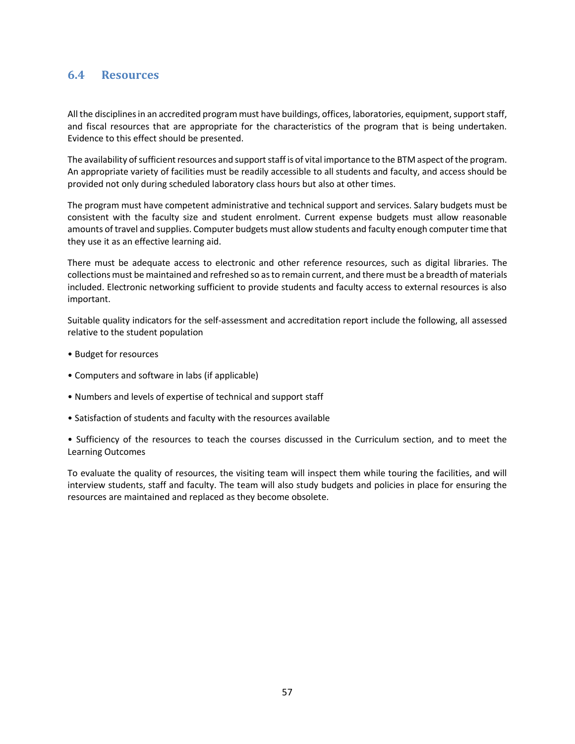## 6.4 Resources

All the disciplines in an accredited program must have buildings, offices, laboratories, equipment, support staff, and fiscal resources that are appropriate for the characteristics of the program that is being undertaken. Evidence to this effect should be presented.

The availability of sufficient resources and support staff is of vital importance to the BTM aspect of the program. An appropriate variety of facilities must be readily accessible to all students and faculty, and access should be provided not only during scheduled laboratory class hours but also at other times.

The program must have competent administrative and technical support and services. Salary budgets must be consistent with the faculty size and student enrolment. Current expense budgets must allow reasonable amounts of travel and supplies. Computer budgets must allow students and faculty enough computer time that they use it as an effective learning aid.

There must be adequate access to electronic and other reference resources, such as digital libraries. The collections must be maintained and refreshed so as to remain current, and there must be a breadth of materials included. Electronic networking sufficient to provide students and faculty access to external resources is also important.

Suitable quality indicators for the self-assessment and accreditation report include the following, all assessed relative to the student population

- Budget for resources
- Computers and software in labs (if applicable)
- Numbers and levels of expertise of technical and support staff
- Satisfaction of students and faculty with the resources available
- Sufficiency of the resources to teach the courses discussed in the Curriculum section, and to meet the Learning Outcomes

To evaluate the quality of resources, the visiting team will inspect them while touring the facilities, and will interview students, staff and faculty. The team will also study budgets and policies in place for ensuring the resources are maintained and replaced as they become obsolete.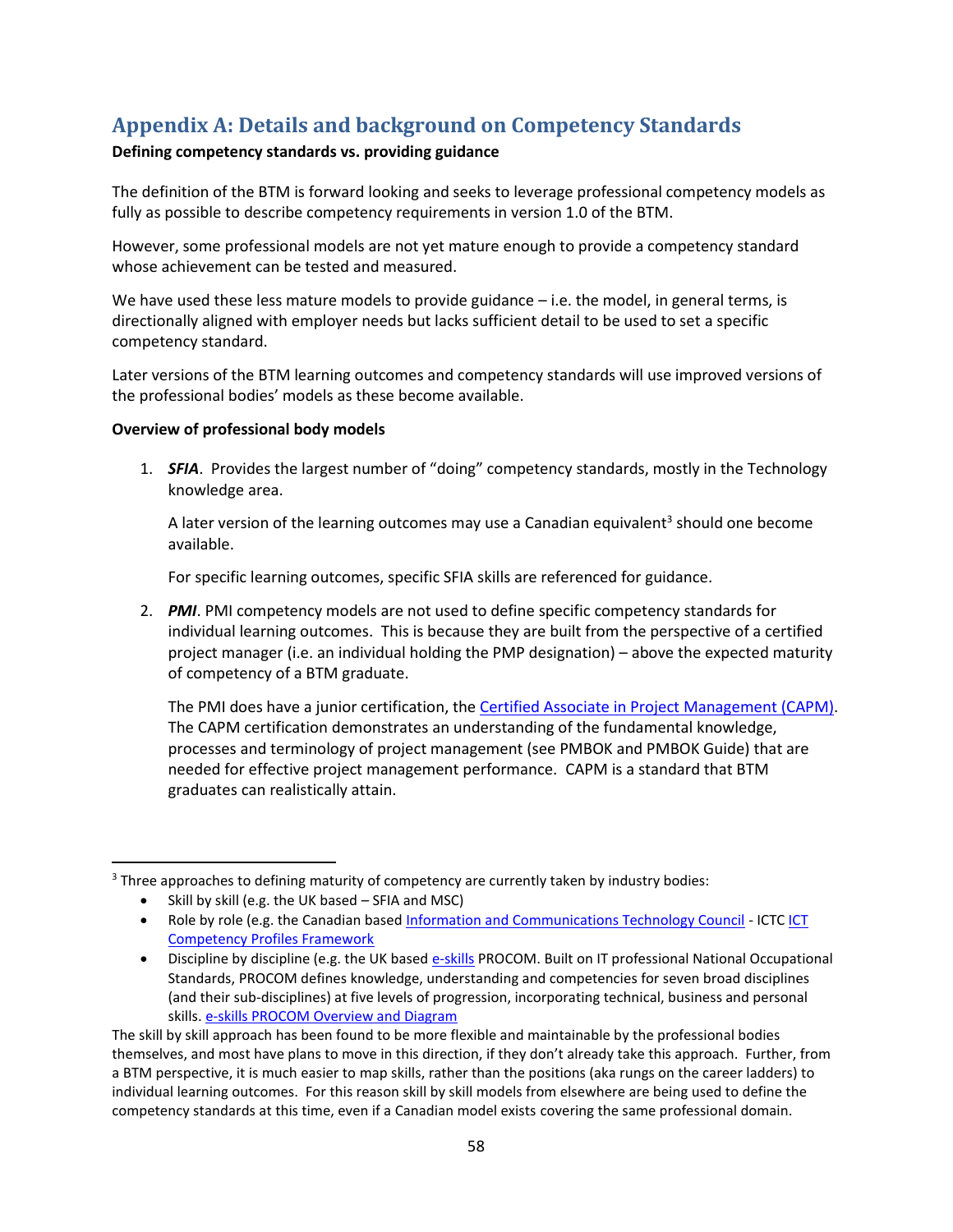# Appendix A: Details and background on Competency Standards

**Defining competency standards vs. providing guidance**

The definition of the BTM is forward looking and seeks to leverage professional competency models as fully as possible to describe competency requirements in version 1.0 of the BTM.

However, some professional models are not yet mature enough to provide a competency standard whose achievement can be tested and measured.

We have used these less mature models to provide guidance – i.e. the model, in general terms, is directionally aligned with employer needs but lacks sufficient detail to be used to set a specific competency standard.

Later versions of the BTM learning outcomes and competency standards will use improved versions of the professional bodies' models as these become available.

**Overview of professional body models**

1. ***SFIA***. Provides the largest number of "doing" competency standards, mostly in the Technology knowledge area.

   A later version of the learning outcomes may use a Canadian equivalent[3] should one become available.

   For specific learning outcomes, specific SFIA skills are referenced for guidance.

2. ***PMI***. PMI competency models are not used to define specific competency standards for individual learning outcomes. This is because they are built from the perspective of a certified project manager (i.e. an individual holding the PMP designation) – above the expected maturity of competency of a BTM graduate.

   The PMI does have a junior certification, the Certified Associate in Project Management (CAPM). The CAPM certification demonstrates an understanding of the fundamental knowledge, processes and terminology of project management (see PMBOK and PMBOK Guide) that are needed for effective project management performance. CAPM is a standard that BTM graduates can realistically attain.

---

[3] Three approaches to defining maturity of competency are currently taken by industry bodies:

- Skill by skill (e.g. the UK based – SFIA and MSC)
- Role by role (e.g. the Canadian based Information and Communications Technology Council - ICTC ICT Competency Profiles Framework
- Discipline by discipline (e.g. the UK based e-skills PROCOM. Built on IT professional National Occupational Standards, PROCOM defines knowledge, understanding and competencies for seven broad disciplines (and their sub-disciplines) at five levels of progression, incorporating technical, business and personal skills. e-skills PROCOM Overview and Diagram

The skill by skill approach has been found to be more flexible and maintainable by the professional bodies themselves, and most have plans to move in this direction, if they don't already take this approach. Further, from a BTM perspective, it is much easier to map skills, rather than the positions (aka rungs on the career ladders) to individual learning outcomes. For this reason skill by skill models from elsewhere are being used to define the competency standards at this time, even if a Canadian model exists covering the same professional domain.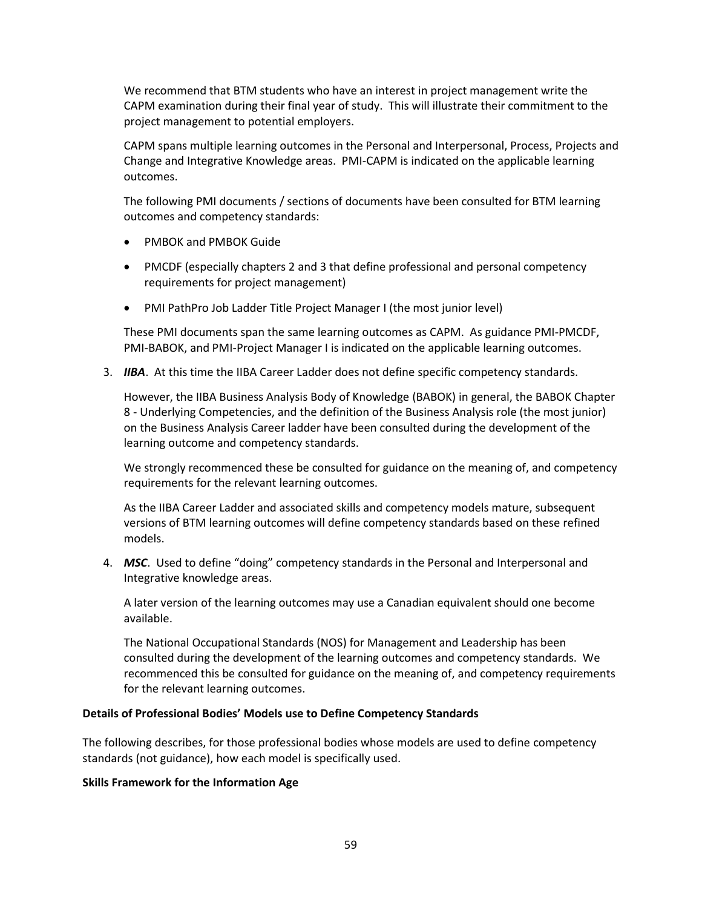We recommend that BTM students who have an interest in project management write the CAPM examination during their final year of study. This will illustrate their commitment to the project management to potential employers.

CAPM spans multiple learning outcomes in the Personal and Interpersonal, Process, Projects and Change and Integrative Knowledge areas. PMI-CAPM is indicated on the applicable learning outcomes.

The following PMI documents / sections of documents have been consulted for BTM learning outcomes and competency standards:

- PMBOK and PMBOK Guide
- PMCDF (especially chapters 2 and 3 that define professional and personal competency requirements for project management)
- PMI PathPro Job Ladder Title Project Manager I (the most junior level)

These PMI documents span the same learning outcomes as CAPM. As guidance PMI-PMCDF, PMI-BABOK, and PMI-Project Manager I is indicated on the applicable learning outcomes.

3. ***IIBA***. At this time the IIBA Career Ladder does not define specific competency standards.

   However, the IIBA Business Analysis Body of Knowledge (BABOK) in general, the BABOK Chapter 8 - Underlying Competencies, and the definition of the Business Analysis role (the most junior) on the Business Analysis Career ladder have been consulted during the development of the learning outcome and competency standards.

   We strongly recommenced these be consulted for guidance on the meaning of, and competency requirements for the relevant learning outcomes.

   As the IIBA Career Ladder and associated skills and competency models mature, subsequent versions of BTM learning outcomes will define competency standards based on these refined models.

4. ***MSC***. Used to define "doing" competency standards in the Personal and Interpersonal and Integrative knowledge areas.

   A later version of the learning outcomes may use a Canadian equivalent should one become available.

   The National Occupational Standards (NOS) for Management and Leadership has been consulted during the development of the learning outcomes and competency standards. We recommenced this be consulted for guidance on the meaning of, and competency requirements for the relevant learning outcomes.

**Details of Professional Bodies' Models use to Define Competency Standards**

The following describes, for those professional bodies whose models are used to define competency standards (not guidance), how each model is specifically used.

**Skills Framework for the Information Age**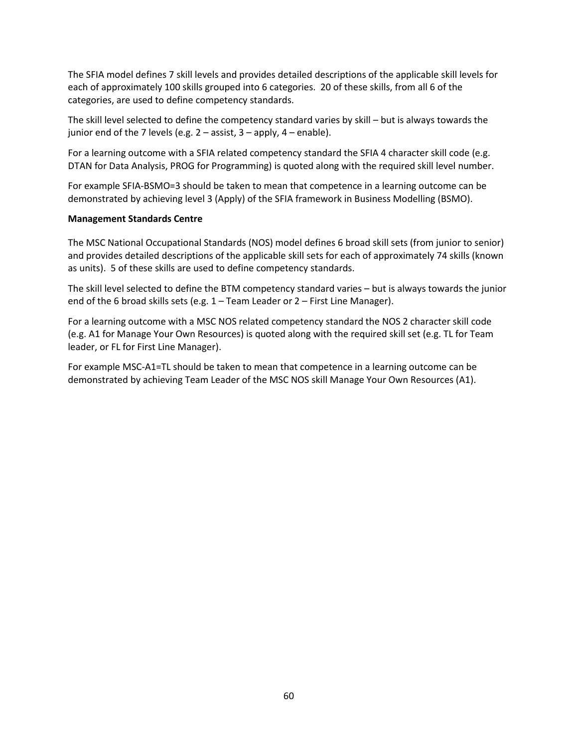The SFIA model defines 7 skill levels and provides detailed descriptions of the applicable skill levels for each of approximately 100 skills grouped into 6 categories. 20 of these skills, from all 6 of the categories, are used to define competency standards.

The skill level selected to define the competency standard varies by skill – but is always towards the junior end of the 7 levels (e.g. 2 – assist, 3 – apply, 4 – enable).

For a learning outcome with a SFIA related competency standard the SFIA 4 character skill code (e.g. DTAN for Data Analysis, PROG for Programming) is quoted along with the required skill level number.

For example SFIA-BSMO=3 should be taken to mean that competence in a learning outcome can be demonstrated by achieving level 3 (Apply) of the SFIA framework in Business Modelling (BSMO).

**Management Standards Centre**

The MSC National Occupational Standards (NOS) model defines 6 broad skill sets (from junior to senior) and provides detailed descriptions of the applicable skill sets for each of approximately 74 skills (known as units). 5 of these skills are used to define competency standards.

The skill level selected to define the BTM competency standard varies – but is always towards the junior end of the 6 broad skills sets (e.g. 1 – Team Leader or 2 – First Line Manager).

For a learning outcome with a MSC NOS related competency standard the NOS 2 character skill code (e.g. A1 for Manage Your Own Resources) is quoted along with the required skill set (e.g. TL for Team leader, or FL for First Line Manager).

For example MSC-A1=TL should be taken to mean that competence in a learning outcome can be demonstrated by achieving Team Leader of the MSC NOS skill Manage Your Own Resources (A1).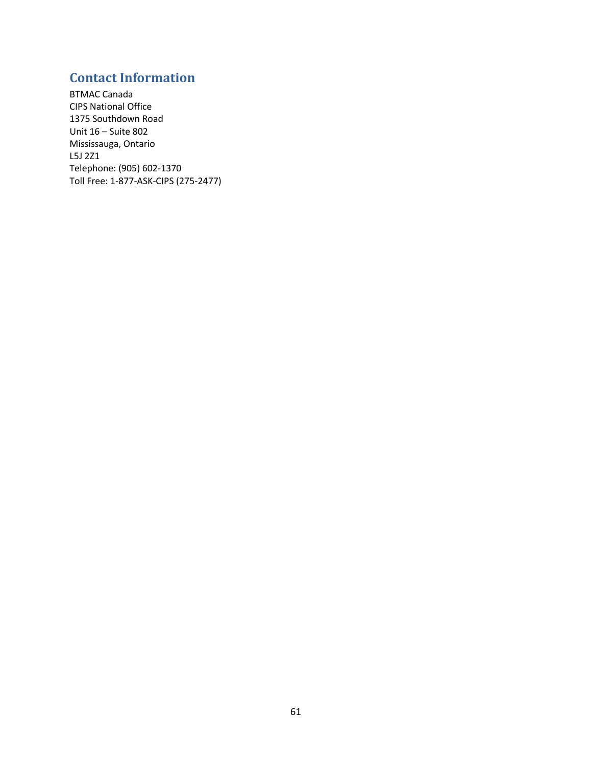## Contact Information

BTMAC Canada  
CIPS National Office  
1375 Southdown Road  
Unit 16 – Suite 802  
Mississauga, Ontario  
L5J 2Z1  
Telephone: (905) 602-1370  
Toll Free: 1-877-ASK-CIPS (275-2477)